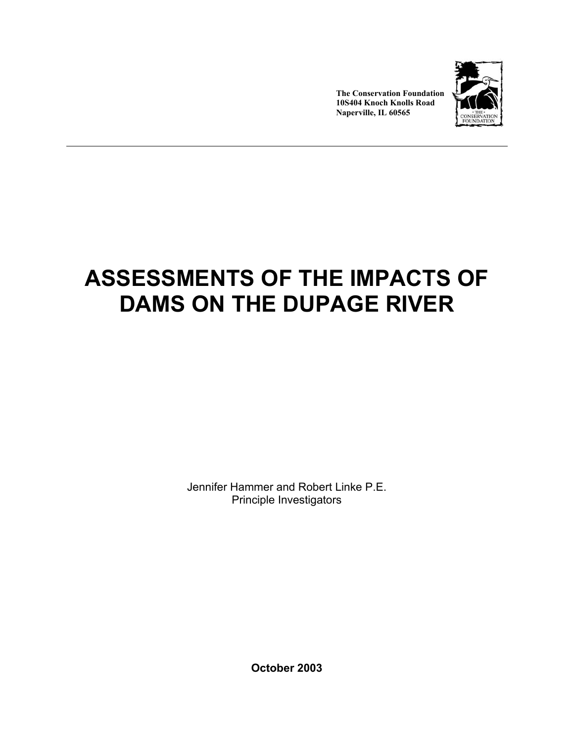**The Conservation Foundation**
**10S404 Knoch Knolls Road**
**Naperville, IL 60565**

---

# ASSESSMENTS OF THE IMPACTS OF DAMS ON THE DUPAGE RIVER

Jennifer Hammer and Robert Linke P.E.
Principle Investigators

**October 2003**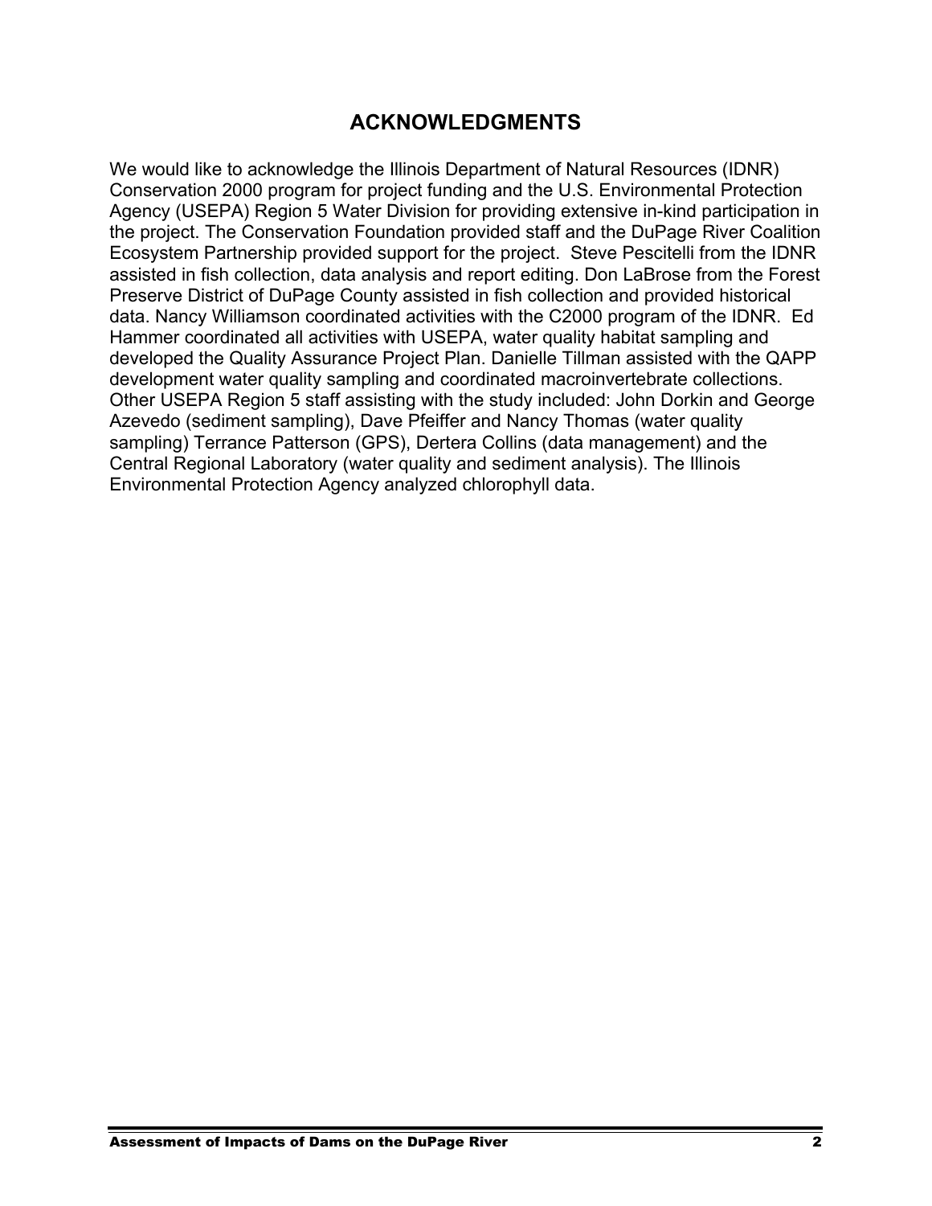# ACKNOWLEDGMENTS

We would like to acknowledge the Illinois Department of Natural Resources (IDNR) Conservation 2000 program for project funding and the U.S. Environmental Protection Agency (USEPA) Region 5 Water Division for providing extensive in-kind participation in the project. The Conservation Foundation provided staff and the DuPage River Coalition Ecosystem Partnership provided support for the project. Steve Pescitelli from the IDNR assisted in fish collection, data analysis and report editing. Don LaBrose from the Forest Preserve District of DuPage County assisted in fish collection and provided historical data. Nancy Williamson coordinated activities with the C2000 program of the IDNR. Ed Hammer coordinated all activities with USEPA, water quality habitat sampling and developed the Quality Assurance Project Plan. Danielle Tillman assisted with the QAPP development water quality sampling and coordinated macroinvertebrate collections. Other USEPA Region 5 staff assisting with the study included: John Dorkin and George Azevedo (sediment sampling), Dave Pfeiffer and Nancy Thomas (water quality sampling) Terrance Patterson (GPS), Dertera Collins (data management) and the Central Regional Laboratory (water quality and sediment analysis). The Illinois Environmental Protection Agency analyzed chlorophyll data.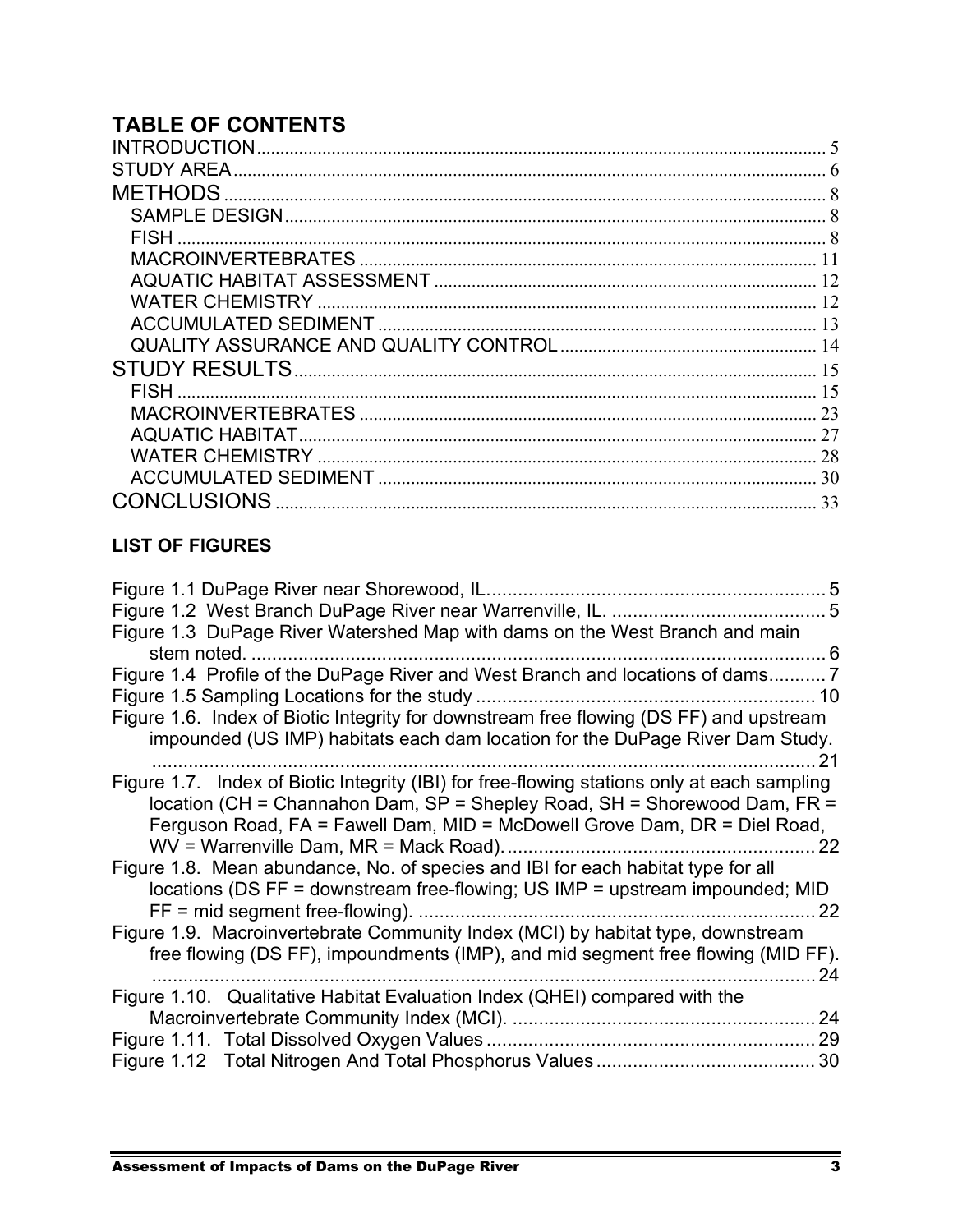# TABLE OF CONTENTS

INTRODUCTION ..... 5
STUDY AREA ..... 6
METHODS ..... 8
- SAMPLE DESIGN ..... 8
- FISH ..... 8
- MACROINVERTEBRATES ..... 11
- AQUATIC HABITAT ASSESSMENT ..... 12
- WATER CHEMISTRY ..... 12
- ACCUMULATED SEDIMENT ..... 13
- QUALITY ASSURANCE AND QUALITY CONTROL ..... 14

STUDY RESULTS ..... 15
- FISH ..... 15
- MACROINVERTEBRATES ..... 23
- AQUATIC HABITAT ..... 27
- WATER CHEMISTRY ..... 28
- ACCUMULATED SEDIMENT ..... 30

CONCLUSIONS ..... 33

## LIST OF FIGURES

Figure 1.1 DuPage River near Shorewood, IL. ..... 5
Figure 1.2 West Branch DuPage River near Warrenville, IL. ..... 5
Figure 1.3 DuPage River Watershed Map with dams on the West Branch and main stem noted. ..... 6
Figure 1.4 Profile of the DuPage River and West Branch and locations of dams ..... 7
Figure 1.5 Sampling Locations for the study ..... 10
Figure 1.6. Index of Biotic Integrity for downstream free flowing (DS FF) and upstream impounded (US IMP) habitats each dam location for the DuPage River Dam Study. ..... 21
Figure 1.7. Index of Biotic Integrity (IBI) for free-flowing stations only at each sampling location (CH = Channahon Dam, SP = Shepley Road, SH = Shorewood Dam, FR = Ferguson Road, FA = Fawell Dam, MID = McDowell Grove Dam, DR = Diel Road, WV = Warrenville Dam, MR = Mack Road). ..... 22
Figure 1.8. Mean abundance, No. of species and IBI for each habitat type for all locations (DS FF = downstream free-flowing; US IMP = upstream impounded; MID FF = mid segment free-flowing). ..... 22
Figure 1.9. Macroinvertebrate Community Index (MCI) by habitat type, downstream free flowing (DS FF), impoundments (IMP), and mid segment free flowing (MID FF). ..... 24
Figure 1.10. Qualitative Habitat Evaluation Index (QHEI) compared with the Macroinvertebrate Community Index (MCI). ..... 24
Figure 1.11. Total Dissolved Oxygen Values ..... 29
Figure 1.12 Total Nitrogen And Total Phosphorus Values ..... 30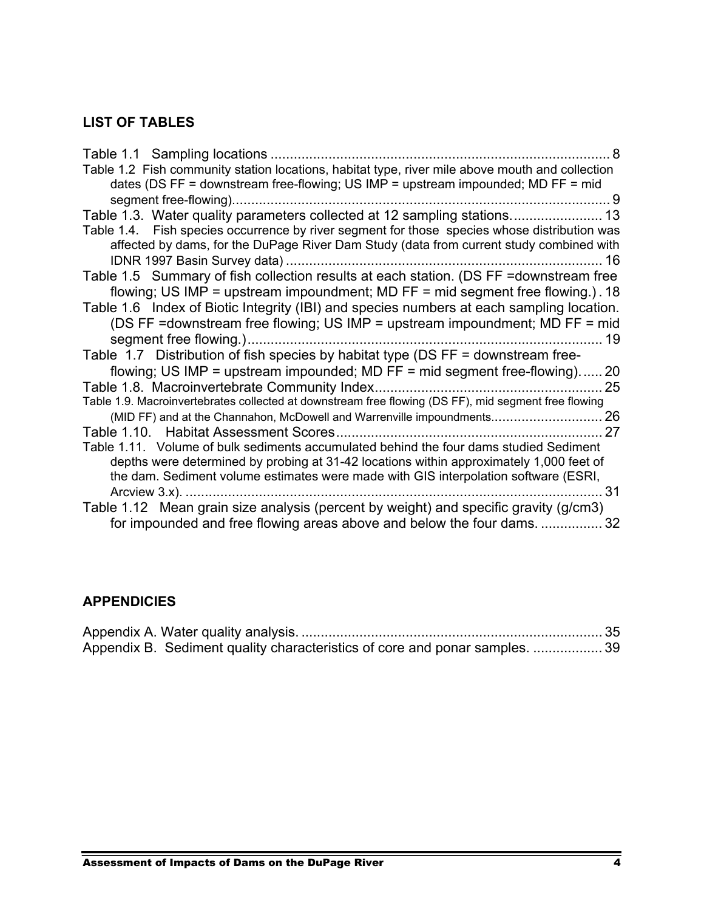## LIST OF TABLES

Table 1.1 Sampling locations ........................................................................................ 8

Table 1.2 Fish community station locations, habitat type, river mile above mouth and collection dates (DS FF = downstream free-flowing; US IMP = upstream impounded; MD FF = mid segment free-flowing)................................................................................................. 9

Table 1.3. Water quality parameters collected at 12 sampling stations....................... 13

Table 1.4. Fish species occurrence by river segment for those species whose distribution was affected by dams, for the DuPage River Dam Study (data from current study combined with IDNR 1997 Basin Survey data) ................................................................................. 16

Table 1.5 Summary of fish collection results at each station. (DS FF =downstream free flowing; US IMP = upstream impoundment; MD FF = mid segment free flowing.) . 18

Table 1.6 Index of Biotic Integrity (IBI) and species numbers at each sampling location. (DS FF =downstream free flowing; US IMP = upstream impoundment; MD FF = mid segment free flowing.)........................................................................................... 19

Table 1.7 Distribution of fish species by habitat type (DS FF = downstream free-flowing; US IMP = upstream impounded; MD FF = mid segment free-flowing)...... 20

Table 1.8. Macroinvertebrate Community Index........................................................... 25

Table 1.9. Macroinvertebrates collected at downstream free flowing (DS FF), mid segment free flowing (MID FF) and at the Channahon, McDowell and Warrenville impoundments............................. 26

Table 1.10. Habitat Assessment Scores.................................................................... 27

Table 1.11. Volume of bulk sediments accumulated behind the four dams studied Sediment depths were determined by probing at 31-42 locations within approximately 1,000 feet of the dam. Sediment volume estimates were made with GIS interpolation software (ESRI, Arcview 3.x). ........................................................................................................... 31

Table 1.12 Mean grain size analysis (percent by weight) and specific gravity (g/cm3) for impounded and free flowing areas above and below the four dams. ................ 32

## APPENDICIES

Appendix A. Water quality analysis. ............................................................................ 35

Appendix B. Sediment quality characteristics of core and ponar samples. .................. 39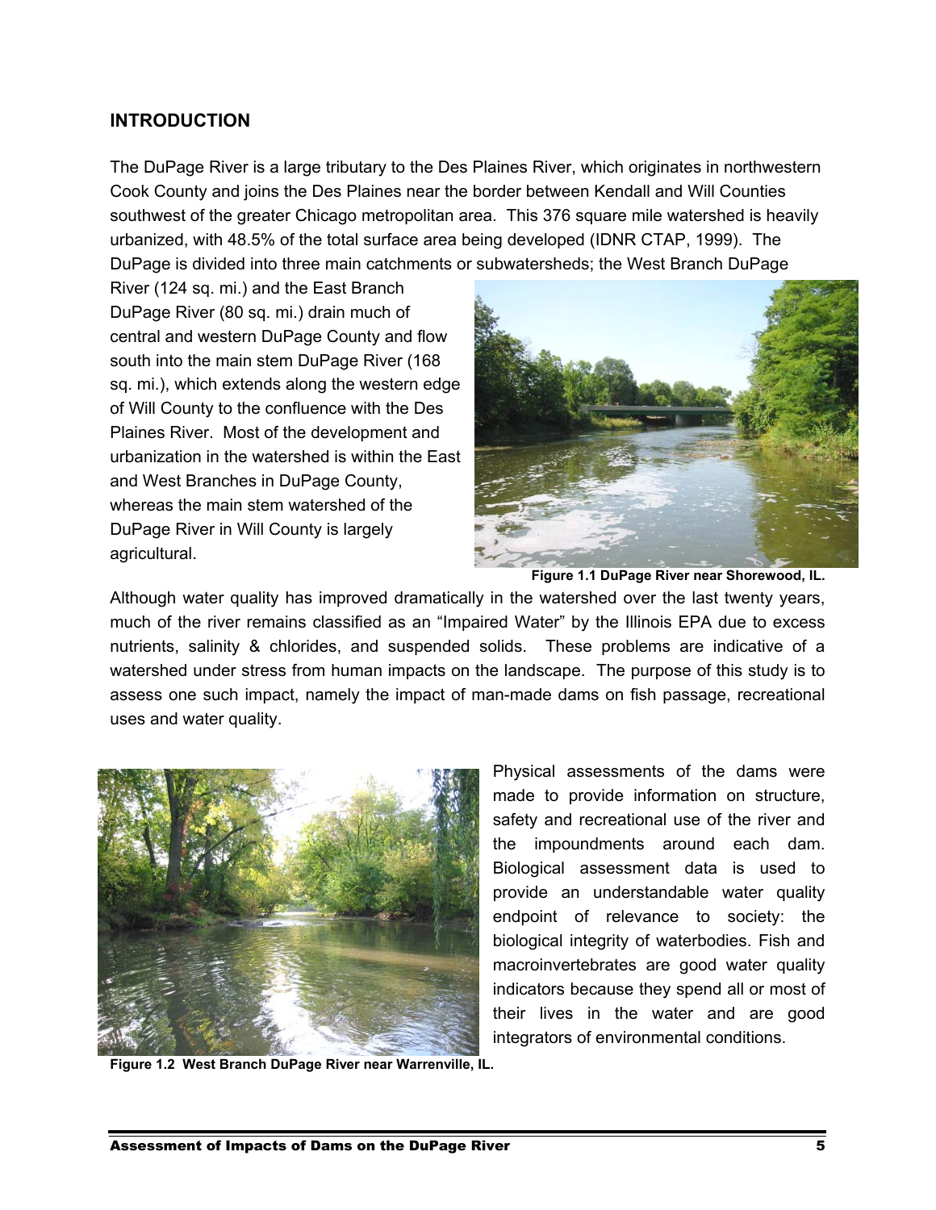## INTRODUCTION

The DuPage River is a large tributary to the Des Plaines River, which originates in northwestern Cook County and joins the Des Plaines near the border between Kendall and Will Counties southwest of the greater Chicago metropolitan area. This 376 square mile watershed is heavily urbanized, with 48.5% of the total surface area being developed (IDNR CTAP, 1999). The DuPage is divided into three main catchments or subwatersheds; the West Branch DuPage River (124 sq. mi.) and the East Branch DuPage River (80 sq. mi.) drain much of central and western DuPage County and flow south into the main stem DuPage River (168 sq. mi.), which extends along the western edge of Will County to the confluence with the Des Plaines River. Most of the development and urbanization in the watershed is within the East and West Branches in DuPage County, whereas the main stem watershed of the DuPage River in Will County is largely agricultural.

**Figure 1.1 DuPage River near Shorewood, IL.**

Although water quality has improved dramatically in the watershed over the last twenty years, much of the river remains classified as an "Impaired Water" by the Illinois EPA due to excess nutrients, salinity & chlorides, and suspended solids. These problems are indicative of a watershed under stress from human impacts on the landscape. The purpose of this study is to assess one such impact, namely the impact of man-made dams on fish passage, recreational uses and water quality.

Physical assessments of the dams were made to provide information on structure, safety and recreational use of the river and the impoundments around each dam. Biological assessment data is used to provide an understandable water quality endpoint of relevance to society: the biological integrity of waterbodies. Fish and macroinvertebrates are good water quality indicators because they spend all or most of their lives in the water and are good integrators of environmental conditions.

**Figure 1.2 West Branch DuPage River near Warrenville, IL.**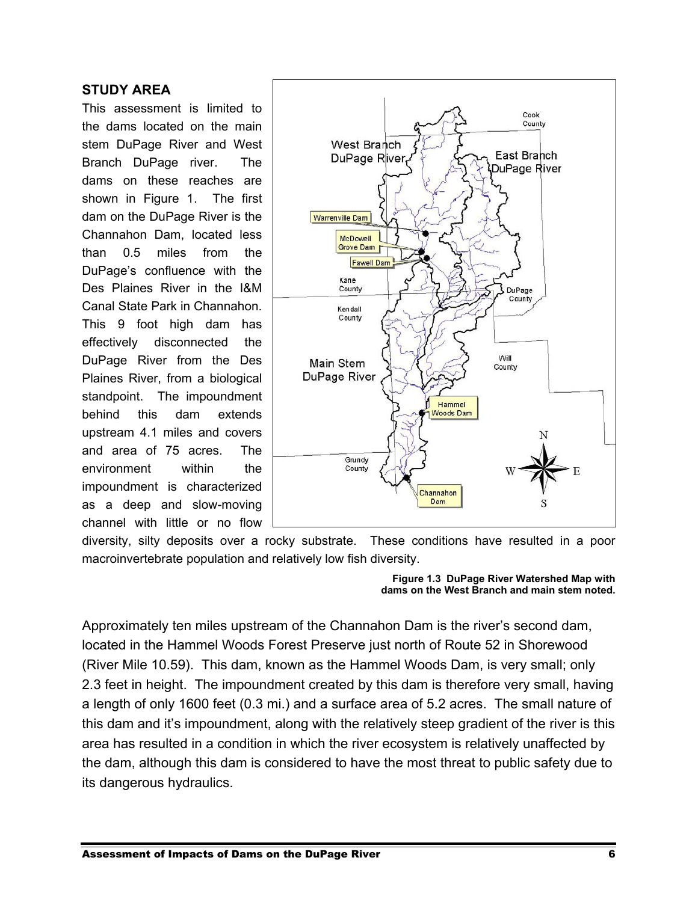## STUDY AREA

This assessment is limited to the dams located on the main stem DuPage River and West Branch DuPage river. The dams on these reaches are shown in Figure 1. The first dam on the DuPage River is the Channahon Dam, located less than 0.5 miles from the DuPage's confluence with the Des Plaines River in the I&M Canal State Park in Channahon. This 9 foot high dam has effectively disconnected the DuPage River from the Des Plaines River, from a biological standpoint. The impoundment behind this dam extends upstream 4.1 miles and covers and area of 75 acres. The environment within the impoundment is characterized as a deep and slow-moving channel with little or no flow diversity, silty deposits over a rocky substrate. These conditions have resulted in a poor macroinvertebrate population and relatively low fish diversity.

**Figure 1.3 DuPage River Watershed Map with dams on the West Branch and main stem noted.**

Approximately ten miles upstream of the Channahon Dam is the river's second dam, located in the Hammel Woods Forest Preserve just north of Route 52 in Shorewood (River Mile 10.59). This dam, known as the Hammel Woods Dam, is very small; only 2.3 feet in height. The impoundment created by this dam is therefore very small, having a length of only 1600 feet (0.3 mi.) and a surface area of 5.2 acres. The small nature of this dam and it's impoundment, along with the relatively steep gradient of the river is this area has resulted in a condition in which the river ecosystem is relatively unaffected by the dam, although this dam is considered to have the most threat to public safety due to its dangerous hydraulics.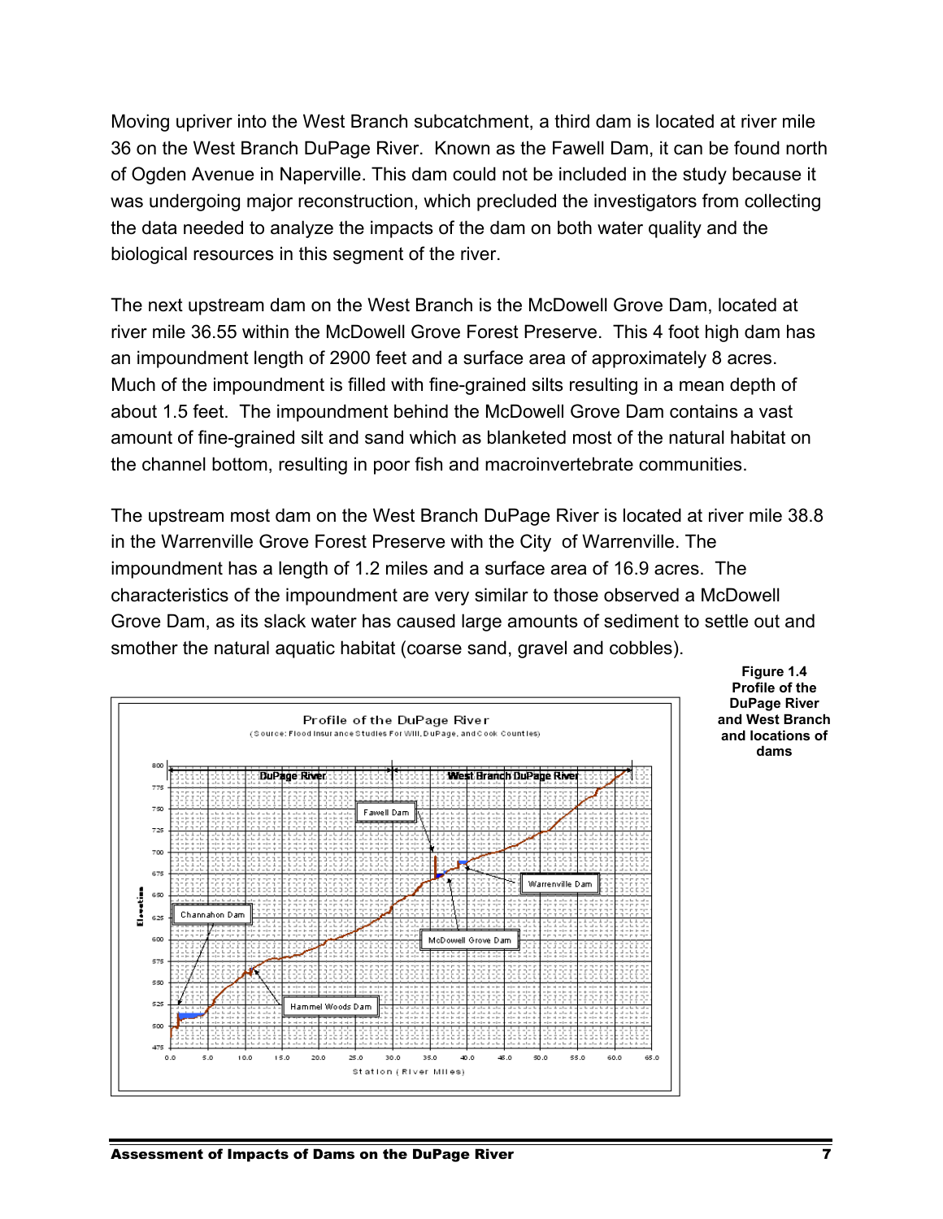Moving upriver into the West Branch subcatchment, a third dam is located at river mile 36 on the West Branch DuPage River. Known as the Fawell Dam, it can be found north of Ogden Avenue in Naperville. This dam could not be included in the study because it was undergoing major reconstruction, which precluded the investigators from collecting the data needed to analyze the impacts of the dam on both water quality and the biological resources in this segment of the river.

The next upstream dam on the West Branch is the McDowell Grove Dam, located at river mile 36.55 within the McDowell Grove Forest Preserve. This 4 foot high dam has an impoundment length of 2900 feet and a surface area of approximately 8 acres. Much of the impoundment is filled with fine-grained silts resulting in a mean depth of about 1.5 feet. The impoundment behind the McDowell Grove Dam contains a vast amount of fine-grained silt and sand which as blanketed most of the natural habitat on the channel bottom, resulting in poor fish and macroinvertebrate communities.

The upstream most dam on the West Branch DuPage River is located at river mile 38.8 in the Warrenville Grove Forest Preserve with the City of Warrenville. The impoundment has a length of 1.2 miles and a surface area of 16.9 acres. The characteristics of the impoundment are very similar to those observed a McDowell Grove Dam, as its slack water has caused large amounts of sediment to settle out and smother the natural aquatic habitat (coarse sand, gravel and cobbles).

**Figure 1.4 Profile of the DuPage River and West Branch and locations of dams**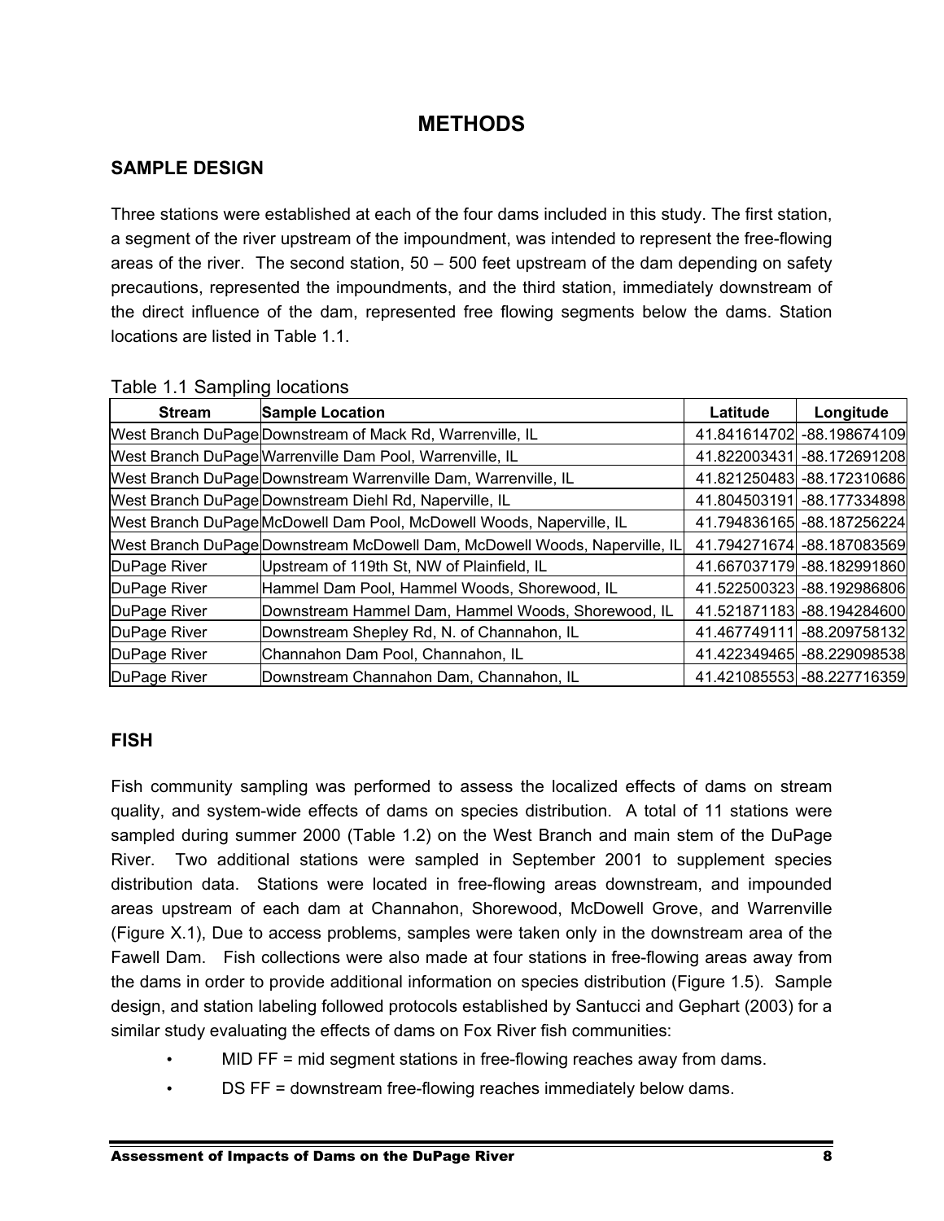# METHODS

## SAMPLE DESIGN

Three stations were established at each of the four dams included in this study. The first station, a segment of the river upstream of the impoundment, was intended to represent the free-flowing areas of the river. The second station, 50 – 500 feet upstream of the dam depending on safety precautions, represented the impoundments, and the third station, immediately downstream of the direct influence of the dam, represented free flowing segments below the dams. Station locations are listed in Table 1.1.

Table 1.1 Sampling locations

| Stream | Sample Location | Latitude | Longitude |
|---|---|---|---|
| West Branch DuPage | Downstream of Mack Rd, Warrenville, IL | 41.841614702 | -88.198674109 |
| West Branch DuPage | Warrenville Dam Pool, Warrenville, IL | 41.822003431 | -88.172691208 |
| West Branch DuPage | Downstream Warrenville Dam, Warrenville, IL | 41.821250483 | -88.172310686 |
| West Branch DuPage | Downstream Diehl Rd, Naperville, IL | 41.804503191 | -88.177334898 |
| West Branch DuPage | McDowell Dam Pool, McDowell Woods, Naperville, IL | 41.794836165 | -88.187256224 |
| West Branch DuPage | Downstream McDowell Dam, McDowell Woods, Naperville, IL | 41.794271674 | -88.187083569 |
| DuPage River | Upstream of 119th St, NW of Plainfield, IL | 41.667037179 | -88.182991860 |
| DuPage River | Hammel Dam Pool, Hammel Woods, Shorewood, IL | 41.522500323 | -88.192986806 |
| DuPage River | Downstream Hammel Dam, Hammel Woods, Shorewood, IL | 41.521871183 | -88.194284600 |
| DuPage River | Downstream Shepley Rd, N. of Channahon, IL | 41.467749111 | -88.209758132 |
| DuPage River | Channahon Dam Pool, Channahon, IL | 41.422349465 | -88.229098538 |
| DuPage River | Downstream Channahon Dam, Channahon, IL | 41.421085553 | -88.227716359 |

## FISH

Fish community sampling was performed to assess the localized effects of dams on stream quality, and system-wide effects of dams on species distribution. A total of 11 stations were sampled during summer 2000 (Table 1.2) on the West Branch and main stem of the DuPage River. Two additional stations were sampled in September 2001 to supplement species distribution data. Stations were located in free-flowing areas downstream, and impounded areas upstream of each dam at Channahon, Shorewood, McDowell Grove, and Warrenville (Figure X.1), Due to access problems, samples were taken only in the downstream area of the Fawell Dam. Fish collections were also made at four stations in free-flowing areas away from the dams in order to provide additional information on species distribution (Figure 1.5). Sample design, and station labeling followed protocols established by Santucci and Gephart (2003) for a similar study evaluating the effects of dams on Fox River fish communities:

- MID FF = mid segment stations in free-flowing reaches away from dams.
- DS FF = downstream free-flowing reaches immediately below dams.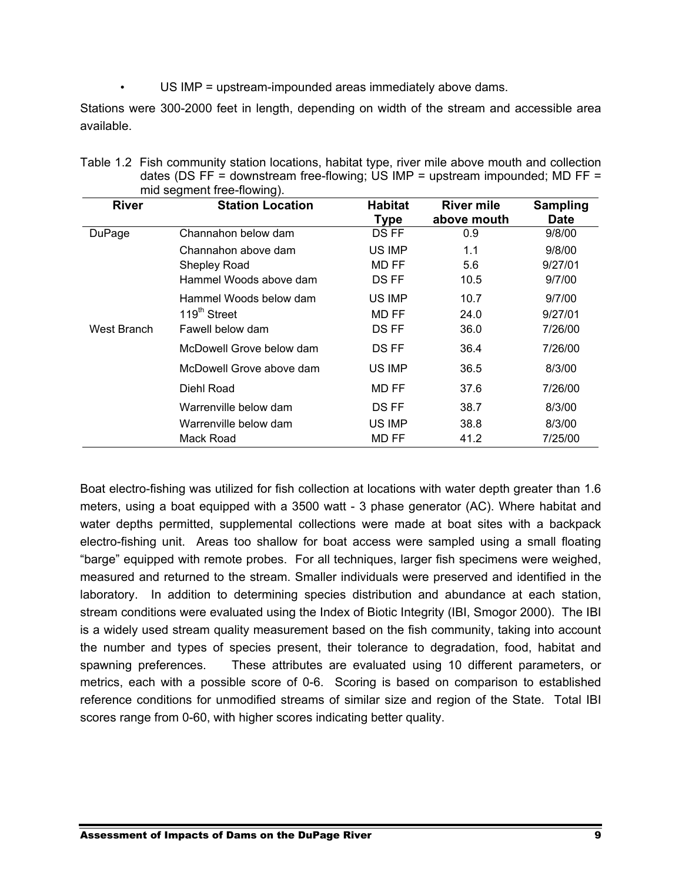- US IMP = upstream-impounded areas immediately above dams.

Stations were 300-2000 feet in length, depending on width of the stream and accessible area available.

Table 1.2 Fish community station locations, habitat type, river mile above mouth and collection dates (DS FF = downstream free-flowing; US IMP = upstream impounded; MD FF = mid segment free-flowing).

| River | Station Location | Habitat Type | River mile above mouth | Sampling Date |
|---|---|---|---|---|
| DuPage | Channahon below dam | DS FF | 0.9 | 9/8/00 |
| | Channahon above dam | US IMP | 1.1 | 9/8/00 |
| | Shepley Road | MD FF | 5.6 | 9/27/01 |
| | Hammel Woods above dam | DS FF | 10.5 | 9/7/00 |
| | Hammel Woods below dam | US IMP | 10.7 | 9/7/00 |
| | 119th Street | MD FF | 24.0 | 9/27/01 |
| West Branch | Fawell below dam | DS FF | 36.0 | 7/26/00 |
| | McDowell Grove below dam | DS FF | 36.4 | 7/26/00 |
| | McDowell Grove above dam | US IMP | 36.5 | 8/3/00 |
| | Diehl Road | MD FF | 37.6 | 7/26/00 |
| | Warrenville below dam | DS FF | 38.7 | 8/3/00 |
| | Warrenville below dam | US IMP | 38.8 | 8/3/00 |
| | Mack Road | MD FF | 41.2 | 7/25/00 |

Boat electro-fishing was utilized for fish collection at locations with water depth greater than 1.6 meters, using a boat equipped with a 3500 watt - 3 phase generator (AC). Where habitat and water depths permitted, supplemental collections were made at boat sites with a backpack electro-fishing unit. Areas too shallow for boat access were sampled using a small floating "barge" equipped with remote probes. For all techniques, larger fish specimens were weighed, measured and returned to the stream. Smaller individuals were preserved and identified in the laboratory. In addition to determining species distribution and abundance at each station, stream conditions were evaluated using the Index of Biotic Integrity (IBI, Smogor 2000). The IBI is a widely used stream quality measurement based on the fish community, taking into account the number and types of species present, their tolerance to degradation, food, habitat and spawning preferences. These attributes are evaluated using 10 different parameters, or metrics, each with a possible score of 0-6. Scoring is based on comparison to established reference conditions for unmodified streams of similar size and region of the State. Total IBI scores range from 0-60, with higher scores indicating better quality.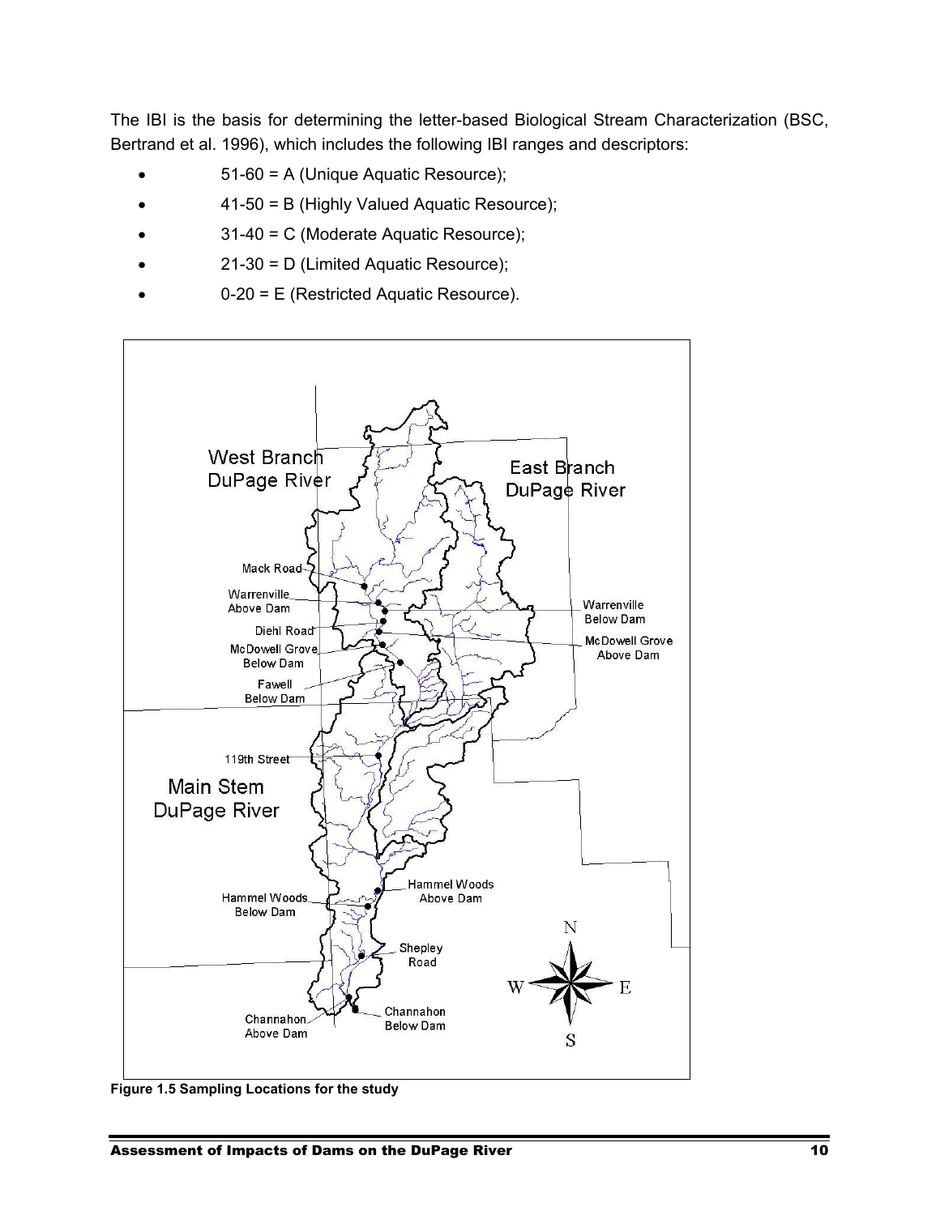The IBI is the basis for determining the letter-based Biological Stream Characterization (BSC, Bertrand et al. 1996), which includes the following IBI ranges and descriptors:

- 51-60 = A (Unique Aquatic Resource);
- 41-50 = B (Highly Valued Aquatic Resource);
- 31-40 = C (Moderate Aquatic Resource);
- 21-30 = D (Limited Aquatic Resource);
- 0-20 = E (Restricted Aquatic Resource).

**Figure 1.5 Sampling Locations for the study**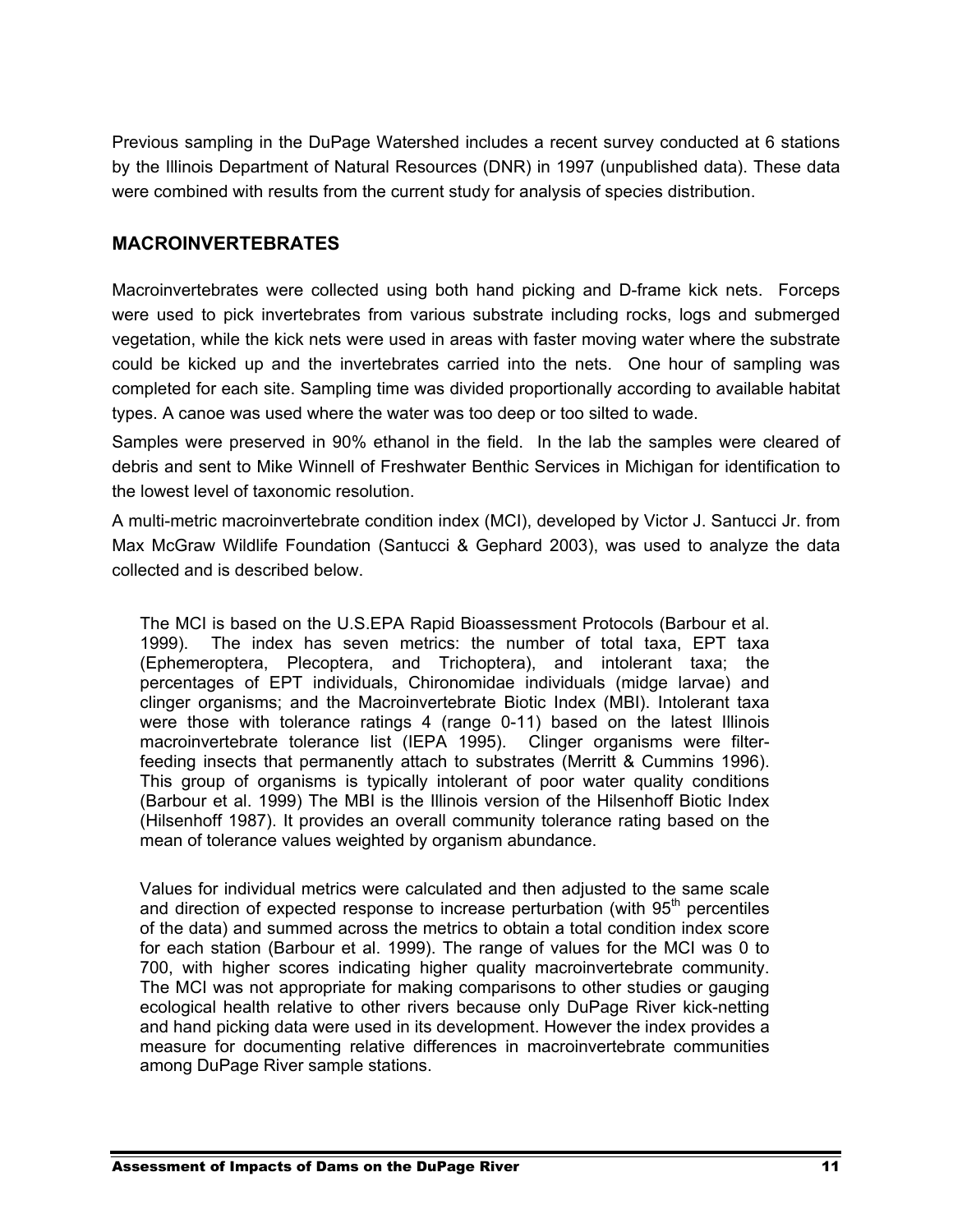Previous sampling in the DuPage Watershed includes a recent survey conducted at 6 stations by the Illinois Department of Natural Resources (DNR) in 1997 (unpublished data). These data were combined with results from the current study for analysis of species distribution.

## MACROINVERTEBRATES

Macroinvertebrates were collected using both hand picking and D-frame kick nets. Forceps were used to pick invertebrates from various substrate including rocks, logs and submerged vegetation, while the kick nets were used in areas with faster moving water where the substrate could be kicked up and the invertebrates carried into the nets. One hour of sampling was completed for each site. Sampling time was divided proportionally according to available habitat types. A canoe was used where the water was too deep or too silted to wade.

Samples were preserved in 90% ethanol in the field. In the lab the samples were cleared of debris and sent to Mike Winnell of Freshwater Benthic Services in Michigan for identification to the lowest level of taxonomic resolution.

A multi-metric macroinvertebrate condition index (MCI), developed by Victor J. Santucci Jr. from Max McGraw Wildlife Foundation (Santucci & Gephard 2003), was used to analyze the data collected and is described below.

> The MCI is based on the U.S.EPA Rapid Bioassessment Protocols (Barbour et al. 1999). The index has seven metrics: the number of total taxa, EPT taxa (Ephemeroptera, Plecoptera, and Trichoptera), and intolerant taxa; the percentages of EPT individuals, Chironomidae individuals (midge larvae) and clinger organisms; and the Macroinvertebrate Biotic Index (MBI). Intolerant taxa were those with tolerance ratings 4 (range 0-11) based on the latest Illinois macroinvertebrate tolerance list (IEPA 1995). Clinger organisms were filter-feeding insects that permanently attach to substrates (Merritt & Cummins 1996). This group of organisms is typically intolerant of poor water quality conditions (Barbour et al. 1999) The MBI is the Illinois version of the Hilsenhoff Biotic Index (Hilsenhoff 1987). It provides an overall community tolerance rating based on the mean of tolerance values weighted by organism abundance.
>
> Values for individual metrics were calculated and then adjusted to the same scale and direction of expected response to increase perturbation (with 95$^{th}$ percentiles of the data) and summed across the metrics to obtain a total condition index score for each station (Barbour et al. 1999). The range of values for the MCI was 0 to 700, with higher scores indicating higher quality macroinvertebrate community. The MCI was not appropriate for making comparisons to other studies or gauging ecological health relative to other rivers because only DuPage River kick-netting and hand picking data were used in its development. However the index provides a measure for documenting relative differences in macroinvertebrate communities among DuPage River sample stations.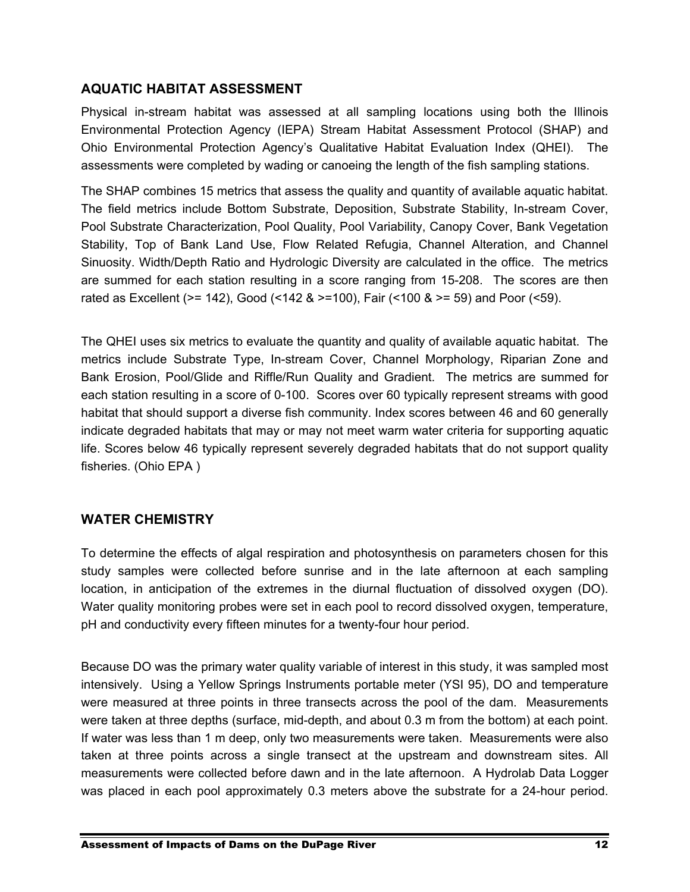## AQUATIC HABITAT ASSESSMENT

Physical in-stream habitat was assessed at all sampling locations using both the Illinois Environmental Protection Agency (IEPA) Stream Habitat Assessment Protocol (SHAP) and Ohio Environmental Protection Agency's Qualitative Habitat Evaluation Index (QHEI). The assessments were completed by wading or canoeing the length of the fish sampling stations.

The SHAP combines 15 metrics that assess the quality and quantity of available aquatic habitat. The field metrics include Bottom Substrate, Deposition, Substrate Stability, In-stream Cover, Pool Substrate Characterization, Pool Quality, Pool Variability, Canopy Cover, Bank Vegetation Stability, Top of Bank Land Use, Flow Related Refugia, Channel Alteration, and Channel Sinuosity. Width/Depth Ratio and Hydrologic Diversity are calculated in the office. The metrics are summed for each station resulting in a score ranging from 15-208. The scores are then rated as Excellent (>= 142), Good (<142 & >=100), Fair (<100 & >= 59) and Poor (<59).

The QHEI uses six metrics to evaluate the quantity and quality of available aquatic habitat. The metrics include Substrate Type, In-stream Cover, Channel Morphology, Riparian Zone and Bank Erosion, Pool/Glide and Riffle/Run Quality and Gradient. The metrics are summed for each station resulting in a score of 0-100. Scores over 60 typically represent streams with good habitat that should support a diverse fish community. Index scores between 46 and 60 generally indicate degraded habitats that may or may not meet warm water criteria for supporting aquatic life. Scores below 46 typically represent severely degraded habitats that do not support quality fisheries. (Ohio EPA )

## WATER CHEMISTRY

To determine the effects of algal respiration and photosynthesis on parameters chosen for this study samples were collected before sunrise and in the late afternoon at each sampling location, in anticipation of the extremes in the diurnal fluctuation of dissolved oxygen (DO). Water quality monitoring probes were set in each pool to record dissolved oxygen, temperature, pH and conductivity every fifteen minutes for a twenty-four hour period.

Because DO was the primary water quality variable of interest in this study, it was sampled most intensively. Using a Yellow Springs Instruments portable meter (YSI 95), DO and temperature were measured at three points in three transects across the pool of the dam. Measurements were taken at three depths (surface, mid-depth, and about 0.3 m from the bottom) at each point. If water was less than 1 m deep, only two measurements were taken. Measurements were also taken at three points across a single transect at the upstream and downstream sites. All measurements were collected before dawn and in the late afternoon. A Hydrolab Data Logger was placed in each pool approximately 0.3 meters above the substrate for a 24-hour period.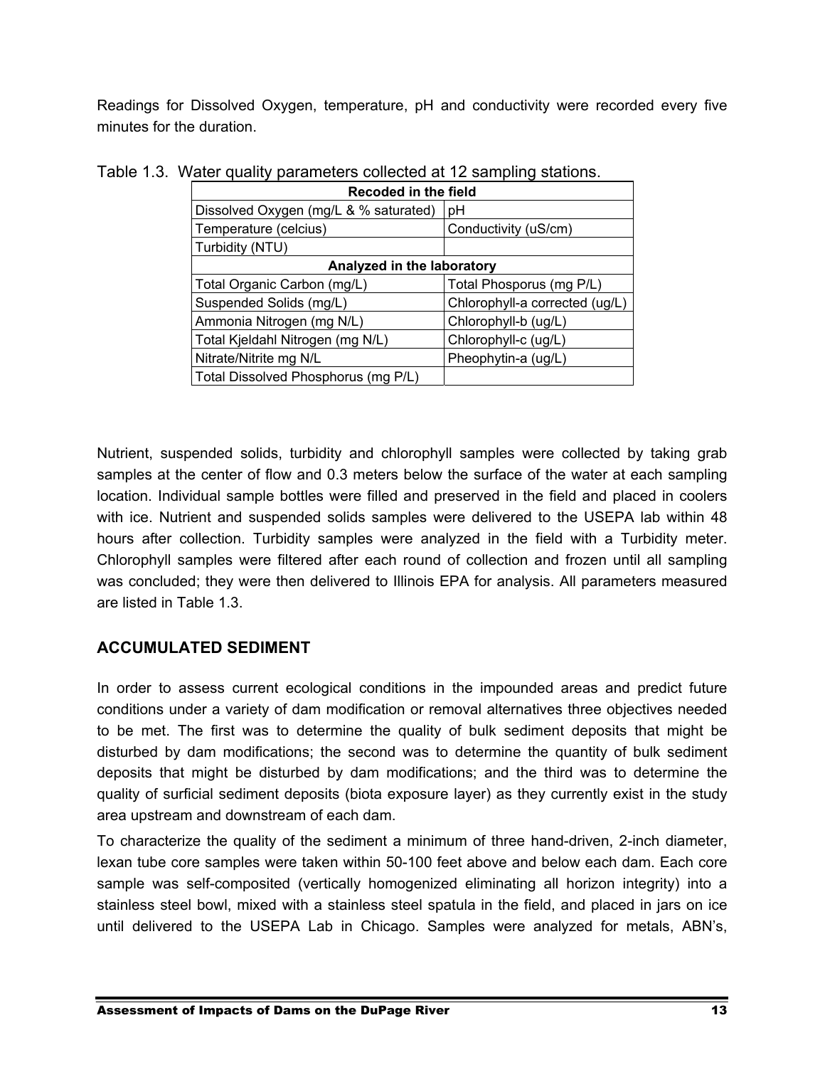Readings for Dissolved Oxygen, temperature, pH and conductivity were recorded every five minutes for the duration.

Table 1.3. Water quality parameters collected at 12 sampling stations.

| Recoded in the field | |
|---|---|
| Dissolved Oxygen (mg/L & % saturated) | pH |
| Temperature (celcius) | Conductivity (uS/cm) |
| Turbidity (NTU) | |
| **Analyzed in the laboratory** | |
| Total Organic Carbon (mg/L) | Total Phosporus (mg P/L) |
| Suspended Solids (mg/L) | Chlorophyll-a corrected (ug/L) |
| Ammonia Nitrogen (mg N/L) | Chlorophyll-b (ug/L) |
| Total Kjeldahl Nitrogen (mg N/L) | Chlorophyll-c (ug/L) |
| Nitrate/Nitrite mg N/L | Pheophytin-a (ug/L) |
| Total Dissolved Phosphorus (mg P/L) | |

Nutrient, suspended solids, turbidity and chlorophyll samples were collected by taking grab samples at the center of flow and 0.3 meters below the surface of the water at each sampling location. Individual sample bottles were filled and preserved in the field and placed in coolers with ice. Nutrient and suspended solids samples were delivered to the USEPA lab within 48 hours after collection. Turbidity samples were analyzed in the field with a Turbidity meter. Chlorophyll samples were filtered after each round of collection and frozen until all sampling was concluded; they were then delivered to Illinois EPA for analysis. All parameters measured are listed in Table 1.3.

## ACCUMULATED SEDIMENT

In order to assess current ecological conditions in the impounded areas and predict future conditions under a variety of dam modification or removal alternatives three objectives needed to be met. The first was to determine the quality of bulk sediment deposits that might be disturbed by dam modifications; the second was to determine the quantity of bulk sediment deposits that might be disturbed by dam modifications; and the third was to determine the quality of surficial sediment deposits (biota exposure layer) as they currently exist in the study area upstream and downstream of each dam.

To characterize the quality of the sediment a minimum of three hand-driven, 2-inch diameter, lexan tube core samples were taken within 50-100 feet above and below each dam. Each core sample was self-composited (vertically homogenized eliminating all horizon integrity) into a stainless steel bowl, mixed with a stainless steel spatula in the field, and placed in jars on ice until delivered to the USEPA Lab in Chicago. Samples were analyzed for metals, ABN's,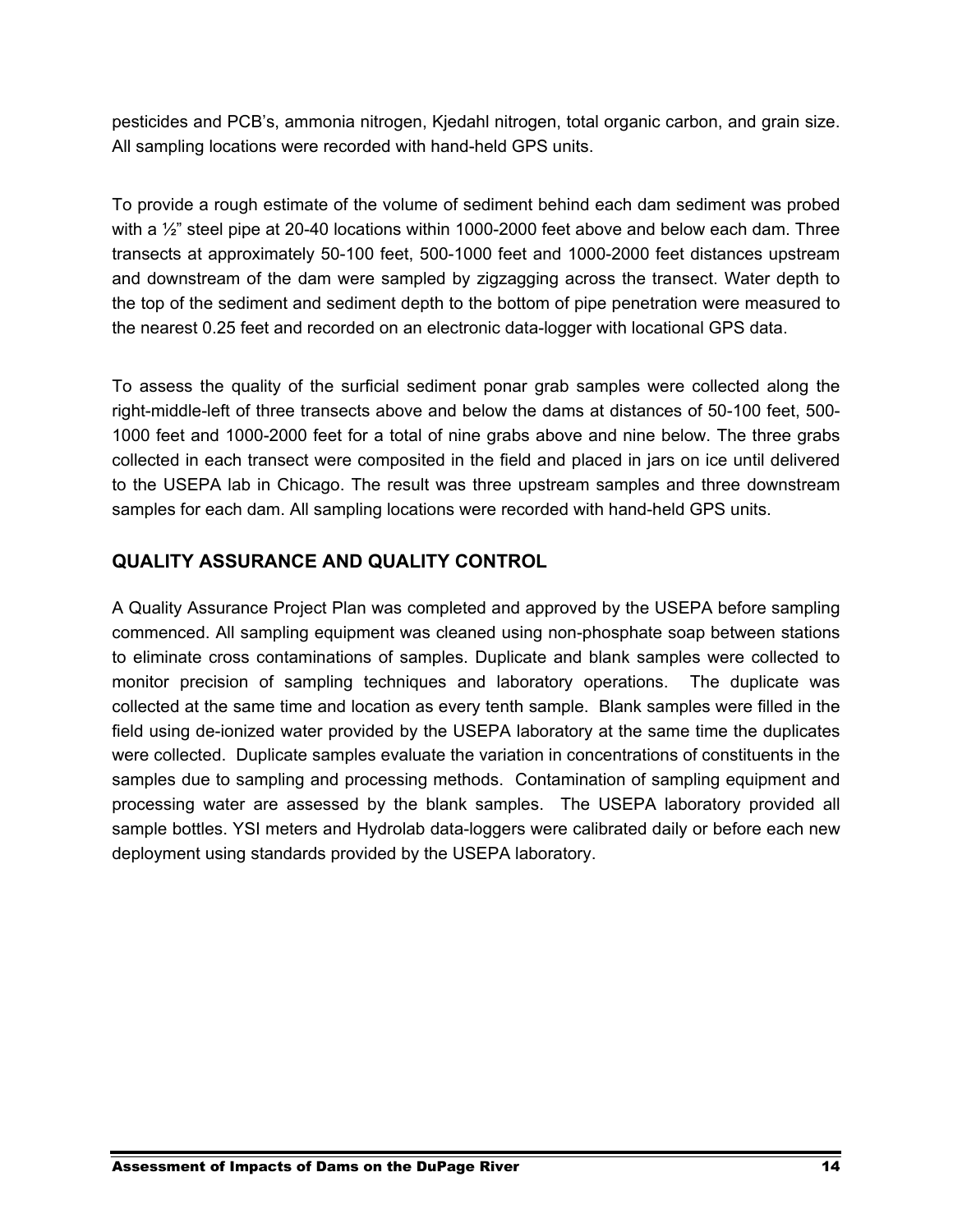pesticides and PCB's, ammonia nitrogen, Kjedahl nitrogen, total organic carbon, and grain size. All sampling locations were recorded with hand-held GPS units.

To provide a rough estimate of the volume of sediment behind each dam sediment was probed with a ½" steel pipe at 20-40 locations within 1000-2000 feet above and below each dam. Three transects at approximately 50-100 feet, 500-1000 feet and 1000-2000 feet distances upstream and downstream of the dam were sampled by zigzagging across the transect. Water depth to the top of the sediment and sediment depth to the bottom of pipe penetration were measured to the nearest 0.25 feet and recorded on an electronic data-logger with locational GPS data.

To assess the quality of the surficial sediment ponar grab samples were collected along the right-middle-left of three transects above and below the dams at distances of 50-100 feet, 500-1000 feet and 1000-2000 feet for a total of nine grabs above and nine below. The three grabs collected in each transect were composited in the field and placed in jars on ice until delivered to the USEPA lab in Chicago. The result was three upstream samples and three downstream samples for each dam. All sampling locations were recorded with hand-held GPS units.

## QUALITY ASSURANCE AND QUALITY CONTROL

A Quality Assurance Project Plan was completed and approved by the USEPA before sampling commenced. All sampling equipment was cleaned using non-phosphate soap between stations to eliminate cross contaminations of samples. Duplicate and blank samples were collected to monitor precision of sampling techniques and laboratory operations. The duplicate was collected at the same time and location as every tenth sample. Blank samples were filled in the field using de-ionized water provided by the USEPA laboratory at the same time the duplicates were collected. Duplicate samples evaluate the variation in concentrations of constituents in the samples due to sampling and processing methods. Contamination of sampling equipment and processing water are assessed by the blank samples. The USEPA laboratory provided all sample bottles. YSI meters and Hydrolab data-loggers were calibrated daily or before each new deployment using standards provided by the USEPA laboratory.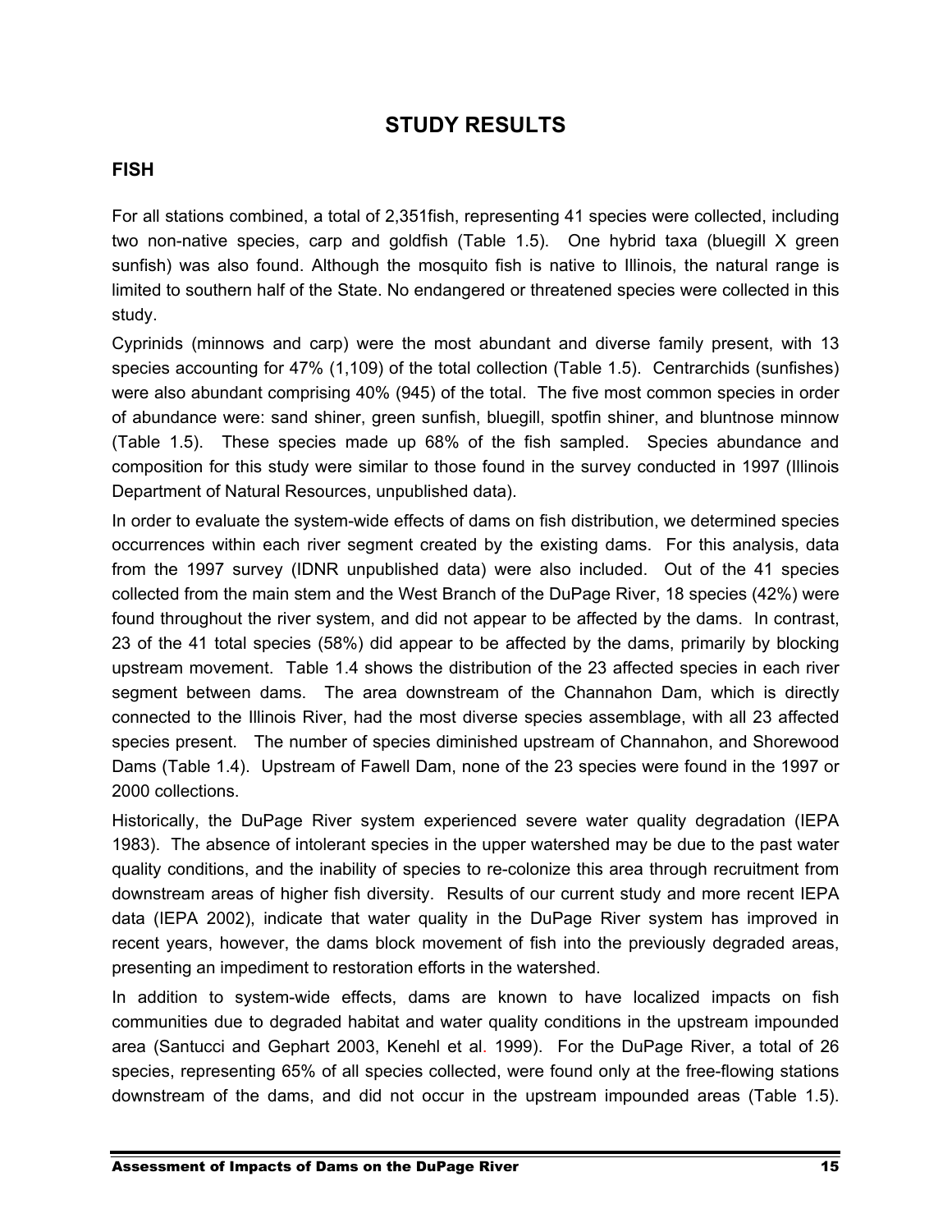# STUDY RESULTS

## FISH

For all stations combined, a total of 2,351fish, representing 41 species were collected, including two non-native species, carp and goldfish (Table 1.5). One hybrid taxa (bluegill X green sunfish) was also found. Although the mosquito fish is native to Illinois, the natural range is limited to southern half of the State. No endangered or threatened species were collected in this study.

Cyprinids (minnows and carp) were the most abundant and diverse family present, with 13 species accounting for 47% (1,109) of the total collection (Table 1.5). Centrarchids (sunfishes) were also abundant comprising 40% (945) of the total. The five most common species in order of abundance were: sand shiner, green sunfish, bluegill, spotfin shiner, and bluntnose minnow (Table 1.5). These species made up 68% of the fish sampled. Species abundance and composition for this study were similar to those found in the survey conducted in 1997 (Illinois Department of Natural Resources, unpublished data).

In order to evaluate the system-wide effects of dams on fish distribution, we determined species occurrences within each river segment created by the existing dams. For this analysis, data from the 1997 survey (IDNR unpublished data) were also included. Out of the 41 species collected from the main stem and the West Branch of the DuPage River, 18 species (42%) were found throughout the river system, and did not appear to be affected by the dams. In contrast, 23 of the 41 total species (58%) did appear to be affected by the dams, primarily by blocking upstream movement. Table 1.4 shows the distribution of the 23 affected species in each river segment between dams. The area downstream of the Channahon Dam, which is directly connected to the Illinois River, had the most diverse species assemblage, with all 23 affected species present. The number of species diminished upstream of Channahon, and Shorewood Dams (Table 1.4). Upstream of Fawell Dam, none of the 23 species were found in the 1997 or 2000 collections.

Historically, the DuPage River system experienced severe water quality degradation (IEPA 1983). The absence of intolerant species in the upper watershed may be due to the past water quality conditions, and the inability of species to re-colonize this area through recruitment from downstream areas of higher fish diversity. Results of our current study and more recent IEPA data (IEPA 2002), indicate that water quality in the DuPage River system has improved in recent years, however, the dams block movement of fish into the previously degraded areas, presenting an impediment to restoration efforts in the watershed.

In addition to system-wide effects, dams are known to have localized impacts on fish communities due to degraded habitat and water quality conditions in the upstream impounded area (Santucci and Gephart 2003, Kenehl et al. 1999). For the DuPage River, a total of 26 species, representing 65% of all species collected, were found only at the free-flowing stations downstream of the dams, and did not occur in the upstream impounded areas (Table 1.5).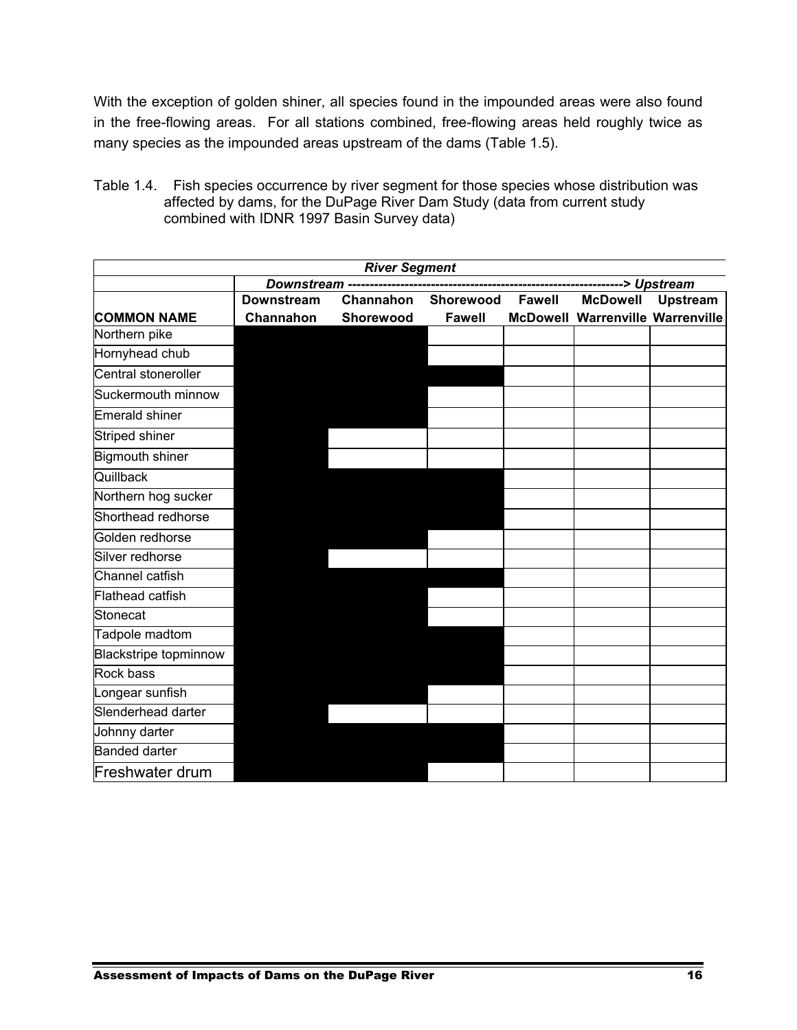With the exception of golden shiner, all species found in the impounded areas were also found in the free-flowing areas. For all stations combined, free-flowing areas held roughly twice as many species as the impounded areas upstream of the dams (Table 1.5).

Table 1.4. Fish species occurrence by river segment for those species whose distribution was affected by dams, for the DuPage River Dam Study (data from current study combined with IDNR 1997 Basin Survey data)

| | *River Segment* | | | | | |
|---|---|---|---|---|---|---|
| | *Downstream ------------------------------------------------------------> Upstream* | | | | | |
| **COMMON NAME** | **Downstream Channahon** | **Channahon Shorewood** | **Shorewood Fawell** | **Fawell McDowell** | **McDowell Warrenville** | **Upstream Warrenville** |
| Northern pike | ■ | ■ | | | | |
| Hornyhead chub | ■ | ■ | | | | |
| Central stoneroller | ■ | ■ | ■ | | | |
| Suckermouth minnow | ■ | ■ | | | | |
| Emerald shiner | ■ | ■ | | | | |
| Striped shiner | ■ | | | | | |
| Bigmouth shiner | ■ | | | | | |
| Quillback | ■ | ■ | ■ | | | |
| Northern hog sucker | ■ | ■ | ■ | | | |
| Shorthead redhorse | ■ | ■ | ■ | | | |
| Golden redhorse | ■ | ■ | | | | |
| Silver redhorse | ■ | | | | | |
| Channel catfish | ■ | ■ | ■ | | | |
| Flathead catfish | ■ | ■ | | | | |
| Stonecat | ■ | ■ | | | | |
| Tadpole madtom | ■ | ■ | ■ | | | |
| Blackstripe topminnow | ■ | ■ | ■ | | | |
| Rock bass | ■ | ■ | ■ | | | |
| Longear sunfish | ■ | ■ | | | | |
| Slenderhead darter | ■ | | | | | |
| Johnny darter | ■ | ■ | ■ | | | |
| Banded darter | ■ | ■ | ■ | | | |
| Freshwater drum | ■ | ■ | | | | |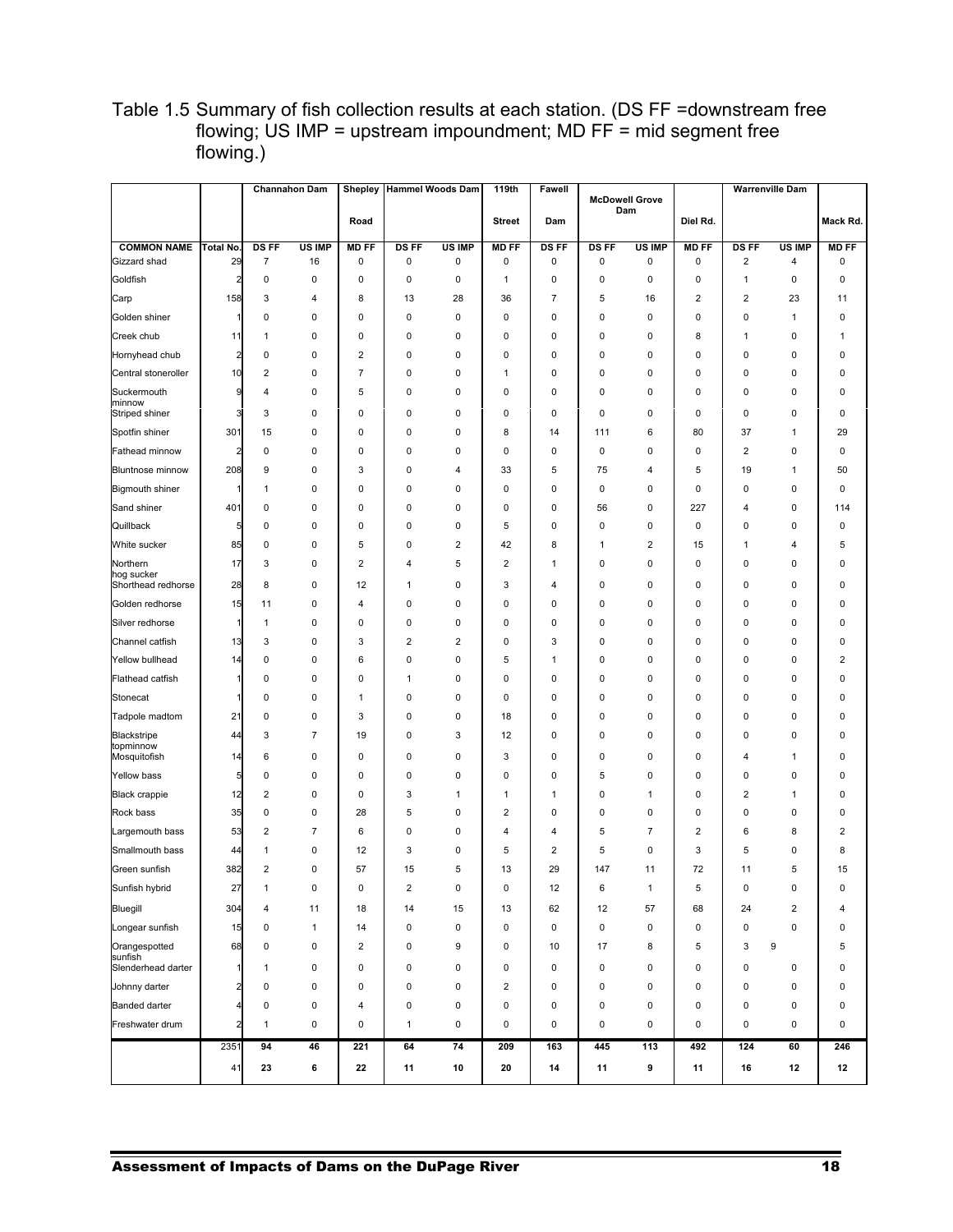Table 1.5 Summary of fish collection results at each station. (DS FF =downstream free flowing; US IMP = upstream impoundment; MD FF = mid segment free flowing.)

| | | Channahon Dam | | Shepley Road | Hammel Woods Dam | | 119th Street | Fawell Dam | McDowell Grove Dam | | Diel Rd. | Warrenville Dam | | Mack Rd. |
|---|---|---|---|---|---|---|---|---|---|---|---|---|---|---|
| **COMMON NAME** | **Total No.** | **DS FF** | **US IMP** | **MD FF** | **DS FF** | **US IMP** | **MD FF** | **DS FF** | **DS FF** | **US IMP** | **MD FF** | **DS FF** | **US IMP** | **MD FF** |
| Gizzard shad | 29 | 7 | 16 | 0 | 0 | 0 | 0 | 0 | 0 | 0 | 0 | 2 | 4 | 0 |
| Goldfish | 2 | 0 | 0 | 0 | 0 | 0 | 1 | 0 | 0 | 0 | 0 | 1 | 0 | 0 |
| Carp | 158 | 3 | 4 | 8 | 13 | 28 | 36 | 7 | 5 | 16 | 2 | 2 | 23 | 11 |
| Golden shiner | 1 | 0 | 0 | 0 | 0 | 0 | 0 | 0 | 0 | 0 | 0 | 0 | 1 | 0 |
| Creek chub | 11 | 1 | 0 | 0 | 0 | 0 | 0 | 0 | 0 | 0 | 8 | 1 | 0 | 1 |
| Hornyhead chub | 2 | 0 | 0 | 2 | 0 | 0 | 0 | 0 | 0 | 0 | 0 | 0 | 0 | 0 |
| Central stoneroller | 10 | 2 | 0 | 7 | 0 | 0 | 1 | 0 | 0 | 0 | 0 | 0 | 0 | 0 |
| Suckermouth minnow | 9 | 4 | 0 | 5 | 0 | 0 | 0 | 0 | 0 | 0 | 0 | 0 | 0 | 0 |
| Striped shiner | 3 | 3 | 0 | 0 | 0 | 0 | 0 | 0 | 0 | 0 | 0 | 0 | 0 | 0 |
| Spotfin shiner | 301 | 15 | 0 | 0 | 0 | 0 | 8 | 14 | 111 | 6 | 80 | 37 | 1 | 29 |
| Fathead minnow | 2 | 0 | 0 | 0 | 0 | 0 | 0 | 0 | 0 | 0 | 0 | 2 | 0 | 0 |
| Bluntnose minnow | 208 | 9 | 0 | 3 | 0 | 4 | 33 | 5 | 75 | 4 | 5 | 19 | 1 | 50 |
| Bigmouth shiner | 1 | 1 | 0 | 0 | 0 | 0 | 0 | 0 | 0 | 0 | 0 | 0 | 0 | 0 |
| Sand shiner | 401 | 0 | 0 | 0 | 0 | 0 | 0 | 0 | 56 | 0 | 227 | 4 | 0 | 114 |
| Quillback | 5 | 0 | 0 | 0 | 0 | 0 | 5 | 0 | 0 | 0 | 0 | 0 | 0 | 0 |
| White sucker | 85 | 0 | 0 | 5 | 0 | 2 | 42 | 8 | 1 | 2 | 15 | 1 | 4 | 5 |
| Northern hog sucker | 17 | 3 | 0 | 2 | 4 | 5 | 2 | 1 | 0 | 0 | 0 | 0 | 0 | 0 |
| Shorthead redhorse | 28 | 8 | 0 | 12 | 1 | 0 | 3 | 4 | 0 | 0 | 0 | 0 | 0 | 0 |
| Golden redhorse | 15 | 11 | 0 | 4 | 0 | 0 | 0 | 0 | 0 | 0 | 0 | 0 | 0 | 0 |
| Silver redhorse | 1 | 1 | 0 | 0 | 0 | 0 | 0 | 0 | 0 | 0 | 0 | 0 | 0 | 0 |
| Channel catfish | 13 | 3 | 0 | 3 | 2 | 2 | 0 | 3 | 0 | 0 | 0 | 0 | 0 | 0 |
| Yellow bullhead | 14 | 0 | 0 | 6 | 0 | 0 | 5 | 1 | 0 | 0 | 0 | 0 | 0 | 2 |
| Flathead catfish | 1 | 0 | 0 | 0 | 1 | 0 | 0 | 0 | 0 | 0 | 0 | 0 | 0 | 0 |
| Stonecat | 1 | 0 | 0 | 1 | 0 | 0 | 0 | 0 | 0 | 0 | 0 | 0 | 0 | 0 |
| Tadpole madtom | 21 | 0 | 0 | 3 | 0 | 0 | 18 | 0 | 0 | 0 | 0 | 0 | 0 | 0 |
| Blackstripe topminnow | 44 | 3 | 7 | 19 | 0 | 3 | 12 | 0 | 0 | 0 | 0 | 0 | 0 | 0 |
| Mosquitofish | 14 | 6 | 0 | 0 | 0 | 0 | 3 | 0 | 0 | 0 | 0 | 4 | 1 | 0 |
| Yellow bass | 5 | 0 | 0 | 0 | 0 | 0 | 0 | 0 | 5 | 0 | 0 | 0 | 0 | 0 |
| Black crappie | 12 | 2 | 0 | 0 | 3 | 1 | 1 | 1 | 0 | 1 | 0 | 2 | 1 | 0 |
| Rock bass | 35 | 0 | 0 | 28 | 5 | 0 | 2 | 0 | 0 | 0 | 0 | 0 | 0 | 0 |
| Largemouth bass | 53 | 2 | 7 | 6 | 0 | 0 | 4 | 4 | 5 | 7 | 2 | 6 | 8 | 2 |
| Smallmouth bass | 44 | 1 | 0 | 12 | 3 | 0 | 5 | 2 | 5 | 0 | 3 | 5 | 0 | 8 |
| Green sunfish | 382 | 2 | 0 | 57 | 15 | 5 | 13 | 29 | 147 | 11 | 72 | 11 | 5 | 15 |
| Sunfish hybrid | 27 | 1 | 0 | 0 | 2 | 0 | 0 | 12 | 6 | 1 | 5 | 0 | 0 | 0 |
| Bluegill | 304 | 4 | 11 | 18 | 14 | 15 | 13 | 62 | 12 | 57 | 68 | 24 | 2 | 4 |
| Longear sunfish | 15 | 0 | 1 | 14 | 0 | 0 | 0 | 0 | 0 | 0 | 0 | 0 | 0 | 0 |
| Orangespotted sunfish | 68 | 0 | 0 | 2 | 0 | 9 | 0 | 10 | 17 | 8 | 5 | 3 | 9 | 5 |
| Slenderhead darter | 1 | 1 | 0 | 0 | 0 | 0 | 0 | 0 | 0 | 0 | 0 | 0 | 0 | 0 |
| Johnny darter | 2 | 0 | 0 | 0 | 0 | 0 | 2 | 0 | 0 | 0 | 0 | 0 | 0 | 0 |
| Banded darter | 4 | 0 | 0 | 4 | 0 | 0 | 0 | 0 | 0 | 0 | 0 | 0 | 0 | 0 |
| Freshwater drum | 2 | 1 | 0 | 0 | 1 | 0 | 0 | 0 | 0 | 0 | 0 | 0 | 0 | 0 |
| | 2351 | **94** | **46** | **221** | **64** | **74** | **209** | **163** | **445** | **113** | **492** | **124** | **60** | **246** |
| | 41 | **23** | **6** | **22** | **11** | **10** | **20** | **14** | **11** | **9** | **11** | **16** | **12** | **12** |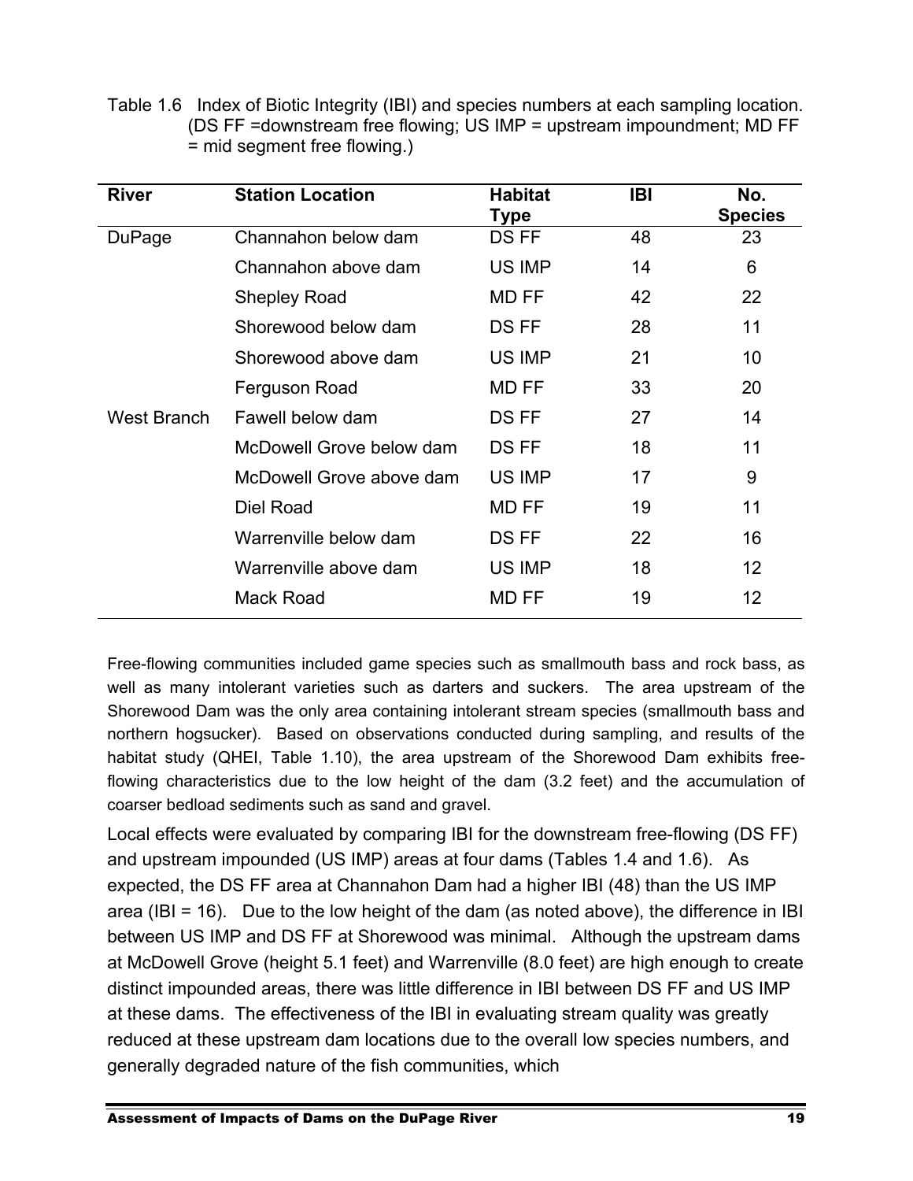Table 1.6 Index of Biotic Integrity (IBI) and species numbers at each sampling location. (DS FF =downstream free flowing; US IMP = upstream impoundment; MD FF = mid segment free flowing.)

| River | Station Location | Habitat Type | IBI | No. Species |
|---|---|---|---|---|
| DuPage | Channahon below dam | DS FF | 48 | 23 |
| | Channahon above dam | US IMP | 14 | 6 |
| | Shepley Road | MD FF | 42 | 22 |
| | Shorewood below dam | DS FF | 28 | 11 |
| | Shorewood above dam | US IMP | 21 | 10 |
| | Ferguson Road | MD FF | 33 | 20 |
| West Branch | Fawell below dam | DS FF | 27 | 14 |
| | McDowell Grove below dam | DS FF | 18 | 11 |
| | McDowell Grove above dam | US IMP | 17 | 9 |
| | Diel Road | MD FF | 19 | 11 |
| | Warrenville below dam | DS FF | 22 | 16 |
| | Warrenville above dam | US IMP | 18 | 12 |
| | Mack Road | MD FF | 19 | 12 |

Free-flowing communities included game species such as smallmouth bass and rock bass, as well as many intolerant varieties such as darters and suckers. The area upstream of the Shorewood Dam was the only area containing intolerant stream species (smallmouth bass and northern hogsucker). Based on observations conducted during sampling, and results of the habitat study (QHEI, Table 1.10), the area upstream of the Shorewood Dam exhibits free-flowing characteristics due to the low height of the dam (3.2 feet) and the accumulation of coarser bedload sediments such as sand and gravel.

Local effects were evaluated by comparing IBI for the downstream free-flowing (DS FF) and upstream impounded (US IMP) areas at four dams (Tables 1.4 and 1.6). As expected, the DS FF area at Channahon Dam had a higher IBI (48) than the US IMP area (IBI = 16). Due to the low height of the dam (as noted above), the difference in IBI between US IMP and DS FF at Shorewood was minimal. Although the upstream dams at McDowell Grove (height 5.1 feet) and Warrenville (8.0 feet) are high enough to create distinct impounded areas, there was little difference in IBI between DS FF and US IMP at these dams. The effectiveness of the IBI in evaluating stream quality was greatly reduced at these upstream dam locations due to the overall low species numbers, and generally degraded nature of the fish communities, which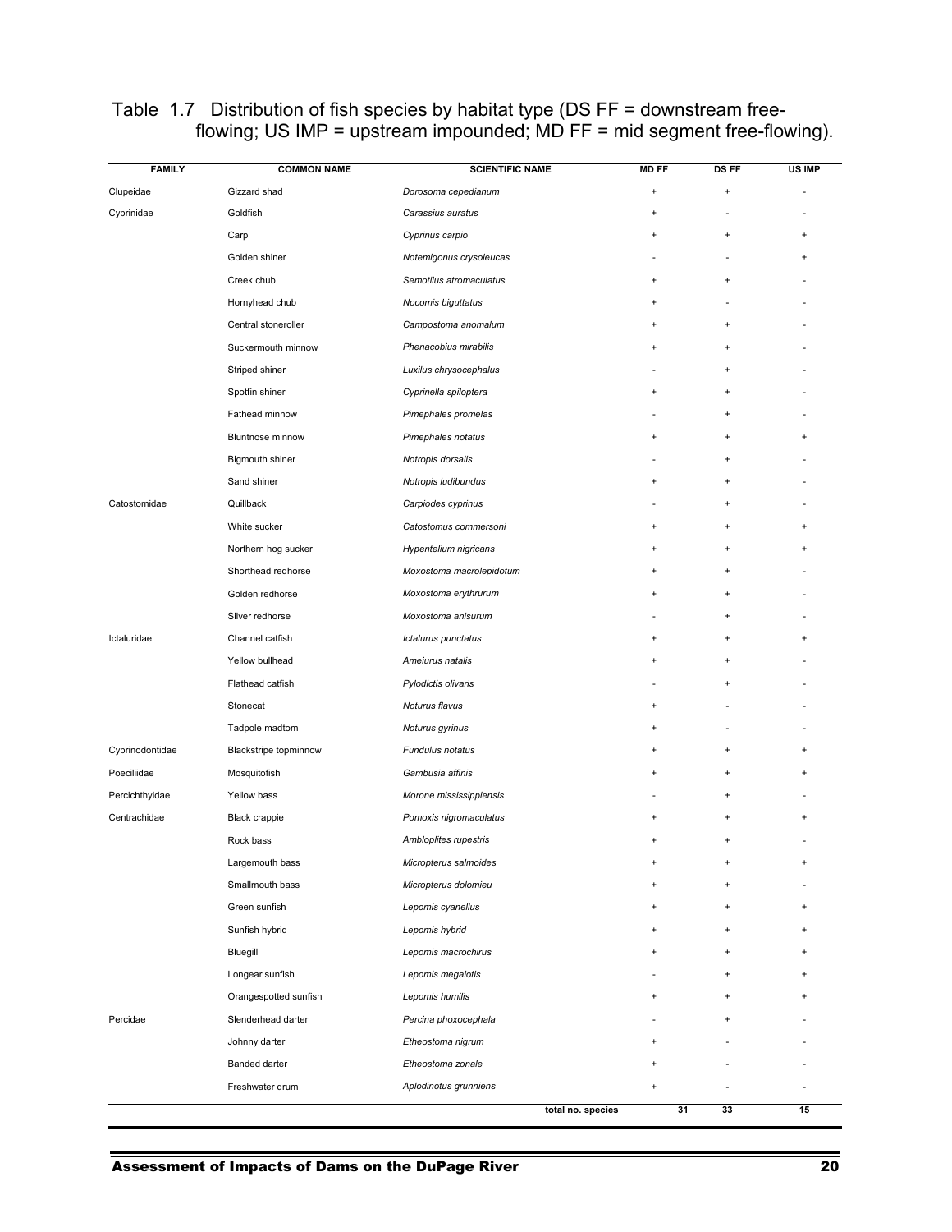Table 1.7 Distribution of fish species by habitat type (DS FF = downstream free-flowing; US IMP = upstream impounded; MD FF = mid segment free-flowing).

| FAMILY | COMMON NAME | SCIENTIFIC NAME | MD FF | DS FF | US IMP |
|---|---|---|---|---|---|
| Clupeidae | Gizzard shad | *Dorosoma cepedianum* | + | + | - |
| Cyprinidae | Goldfish | *Carassius auratus* | + | - | - |
| | Carp | *Cyprinus carpio* | + | + | + |
| | Golden shiner | *Notemigonus crysoleucas* | - | - | + |
| | Creek chub | *Semotilus atromaculatus* | + | + | - |
| | Hornyhead chub | *Nocomis biguttatus* | + | - | - |
| | Central stoneroller | *Campostoma anomalum* | + | + | - |
| | Suckermouth minnow | *Phenacobius mirabilis* | + | + | - |
| | Striped shiner | *Luxilus chrysocephalus* | - | + | - |
| | Spotfin shiner | *Cyprinella spiloptera* | + | + | - |
| | Fathead minnow | *Pimephales promelas* | - | + | - |
| | Bluntnose minnow | *Pimephales notatus* | + | + | + |
| | Bigmouth shiner | *Notropis dorsalis* | - | + | - |
| | Sand shiner | *Notropis ludibundus* | + | + | - |
| Catostomidae | Quillback | *Carpiodes cyprinus* | - | + | - |
| | White sucker | *Catostomus commersoni* | + | + | + |
| | Northern hog sucker | *Hypentelium nigricans* | + | + | + |
| | Shorthead redhorse | *Moxostoma macrolepidotum* | + | + | - |
| | Golden redhorse | *Moxostoma erythrurum* | + | + | - |
| | Silver redhorse | *Moxostoma anisurum* | - | + | - |
| Ictaluridae | Channel catfish | *Ictalurus punctatus* | + | + | + |
| | Yellow bullhead | *Ameiurus natalis* | + | + | - |
| | Flathead catfish | *Pylodictis olivaris* | - | + | - |
| | Stonecat | *Noturus flavus* | + | - | - |
| | Tadpole madtom | *Noturus gyrinus* | + | - | - |
| Cyprinodontidae | Blackstripe topminnow | *Fundulus notatus* | + | + | + |
| Poeciliidae | Mosquitofish | *Gambusia affinis* | + | + | + |
| Percichthyidae | Yellow bass | *Morone mississippiensis* | - | + | - |
| Centrachidae | Black crappie | *Pomoxis nigromaculatus* | + | + | + |
| | Rock bass | *Ambloplites rupestris* | + | + | - |
| | Largemouth bass | *Micropterus salmoides* | + | + | + |
| | Smallmouth bass | *Micropterus dolomieu* | + | + | - |
| | Green sunfish | *Lepomis cyanellus* | + | + | + |
| | Sunfish hybrid | *Lepomis hybrid* | + | + | + |
| | Bluegill | *Lepomis macrochirus* | + | + | + |
| | Longear sunfish | *Lepomis megalotis* | - | + | + |
| | Orangespotted sunfish | *Lepomis humilis* | + | + | + |
| Percidae | Slenderhead darter | *Percina phoxocephala* | - | + | - |
| | Johnny darter | *Etheostoma nigrum* | + | - | - |
| | Banded darter | *Etheostoma zonale* | + | - | - |
| | Freshwater drum | *Aplodinotus grunniens* | + | - | - |
| | | **total no. species** | **31** | **33** | **15** |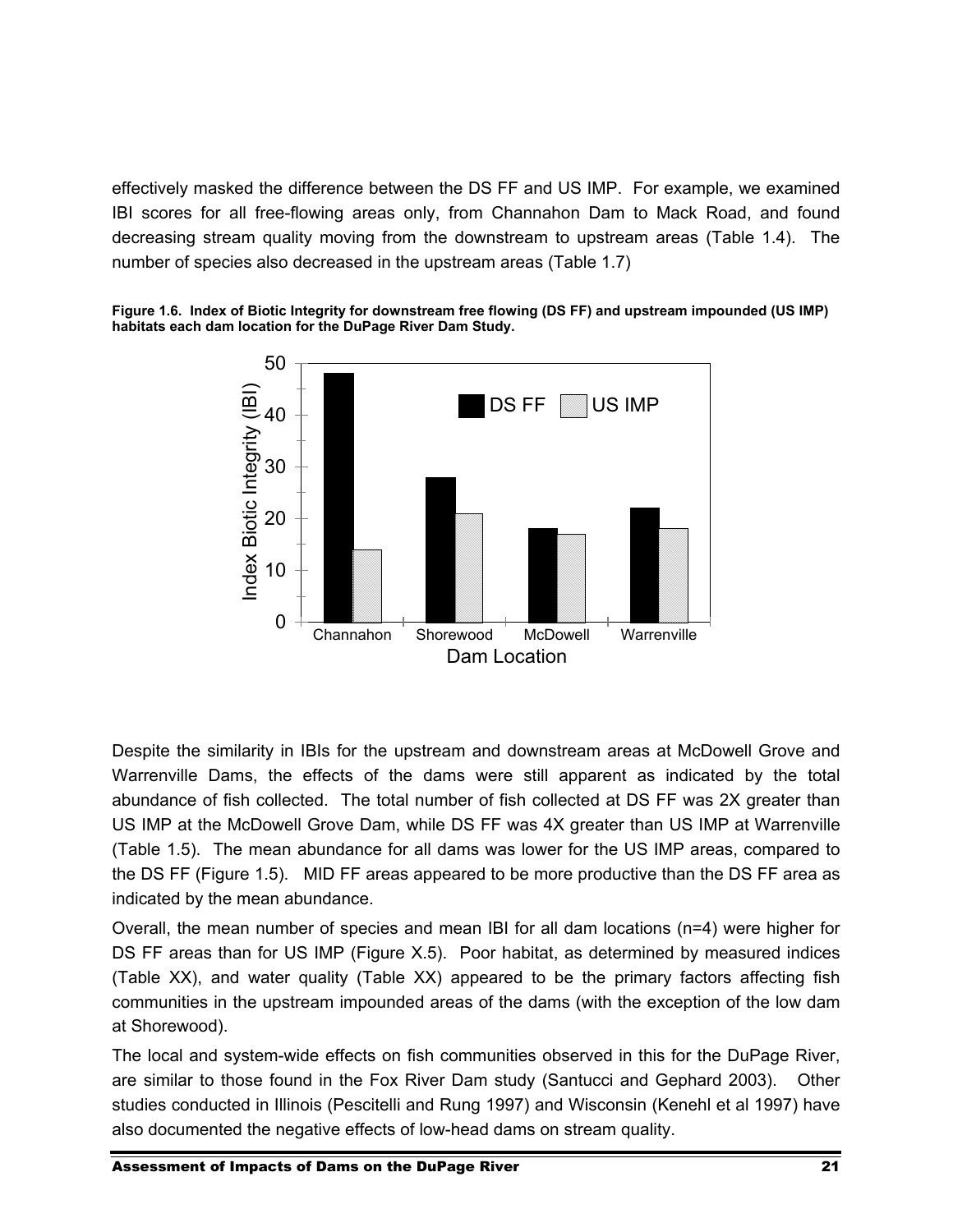effectively masked the difference between the DS FF and US IMP. For example, we examined IBI scores for all free-flowing areas only, from Channahon Dam to Mack Road, and found decreasing stream quality moving from the downstream to upstream areas (Table 1.4). The number of species also decreased in the upstream areas (Table 1.7)

**Figure 1.6. Index of Biotic Integrity for downstream free flowing (DS FF) and upstream impounded (US IMP) habitats each dam location for the DuPage River Dam Study.**

Despite the similarity in IBIs for the upstream and downstream areas at McDowell Grove and Warrenville Dams, the effects of the dams were still apparent as indicated by the total abundance of fish collected. The total number of fish collected at DS FF was 2X greater than US IMP at the McDowell Grove Dam, while DS FF was 4X greater than US IMP at Warrenville (Table 1.5). The mean abundance for all dams was lower for the US IMP areas, compared to the DS FF (Figure 1.5). MID FF areas appeared to be more productive than the DS FF area as indicated by the mean abundance.

Overall, the mean number of species and mean IBI for all dam locations (n=4) were higher for DS FF areas than for US IMP (Figure X.5). Poor habitat, as determined by measured indices (Table XX), and water quality (Table XX) appeared to be the primary factors affecting fish communities in the upstream impounded areas of the dams (with the exception of the low dam at Shorewood).

The local and system-wide effects on fish communities observed in this for the DuPage River, are similar to those found in the Fox River Dam study (Santucci and Gephard 2003). Other studies conducted in Illinois (Pescitelli and Rung 1997) and Wisconsin (Kenehl et al 1997) have also documented the negative effects of low-head dams on stream quality.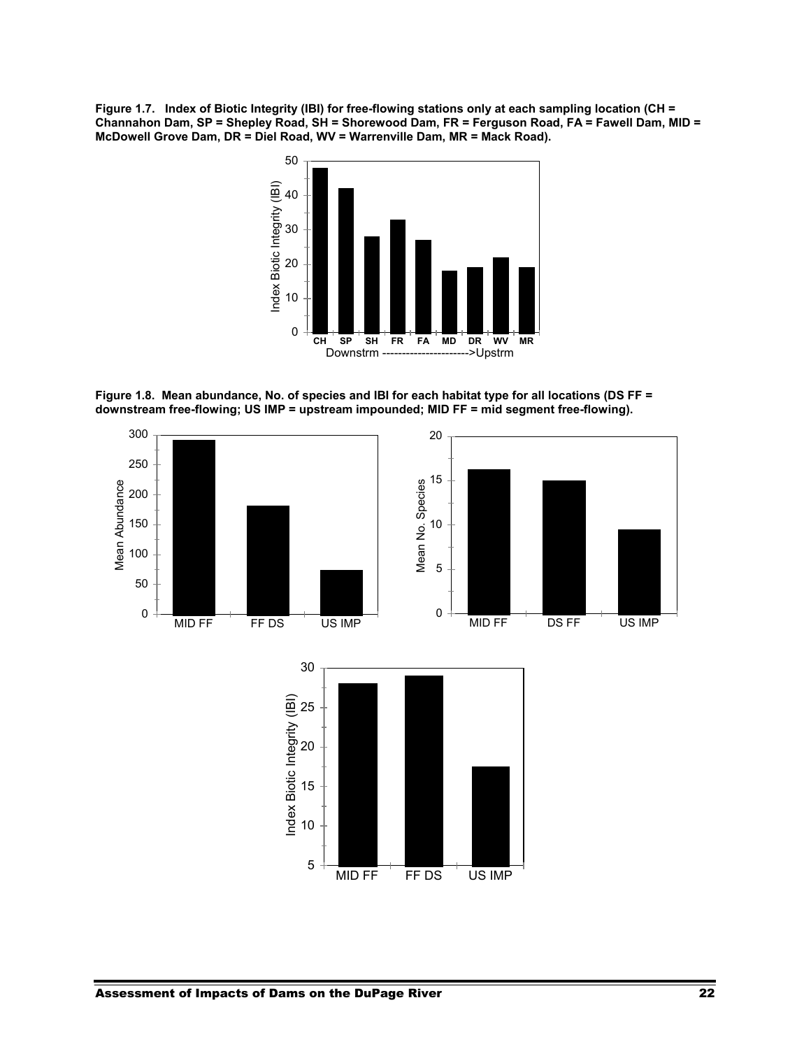**Figure 1.7. Index of Biotic Integrity (IBI) for free-flowing stations only at each sampling location (CH = Channahon Dam, SP = Shepley Road, SH = Shorewood Dam, FR = Ferguson Road, FA = Fawell Dam, MID = McDowell Grove Dam, DR = Diel Road, WV = Warrenville Dam, MR = Mack Road).**

**Figure 1.8. Mean abundance, No. of species and IBI for each habitat type for all locations (DS FF = downstream free-flowing; US IMP = upstream impounded; MID FF = mid segment free-flowing).**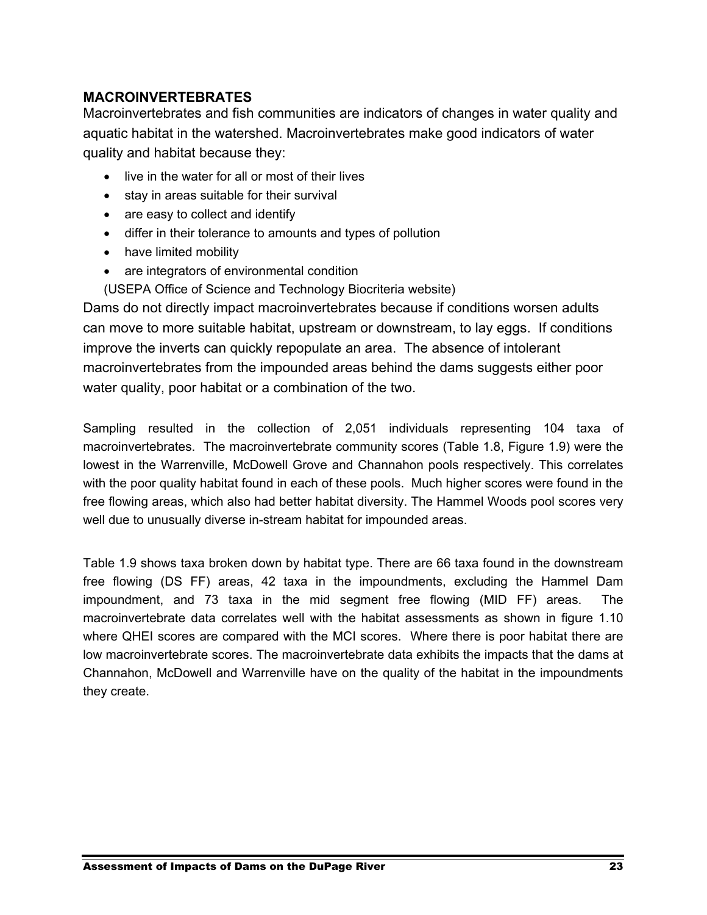## MACROINVERTEBRATES

Macroinvertebrates and fish communities are indicators of changes in water quality and aquatic habitat in the watershed. Macroinvertebrates make good indicators of water quality and habitat because they:

- live in the water for all or most of their lives
- stay in areas suitable for their survival
- are easy to collect and identify
- differ in their tolerance to amounts and types of pollution
- have limited mobility
- are integrators of environmental condition

(USEPA Office of Science and Technology Biocriteria website)

Dams do not directly impact macroinvertebrates because if conditions worsen adults can move to more suitable habitat, upstream or downstream, to lay eggs. If conditions improve the inverts can quickly repopulate an area. The absence of intolerant macroinvertebrates from the impounded areas behind the dams suggests either poor water quality, poor habitat or a combination of the two.

Sampling resulted in the collection of 2,051 individuals representing 104 taxa of macroinvertebrates. The macroinvertebrate community scores (Table 1.8, Figure 1.9) were the lowest in the Warrenville, McDowell Grove and Channahon pools respectively. This correlates with the poor quality habitat found in each of these pools. Much higher scores were found in the free flowing areas, which also had better habitat diversity. The Hammel Woods pool scores very well due to unusually diverse in-stream habitat for impounded areas.

Table 1.9 shows taxa broken down by habitat type. There are 66 taxa found in the downstream free flowing (DS FF) areas, 42 taxa in the impoundments, excluding the Hammel Dam impoundment, and 73 taxa in the mid segment free flowing (MID FF) areas. The macroinvertebrate data correlates well with the habitat assessments as shown in figure 1.10 where QHEI scores are compared with the MCI scores. Where there is poor habitat there are low macroinvertebrate scores. The macroinvertebrate data exhibits the impacts that the dams at Channahon, McDowell and Warrenville have on the quality of the habitat in the impoundments they create.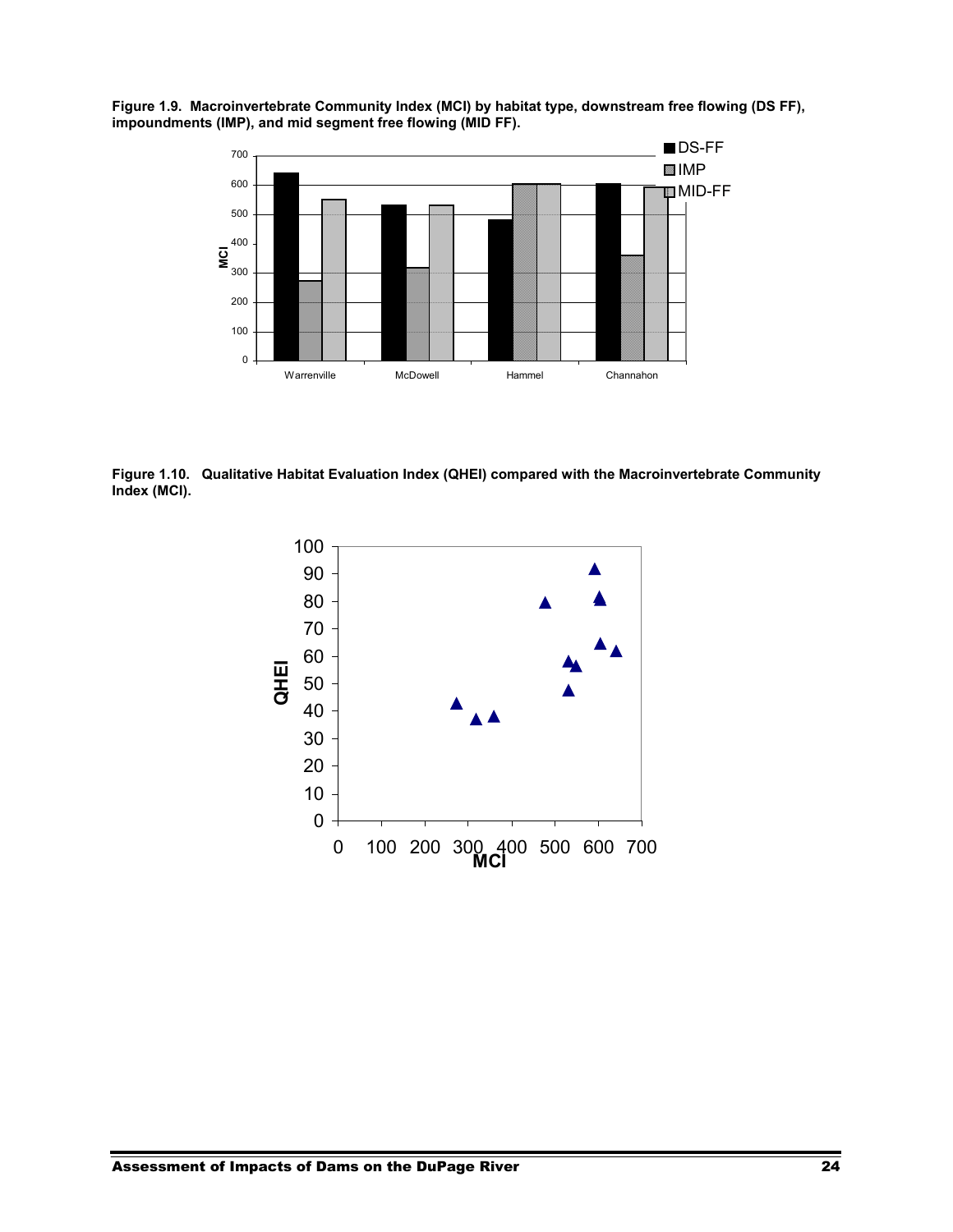**Figure 1.9. Macroinvertebrate Community Index (MCI) by habitat type, downstream free flowing (DS FF), impoundments (IMP), and mid segment free flowing (MID FF).**

**Figure 1.10. Qualitative Habitat Evaluation Index (QHEI) compared with the Macroinvertebrate Community Index (MCI).**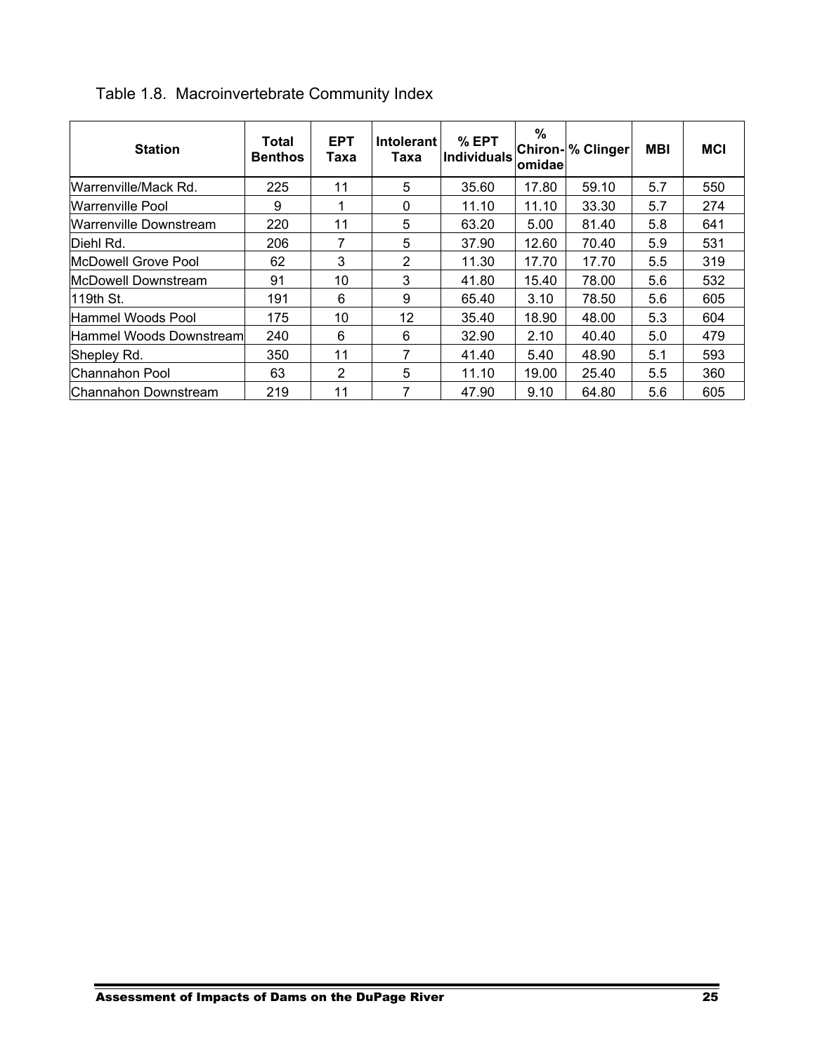Table 1.8. Macroinvertebrate Community Index

| Station | Total Benthos | EPT Taxa | Intolerant Taxa | % EPT Individuals | % Chiron-omidae | % Clinger | MBI | MCI |
|---|---|---|---|---|---|---|---|---|
| Warrenville/Mack Rd. | 225 | 11 | 5 | 35.60 | 17.80 | 59.10 | 5.7 | 550 |
| Warrenville Pool | 9 | 1 | 0 | 11.10 | 11.10 | 33.30 | 5.7 | 274 |
| Warrenville Downstream | 220 | 11 | 5 | 63.20 | 5.00 | 81.40 | 5.8 | 641 |
| Diehl Rd. | 206 | 7 | 5 | 37.90 | 12.60 | 70.40 | 5.9 | 531 |
| McDowell Grove Pool | 62 | 3 | 2 | 11.30 | 17.70 | 17.70 | 5.5 | 319 |
| McDowell Downstream | 91 | 10 | 3 | 41.80 | 15.40 | 78.00 | 5.6 | 532 |
| 119th St. | 191 | 6 | 9 | 65.40 | 3.10 | 78.50 | 5.6 | 605 |
| Hammel Woods Pool | 175 | 10 | 12 | 35.40 | 18.90 | 48.00 | 5.3 | 604 |
| Hammel Woods Downstream | 240 | 6 | 6 | 32.90 | 2.10 | 40.40 | 5.0 | 479 |
| Shepley Rd. | 350 | 11 | 7 | 41.40 | 5.40 | 48.90 | 5.1 | 593 |
| Channahon Pool | 63 | 2 | 5 | 11.10 | 19.00 | 25.40 | 5.5 | 360 |
| Channahon Downstream | 219 | 11 | 7 | 47.90 | 9.10 | 64.80 | 5.6 | 605 |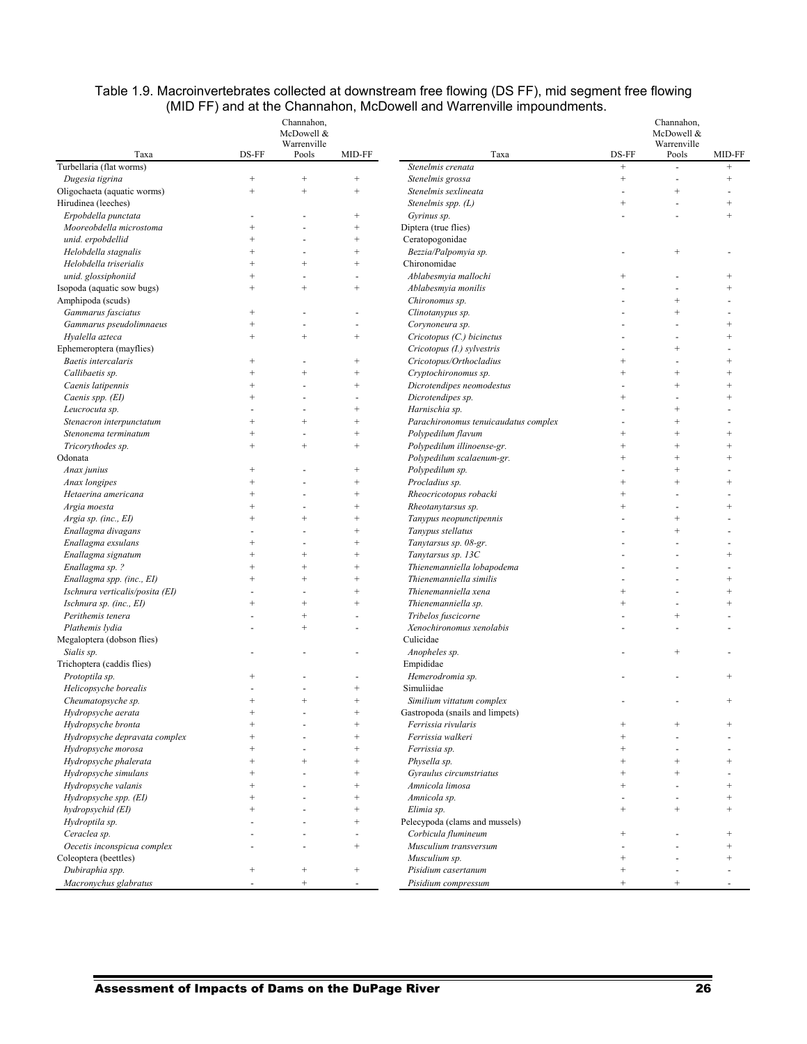Table 1.9. Macroinvertebrates collected at downstream free flowing (DS FF), mid segment free flowing (MID FF) and at the Channahon, McDowell and Warrenville impoundments.

| Taxa | DS-FF | Channahon, McDowell & Warrenville Pools | MID-FF |
|---|---|---|---|
| Turbellaria (flat worms) | | | |
| *Dugesia tigrina* | + | + | + |
| Oligochaeta (aquatic worms) | + | + | + |
| Hirudinea (leeches) | | | |
| *Erpobdella punctata* | - | - | + |
| *Mooreobdella microstoma* | + | - | + |
| *unid. erpobdellid* | + | - | + |
| *Helobdella stagnalis* | + | - | + |
| *Helobdella triserialis* | + | + | + |
| *unid. glossiphoniid* | + | - | - |
| Isopoda (aquatic sow bugs) | + | + | + |
| Amphipoda (scuds) | | | |
| *Gammarus fasciatus* | + | - | - |
| *Gammarus pseudolimnaeus* | + | - | - |
| *Hyalella azteca* | + | + | + |
| Ephemeroptera (mayflies) | | | |
| *Baetis intercalaris* | + | - | + |
| *Callibaetis sp.* | + | + | + |
| *Caenis latipennis* | + | - | + |
| *Caenis spp. (EI)* | + | - | - |
| *Leucrocuta sp.* | - | - | + |
| *Stenacron interpunctatum* | + | + | + |
| *Stenonema terminatum* | + | - | + |
| *Tricorythodes sp.* | + | + | + |
| Odonata | | | |
| *Anax junius* | + | - | + |
| *Anax longipes* | + | - | + |
| *Hetaerina americana* | + | - | + |
| *Argia moesta* | + | - | + |
| *Argia sp. (inc., EI)* | + | + | + |
| *Enallagma divagans* | - | - | + |
| *Enallagma exsulans* | + | - | + |
| *Enallagma signatum* | + | + | + |
| *Enallagma sp. ?* | + | + | + |
| *Enallagma spp. (inc., EI)* | + | + | + |
| *Ischnura verticalis/posita (EI)* | - | - | + |
| *Ischnura sp. (inc., EI)* | + | + | + |
| *Perithemis tenera* | - | + | - |
| *Plathemis lydia* | - | + | - |
| Megaloptera (dobson flies) | | | |
| *Sialis sp.* | - | - | - |
| Trichoptera (caddis flies) | | | |
| *Protoptila sp.* | + | - | - |
| *Helicopsyche borealis* | - | - | + |
| *Cheumatopsyche sp.* | + | + | + |
| *Hydropsyche aerata* | + | - | + |
| *Hydropsyche bronta* | + | - | + |
| *Hydropsyche depravata complex* | + | - | + |
| *Hydropsyche morosa* | + | - | + |
| *Hydropsyche phalerata* | + | + | + |
| *Hydropsyche simulans* | + | - | + |
| *Hydropsyche valanis* | + | - | + |
| *Hydropsyche spp. (EI)* | + | - | + |
| *hydropsychid (EI)* | + | - | + |
| *Hydroptila sp.* | - | - | + |
| *Ceraclea sp.* | - | - | - |
| *Oecetis inconspicua complex* | - | - | + |
| Coleoptera (beetles) | | | |
| *Dubiraphia spp.* | + | + | + |
| *Macronychus glabratus* | - | + | - |
| *Stenelmis crenata* | + | - | + |
| *Stenelmis grossa* | + | - | + |
| *Stenelmis sexlineata* | - | + | - |
| *Stenelmis spp. (L)* | + | - | + |
| *Gyrinus sp.* | - | - | + |
| Diptera (true flies) | | | |
| Ceratopogonidae | | | |
| *Bezzia/Palpomyia sp.* | - | + | - |
| Chironomidae | | | |
| *Ablabesmyia mallochi* | + | - | + |
| *Ablabesmyia monilis* | - | - | + |
| *Chironomus sp.* | - | + | - |
| *Clinotanypus sp.* | - | + | - |
| *Corynoneura sp.* | - | - | + |
| *Cricotopus (C.) bicinctus* | - | - | + |
| *Cricotopus (I.) sylvestris* | - | + | - |
| *Cricotopus/Orthocladius* | + | - | + |
| *Cryptochironomus sp.* | + | + | + |
| *Dicrotendipes neomodestus* | - | + | + |
| *Dicrotendipes sp.* | + | - | + |
| *Harnischia sp.* | - | + | - |
| *Parachironomus tenuicaudatus complex* | - | + | - |
| *Polypedilum flavum* | + | + | + |
| *Polypedilum illinoense-gr.* | + | + | + |
| *Polypedilum scalaenum-gr.* | + | + | + |
| *Polypedilum sp.* | - | + | - |
| *Procladius sp.* | + | + | + |
| *Rheocricotopus robacki* | + | - | - |
| *Rheotanytarsus sp.* | + | - | + |
| *Tanypus neopunctipennis* | - | + | - |
| *Tanypus stellatus* | - | + | - |
| *Tanytarsus sp. 08-gr.* | - | - | - |
| *Tanytarsus sp. 13C* | - | - | + |
| *Thienemanniella lobapodema* | - | - | - |
| *Thienemanniella similis* | - | - | + |
| *Thienemanniella xena* | + | - | + |
| *Thienemanniella sp.* | + | - | + |
| *Tribelos fuscicorne* | - | + | - |
| *Xenochironomus xenolabis* | - | - | - |
| Culicidae | | | |
| *Anopheles sp.* | - | + | - |
| Empididae | | | |
| *Hemerodromia sp.* | - | - | + |
| Simuliidae | | | |
| *Similium vittatum complex* | - | - | + |
| Gastropoda (snails and limpets) | | | |
| *Ferrissia rivularis* | + | + | + |
| *Ferrissia walkeri* | + | - | - |
| *Ferrissia sp.* | + | - | - |
| *Physella sp.* | + | + | + |
| *Gyraulus circumstriatus* | + | + | - |
| *Amnicola limosa* | + | - | + |
| *Amnicola sp.* | - | - | + |
| *Elimia sp.* | + | + | + |
| Pelecypoda (clams and mussels) | | | |
| *Corbicula flumineum* | + | - | + |
| *Musculium transversum* | - | - | + |
| *Musculium sp.* | + | - | + |
| *Pisidium casertanum* | + | - | - |
| *Pisidium compressum* | + | + | - |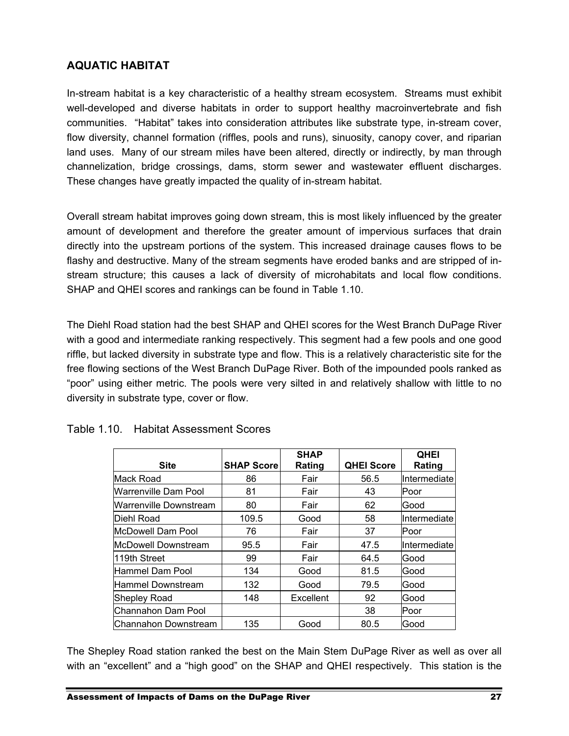## AQUATIC HABITAT

In-stream habitat is a key characteristic of a healthy stream ecosystem. Streams must exhibit well-developed and diverse habitats in order to support healthy macroinvertebrate and fish communities. "Habitat" takes into consideration attributes like substrate type, in-stream cover, flow diversity, channel formation (riffles, pools and runs), sinuosity, canopy cover, and riparian land uses. Many of our stream miles have been altered, directly or indirectly, by man through channelization, bridge crossings, dams, storm sewer and wastewater effluent discharges. These changes have greatly impacted the quality of in-stream habitat.

Overall stream habitat improves going down stream, this is most likely influenced by the greater amount of development and therefore the greater amount of impervious surfaces that drain directly into the upstream portions of the system. This increased drainage causes flows to be flashy and destructive. Many of the stream segments have eroded banks and are stripped of in-stream structure; this causes a lack of diversity of microhabitats and local flow conditions. SHAP and QHEI scores and rankings can be found in Table 1.10.

The Diehl Road station had the best SHAP and QHEI scores for the West Branch DuPage River with a good and intermediate ranking respectively. This segment had a few pools and one good riffle, but lacked diversity in substrate type and flow. This is a relatively characteristic site for the free flowing sections of the West Branch DuPage River. Both of the impounded pools ranked as "poor" using either metric. The pools were very silted in and relatively shallow with little to no diversity in substrate type, cover or flow.

Table 1.10. Habitat Assessment Scores

| Site | SHAP Score | SHAP Rating | QHEI Score | QHEI Rating |
|---|---|---|---|---|
| Mack Road | 86 | Fair | 56.5 | Intermediate |
| Warrenville Dam Pool | 81 | Fair | 43 | Poor |
| Warrenville Downstream | 80 | Fair | 62 | Good |
| Diehl Road | 109.5 | Good | 58 | Intermediate |
| McDowell Dam Pool | 76 | Fair | 37 | Poor |
| McDowell Downstream | 95.5 | Fair | 47.5 | Intermediate |
| 119th Street | 99 | Fair | 64.5 | Good |
| Hammel Dam Pool | 134 | Good | 81.5 | Good |
| Hammel Downstream | 132 | Good | 79.5 | Good |
| Shepley Road | 148 | Excellent | 92 | Good |
| Channahon Dam Pool | | | 38 | Poor |
| Channahon Downstream | 135 | Good | 80.5 | Good |

The Shepley Road station ranked the best on the Main Stem DuPage River as well as over all with an "excellent" and a "high good" on the SHAP and QHEI respectively. This station is the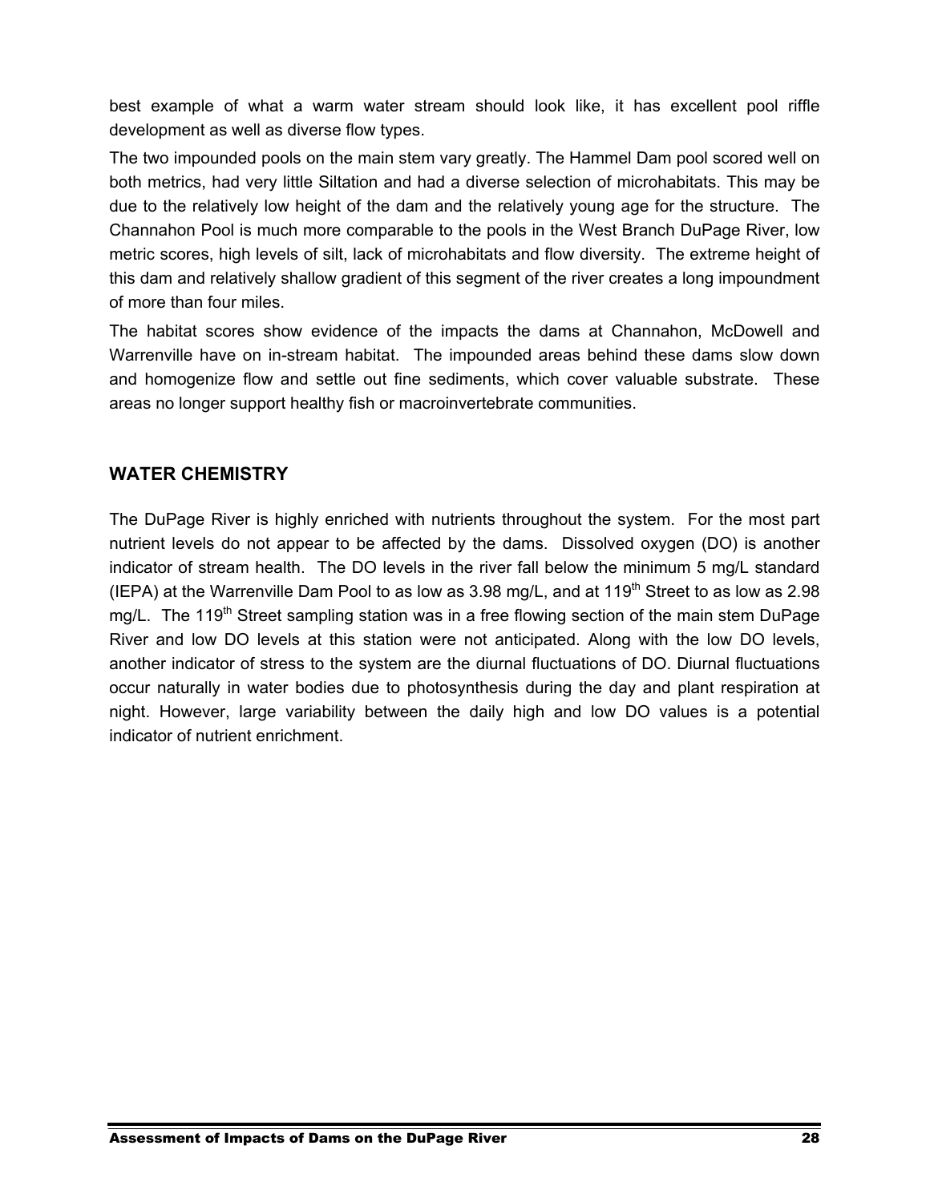best example of what a warm water stream should look like, it has excellent pool riffle development as well as diverse flow types.

The two impounded pools on the main stem vary greatly. The Hammel Dam pool scored well on both metrics, had very little Siltation and had a diverse selection of microhabitats. This may be due to the relatively low height of the dam and the relatively young age for the structure. The Channahon Pool is much more comparable to the pools in the West Branch DuPage River, low metric scores, high levels of silt, lack of microhabitats and flow diversity. The extreme height of this dam and relatively shallow gradient of this segment of the river creates a long impoundment of more than four miles.

The habitat scores show evidence of the impacts the dams at Channahon, McDowell and Warrenville have on in-stream habitat. The impounded areas behind these dams slow down and homogenize flow and settle out fine sediments, which cover valuable substrate. These areas no longer support healthy fish or macroinvertebrate communities.

## WATER CHEMISTRY

The DuPage River is highly enriched with nutrients throughout the system. For the most part nutrient levels do not appear to be affected by the dams. Dissolved oxygen (DO) is another indicator of stream health. The DO levels in the river fall below the minimum 5 mg/L standard (IEPA) at the Warrenville Dam Pool to as low as 3.98 mg/L, and at 119th Street to as low as 2.98 mg/L. The 119th Street sampling station was in a free flowing section of the main stem DuPage River and low DO levels at this station were not anticipated. Along with the low DO levels, another indicator of stress to the system are the diurnal fluctuations of DO. Diurnal fluctuations occur naturally in water bodies due to photosynthesis during the day and plant respiration at night. However, large variability between the daily high and low DO values is a potential indicator of nutrient enrichment.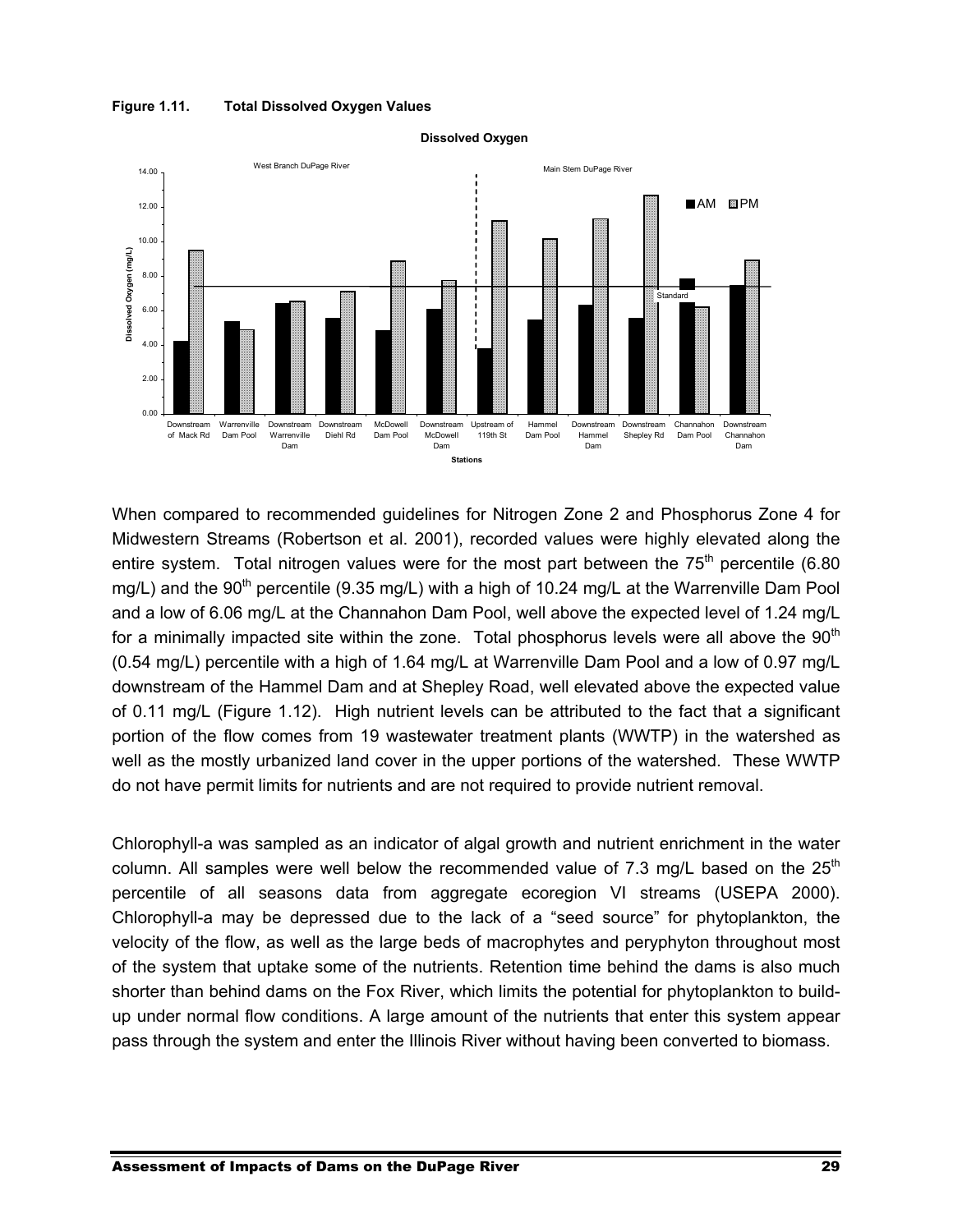**Figure 1.11. Total Dissolved Oxygen Values**

When compared to recommended guidelines for Nitrogen Zone 2 and Phosphorus Zone 4 for Midwestern Streams (Robertson et al. 2001), recorded values were highly elevated along the entire system. Total nitrogen values were for the most part between the 75th percentile (6.80 mg/L) and the 90th percentile (9.35 mg/L) with a high of 10.24 mg/L at the Warrenville Dam Pool and a low of 6.06 mg/L at the Channahon Dam Pool, well above the expected level of 1.24 mg/L for a minimally impacted site within the zone. Total phosphorus levels were all above the 90th (0.54 mg/L) percentile with a high of 1.64 mg/L at Warrenville Dam Pool and a low of 0.97 mg/L downstream of the Hammel Dam and at Shepley Road, well elevated above the expected value of 0.11 mg/L (Figure 1.12). High nutrient levels can be attributed to the fact that a significant portion of the flow comes from 19 wastewater treatment plants (WWTP) in the watershed as well as the mostly urbanized land cover in the upper portions of the watershed. These WWTP do not have permit limits for nutrients and are not required to provide nutrient removal.

Chlorophyll-a was sampled as an indicator of algal growth and nutrient enrichment in the water column. All samples were well below the recommended value of 7.3 mg/L based on the 25th percentile of all seasons data from aggregate ecoregion VI streams (USEPA 2000). Chlorophyll-a may be depressed due to the lack of a "seed source" for phytoplankton, the velocity of the flow, as well as the large beds of macrophytes and peryphyton throughout most of the system that uptake some of the nutrients. Retention time behind the dams is also much shorter than behind dams on the Fox River, which limits the potential for phytoplankton to build-up under normal flow conditions. A large amount of the nutrients that enter this system appear pass through the system and enter the Illinois River without having been converted to biomass.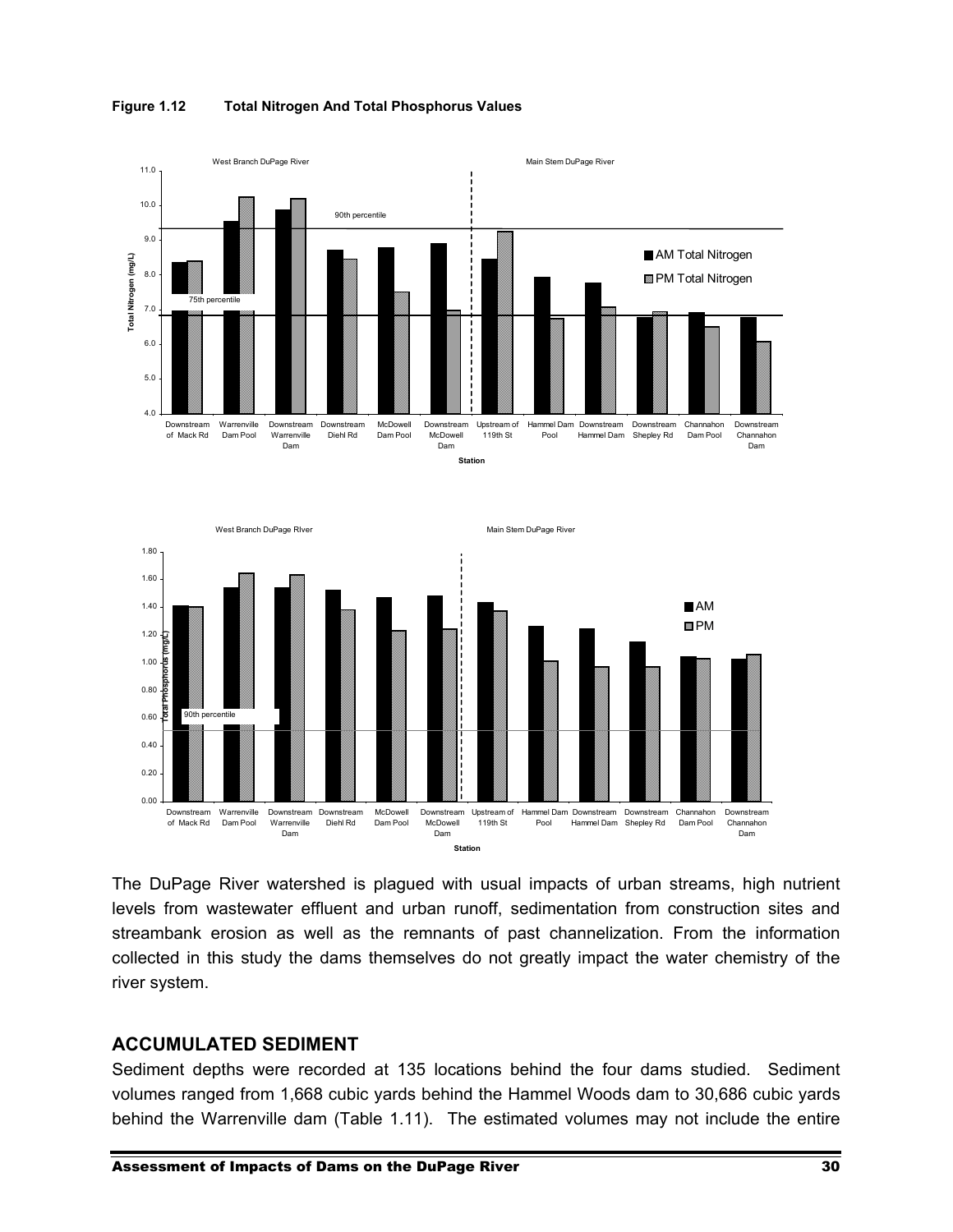**Figure 1.12 Total Nitrogen And Total Phosphorus Values**

The DuPage River watershed is plagued with usual impacts of urban streams, high nutrient levels from wastewater effluent and urban runoff, sedimentation from construction sites and streambank erosion as well as the remnants of past channelization. From the information collected in this study the dams themselves do not greatly impact the water chemistry of the river system.

## ACCUMULATED SEDIMENT

Sediment depths were recorded at 135 locations behind the four dams studied. Sediment volumes ranged from 1,668 cubic yards behind the Hammel Woods dam to 30,686 cubic yards behind the Warrenville dam (Table 1.11). The estimated volumes may not include the entire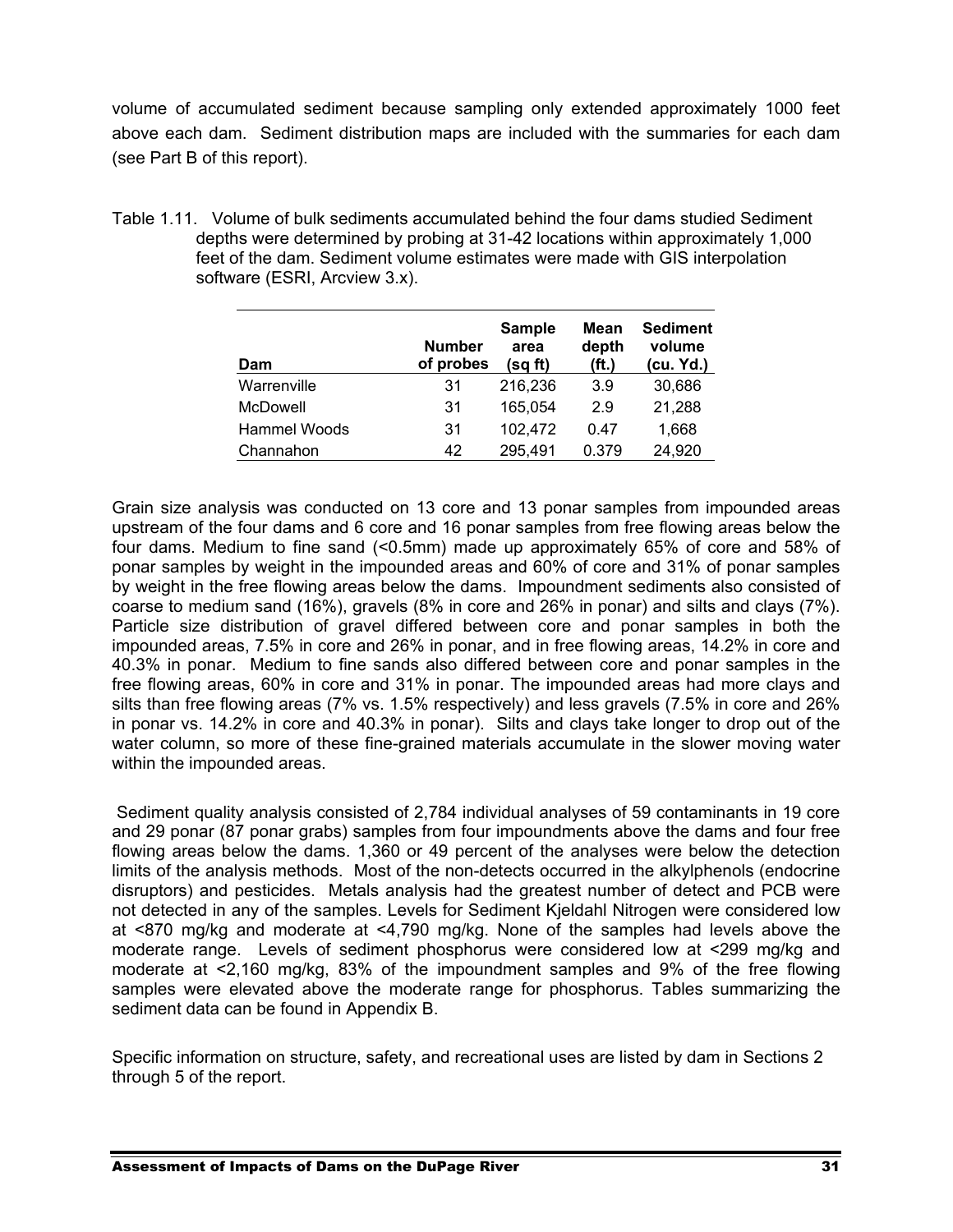volume of accumulated sediment because sampling only extended approximately 1000 feet above each dam. Sediment distribution maps are included with the summaries for each dam (see Part B of this report).

Table 1.11. Volume of bulk sediments accumulated behind the four dams studied Sediment depths were determined by probing at 31-42 locations within approximately 1,000 feet of the dam. Sediment volume estimates were made with GIS interpolation software (ESRI, Arcview 3.x).

| Dam | Number of probes | Sample area (sq ft) | Mean depth (ft.) | Sediment volume (cu. Yd.) |
|---|---|---|---|---|
| Warrenville | 31 | 216,236 | 3.9 | 30,686 |
| McDowell | 31 | 165,054 | 2.9 | 21,288 |
| Hammel Woods | 31 | 102,472 | 0.47 | 1,668 |
| Channahon | 42 | 295,491 | 0.379 | 24,920 |

Grain size analysis was conducted on 13 core and 13 ponar samples from impounded areas upstream of the four dams and 6 core and 16 ponar samples from free flowing areas below the four dams. Medium to fine sand (<0.5mm) made up approximately 65% of core and 58% of ponar samples by weight in the impounded areas and 60% of core and 31% of ponar samples by weight in the free flowing areas below the dams. Impoundment sediments also consisted of coarse to medium sand (16%), gravels (8% in core and 26% in ponar) and silts and clays (7%). Particle size distribution of gravel differed between core and ponar samples in both the impounded areas, 7.5% in core and 26% in ponar, and in free flowing areas, 14.2% in core and 40.3% in ponar. Medium to fine sands also differed between core and ponar samples in the free flowing areas, 60% in core and 31% in ponar. The impounded areas had more clays and silts than free flowing areas (7% vs. 1.5% respectively) and less gravels (7.5% in core and 26% in ponar vs. 14.2% in core and 40.3% in ponar). Silts and clays take longer to drop out of the water column, so more of these fine-grained materials accumulate in the slower moving water within the impounded areas.

Sediment quality analysis consisted of 2,784 individual analyses of 59 contaminants in 19 core and 29 ponar (87 ponar grabs) samples from four impoundments above the dams and four free flowing areas below the dams. 1,360 or 49 percent of the analyses were below the detection limits of the analysis methods. Most of the non-detects occurred in the alkylphenols (endocrine disruptors) and pesticides. Metals analysis had the greatest number of detect and PCB were not detected in any of the samples. Levels for Sediment Kjeldahl Nitrogen were considered low at <870 mg/kg and moderate at <4,790 mg/kg. None of the samples had levels above the moderate range. Levels of sediment phosphorus were considered low at <299 mg/kg and moderate at <2,160 mg/kg, 83% of the impoundment samples and 9% of the free flowing samples were elevated above the moderate range for phosphorus. Tables summarizing the sediment data can be found in Appendix B.

Specific information on structure, safety, and recreational uses are listed by dam in Sections 2 through 5 of the report.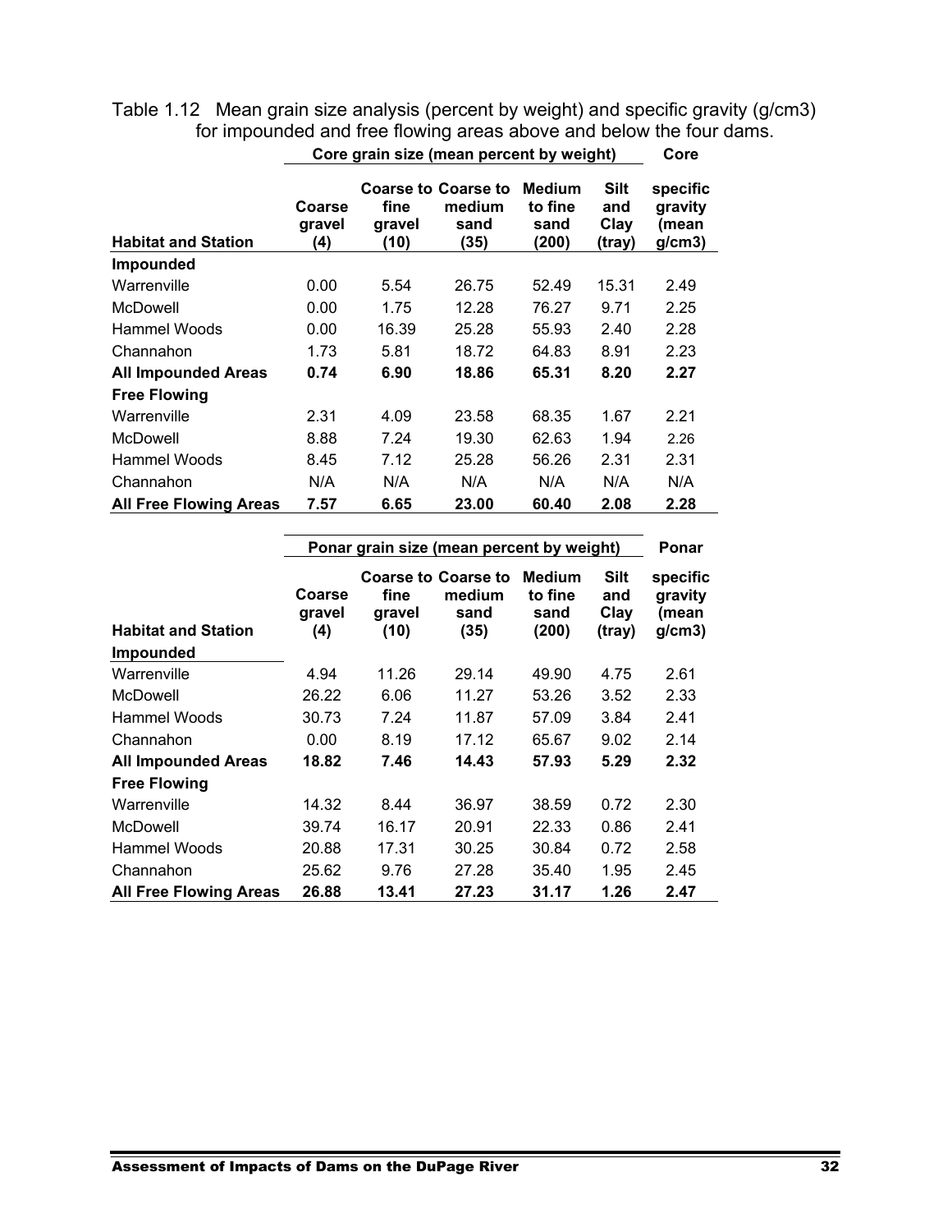Table 1.12 Mean grain size analysis (percent by weight) and specific gravity (g/cm3) for impounded and free flowing areas above and below the four dams.

| Habitat and Station | Core grain size (mean percent by weight) | | | | | Core |
|---|---|---|---|---|---|---|
| | Coarse gravel (4) | Coarse to fine gravel (10) | Coarse to medium sand (35) | Medium to fine sand (200) | Silt and Clay (tray) | specific gravity (mean g/cm3) |
| **Impounded** | | | | | | |
| Warrenville | 0.00 | 5.54 | 26.75 | 52.49 | 15.31 | 2.49 |
| McDowell | 0.00 | 1.75 | 12.28 | 76.27 | 9.71 | 2.25 |
| Hammel Woods | 0.00 | 16.39 | 25.28 | 55.93 | 2.40 | 2.28 |
| Channahon | 1.73 | 5.81 | 18.72 | 64.83 | 8.91 | 2.23 |
| **All Impounded Areas** | **0.74** | **6.90** | **18.86** | **65.31** | **8.20** | **2.27** |
| **Free Flowing** | | | | | | |
| Warrenville | 2.31 | 4.09 | 23.58 | 68.35 | 1.67 | 2.21 |
| McDowell | 8.88 | 7.24 | 19.30 | 62.63 | 1.94 | 2.26 |
| Hammel Woods | 8.45 | 7.12 | 25.28 | 56.26 | 2.31 | 2.31 |
| Channahon | N/A | N/A | N/A | N/A | N/A | N/A |
| **All Free Flowing Areas** | **7.57** | **6.65** | **23.00** | **60.40** | **2.08** | **2.28** |

| Habitat and Station | Ponar grain size (mean percent by weight) | | | | | Ponar |
|---|---|---|---|---|---|---|
| | Coarse gravel (4) | Coarse to fine gravel (10) | Coarse to medium sand (35) | Medium to fine sand (200) | Silt and Clay (tray) | specific gravity (mean g/cm3) |
| **Impounded** | | | | | | |
| Warrenville | 4.94 | 11.26 | 29.14 | 49.90 | 4.75 | 2.61 |
| McDowell | 26.22 | 6.06 | 11.27 | 53.26 | 3.52 | 2.33 |
| Hammel Woods | 30.73 | 7.24 | 11.87 | 57.09 | 3.84 | 2.41 |
| Channahon | 0.00 | 8.19 | 17.12 | 65.67 | 9.02 | 2.14 |
| **All Impounded Areas** | **18.82** | **7.46** | **14.43** | **57.93** | **5.29** | **2.32** |
| **Free Flowing** | | | | | | |
| Warrenville | 14.32 | 8.44 | 36.97 | 38.59 | 0.72 | 2.30 |
| McDowell | 39.74 | 16.17 | 20.91 | 22.33 | 0.86 | 2.41 |
| Hammel Woods | 20.88 | 17.31 | 30.25 | 30.84 | 0.72 | 2.58 |
| Channahon | 25.62 | 9.76 | 27.28 | 35.40 | 1.95 | 2.45 |
| **All Free Flowing Areas** | **26.88** | **13.41** | **27.23** | **31.17** | **1.26** | **2.47** |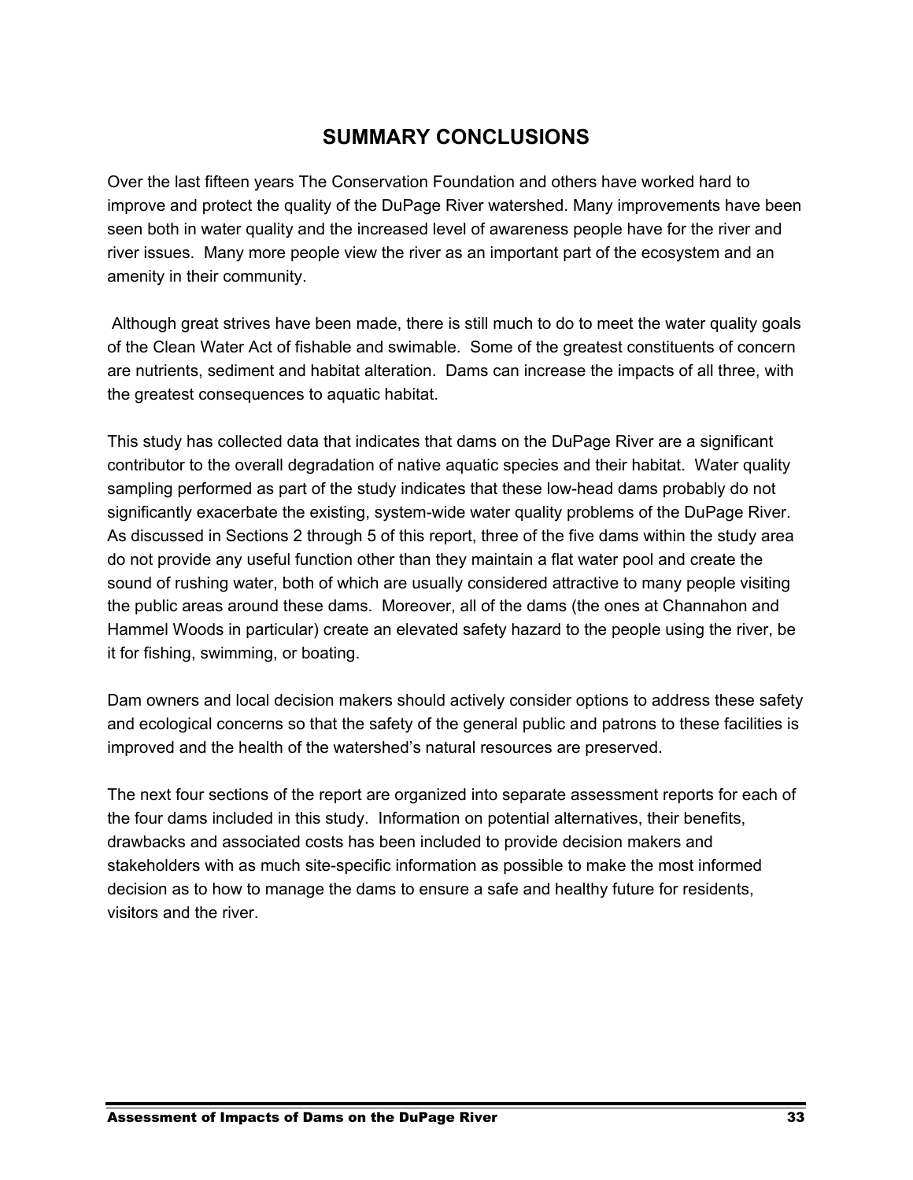# SUMMARY CONCLUSIONS

Over the last fifteen years The Conservation Foundation and others have worked hard to improve and protect the quality of the DuPage River watershed. Many improvements have been seen both in water quality and the increased level of awareness people have for the river and river issues. Many more people view the river as an important part of the ecosystem and an amenity in their community.

Although great strives have been made, there is still much to do to meet the water quality goals of the Clean Water Act of fishable and swimable. Some of the greatest constituents of concern are nutrients, sediment and habitat alteration. Dams can increase the impacts of all three, with the greatest consequences to aquatic habitat.

This study has collected data that indicates that dams on the DuPage River are a significant contributor to the overall degradation of native aquatic species and their habitat. Water quality sampling performed as part of the study indicates that these low-head dams probably do not significantly exacerbate the existing, system-wide water quality problems of the DuPage River. As discussed in Sections 2 through 5 of this report, three of the five dams within the study area do not provide any useful function other than they maintain a flat water pool and create the sound of rushing water, both of which are usually considered attractive to many people visiting the public areas around these dams. Moreover, all of the dams (the ones at Channahon and Hammel Woods in particular) create an elevated safety hazard to the people using the river, be it for fishing, swimming, or boating.

Dam owners and local decision makers should actively consider options to address these safety and ecological concerns so that the safety of the general public and patrons to these facilities is improved and the health of the watershed's natural resources are preserved.

The next four sections of the report are organized into separate assessment reports for each of the four dams included in this study. Information on potential alternatives, their benefits, drawbacks and associated costs has been included to provide decision makers and stakeholders with as much site-specific information as possible to make the most informed decision as to how to manage the dams to ensure a safe and healthy future for residents, visitors and the river.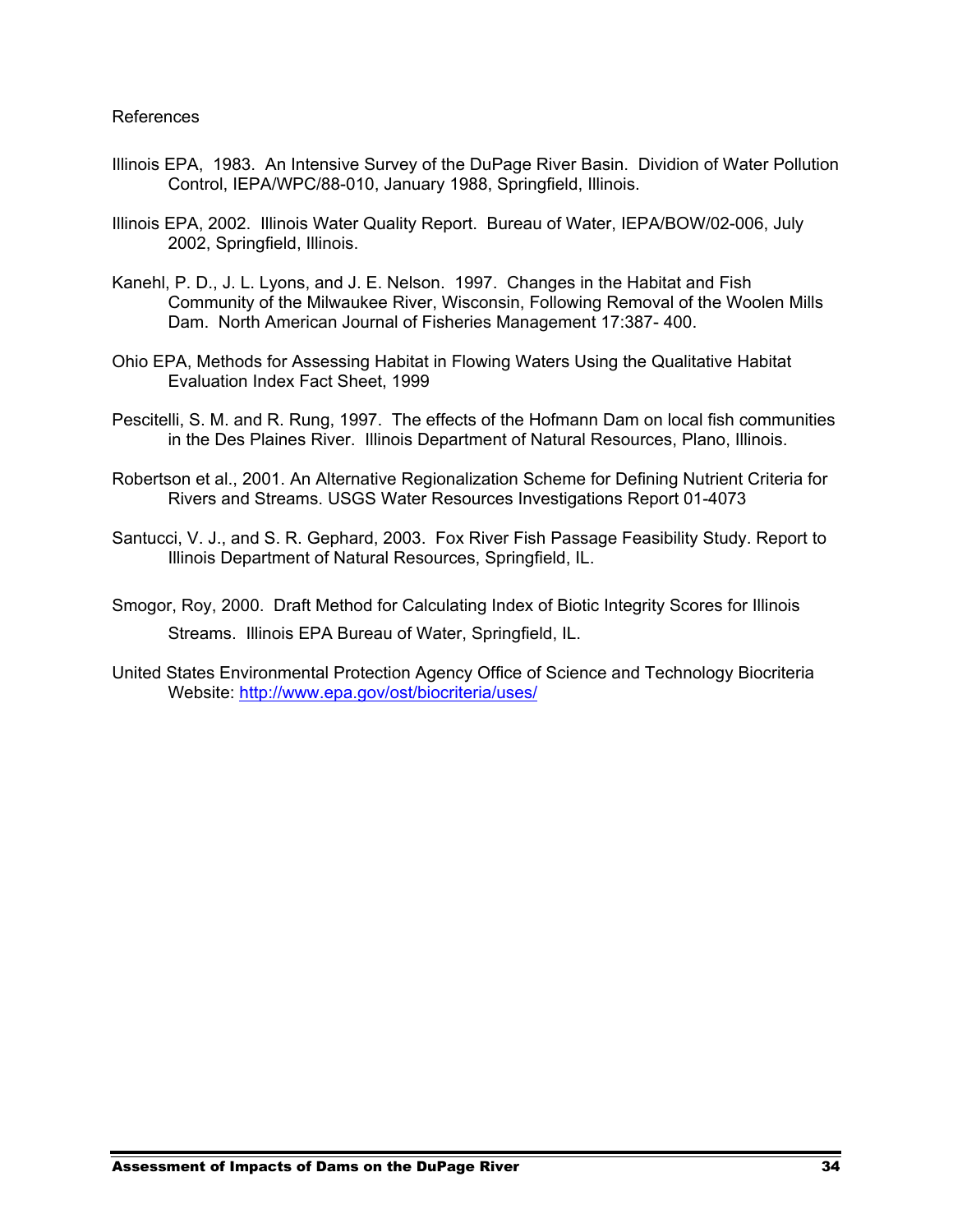References

Illinois EPA, 1983. An Intensive Survey of the DuPage River Basin. Dividion of Water Pollution Control, IEPA/WPC/88-010, January 1988, Springfield, Illinois.

Illinois EPA, 2002. Illinois Water Quality Report. Bureau of Water, IEPA/BOW/02-006, July 2002, Springfield, Illinois.

Kanehl, P. D., J. L. Lyons, and J. E. Nelson. 1997. Changes in the Habitat and Fish Community of the Milwaukee River, Wisconsin, Following Removal of the Woolen Mills Dam. North American Journal of Fisheries Management 17:387- 400.

Ohio EPA, Methods for Assessing Habitat in Flowing Waters Using the Qualitative Habitat Evaluation Index Fact Sheet, 1999

Pescitelli, S. M. and R. Rung, 1997. The effects of the Hofmann Dam on local fish communities in the Des Plaines River. Illinois Department of Natural Resources, Plano, Illinois.

Robertson et al., 2001. An Alternative Regionalization Scheme for Defining Nutrient Criteria for Rivers and Streams. USGS Water Resources Investigations Report 01-4073

Santucci, V. J., and S. R. Gephard, 2003. Fox River Fish Passage Feasibility Study. Report to Illinois Department of Natural Resources, Springfield, IL.

Smogor, Roy, 2000. Draft Method for Calculating Index of Biotic Integrity Scores for Illinois Streams. Illinois EPA Bureau of Water, Springfield, IL.

United States Environmental Protection Agency Office of Science and Technology Biocriteria Website: http://www.epa.gov/ost/biocriteria/uses/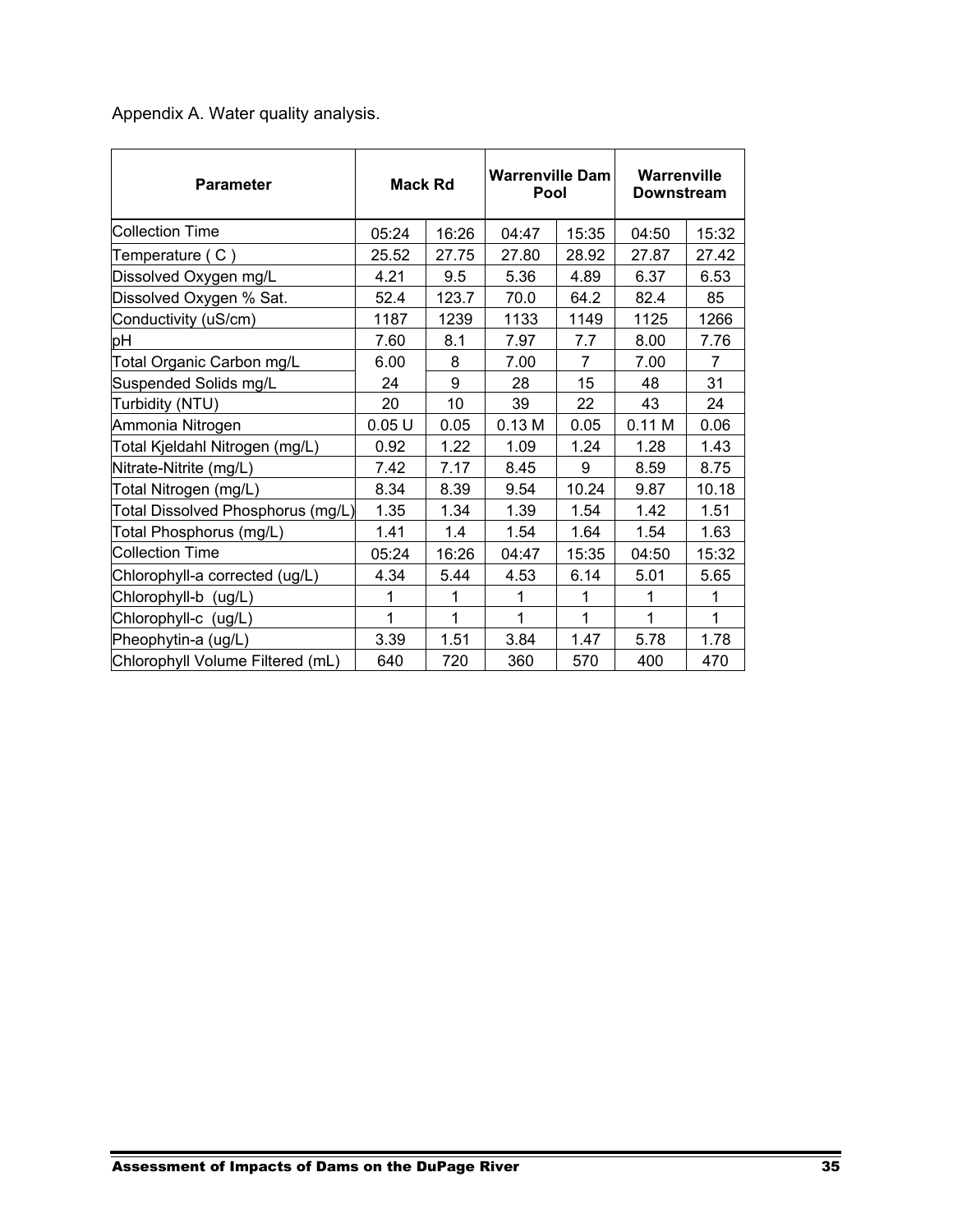Appendix A. Water quality analysis.

| Parameter | Mack Rd | | Warrenville Dam Pool | | Warrenville Downstream | |
|---|---|---|---|---|---|---|
| Collection Time | 05:24 | 16:26 | 04:47 | 15:35 | 04:50 | 15:32 |
| Temperature ( C ) | 25.52 | 27.75 | 27.80 | 28.92 | 27.87 | 27.42 |
| Dissolved Oxygen mg/L | 4.21 | 9.5 | 5.36 | 4.89 | 6.37 | 6.53 |
| Dissolved Oxygen % Sat. | 52.4 | 123.7 | 70.0 | 64.2 | 82.4 | 85 |
| Conductivity (uS/cm) | 1187 | 1239 | 1133 | 1149 | 1125 | 1266 |
| pH | 7.60 | 8.1 | 7.97 | 7.7 | 8.00 | 7.76 |
| Total Organic Carbon mg/L | 6.00 | 8 | 7.00 | 7 | 7.00 | 7 |
| Suspended Solids mg/L | 24 | 9 | 28 | 15 | 48 | 31 |
| Turbidity (NTU) | 20 | 10 | 39 | 22 | 43 | 24 |
| Ammonia Nitrogen | 0.05 U | 0.05 | 0.13 M | 0.05 | 0.11 M | 0.06 |
| Total Kjeldahl Nitrogen (mg/L) | 0.92 | 1.22 | 1.09 | 1.24 | 1.28 | 1.43 |
| Nitrate-Nitrite (mg/L) | 7.42 | 7.17 | 8.45 | 9 | 8.59 | 8.75 |
| Total Nitrogen (mg/L) | 8.34 | 8.39 | 9.54 | 10.24 | 9.87 | 10.18 |
| Total Dissolved Phosphorus (mg/L) | 1.35 | 1.34 | 1.39 | 1.54 | 1.42 | 1.51 |
| Total Phosphorus (mg/L) | 1.41 | 1.4 | 1.54 | 1.64 | 1.54 | 1.63 |
| Collection Time | 05:24 | 16:26 | 04:47 | 15:35 | 04:50 | 15:32 |
| Chlorophyll-a corrected (ug/L) | 4.34 | 5.44 | 4.53 | 6.14 | 5.01 | 5.65 |
| Chlorophyll-b (ug/L) | 1 | 1 | 1 | 1 | 1 | 1 |
| Chlorophyll-c (ug/L) | 1 | 1 | 1 | 1 | 1 | 1 |
| Pheophytin-a (ug/L) | 3.39 | 1.51 | 3.84 | 1.47 | 5.78 | 1.78 |
| Chlorophyll Volume Filtered (mL) | 640 | 720 | 360 | 570 | 400 | 470 |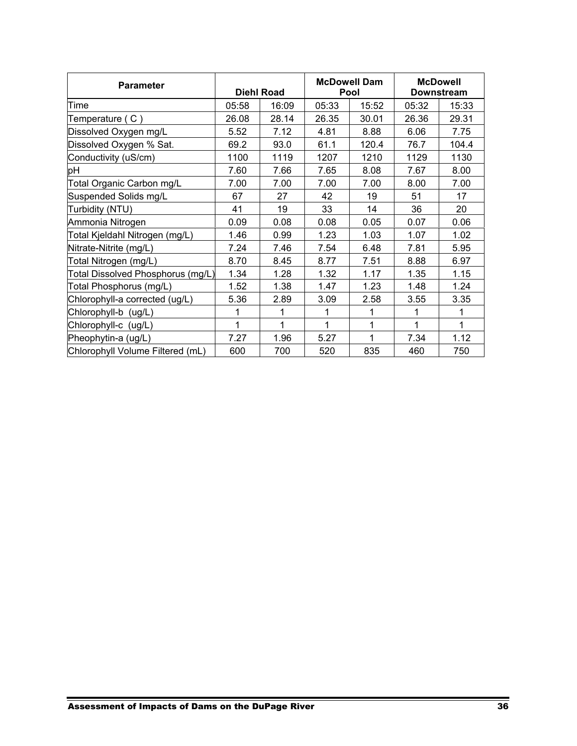| Parameter | Diehl Road | | McDowell Dam Pool | | McDowell Downstream | |
|---|---|---|---|---|---|---|
| Time | 05:58 | 16:09 | 05:33 | 15:52 | 05:32 | 15:33 |
| Temperature ( C ) | 26.08 | 28.14 | 26.35 | 30.01 | 26.36 | 29.31 |
| Dissolved Oxygen mg/L | 5.52 | 7.12 | 4.81 | 8.88 | 6.06 | 7.75 |
| Dissolved Oxygen % Sat. | 69.2 | 93.0 | 61.1 | 120.4 | 76.7 | 104.4 |
| Conductivity (uS/cm) | 1100 | 1119 | 1207 | 1210 | 1129 | 1130 |
| pH | 7.60 | 7.66 | 7.65 | 8.08 | 7.67 | 8.00 |
| Total Organic Carbon mg/L | 7.00 | 7.00 | 7.00 | 7.00 | 8.00 | 7.00 |
| Suspended Solids mg/L | 67 | 27 | 42 | 19 | 51 | 17 |
| Turbidity (NTU) | 41 | 19 | 33 | 14 | 36 | 20 |
| Ammonia Nitrogen | 0.09 | 0.08 | 0.08 | 0.05 | 0.07 | 0.06 |
| Total Kjeldahl Nitrogen (mg/L) | 1.46 | 0.99 | 1.23 | 1.03 | 1.07 | 1.02 |
| Nitrate-Nitrite (mg/L) | 7.24 | 7.46 | 7.54 | 6.48 | 7.81 | 5.95 |
| Total Nitrogen (mg/L) | 8.70 | 8.45 | 8.77 | 7.51 | 8.88 | 6.97 |
| Total Dissolved Phosphorus (mg/L) | 1.34 | 1.28 | 1.32 | 1.17 | 1.35 | 1.15 |
| Total Phosphorus (mg/L) | 1.52 | 1.38 | 1.47 | 1.23 | 1.48 | 1.24 |
| Chlorophyll-a corrected (ug/L) | 5.36 | 2.89 | 3.09 | 2.58 | 3.55 | 3.35 |
| Chlorophyll-b (ug/L) | 1 | 1 | 1 | 1 | 1 | 1 |
| Chlorophyll-c (ug/L) | 1 | 1 | 1 | 1 | 1 | 1 |
| Pheophytin-a (ug/L) | 7.27 | 1.96 | 5.27 | 1 | 7.34 | 1.12 |
| Chlorophyll Volume Filtered (mL) | 600 | 700 | 520 | 835 | 460 | 750 |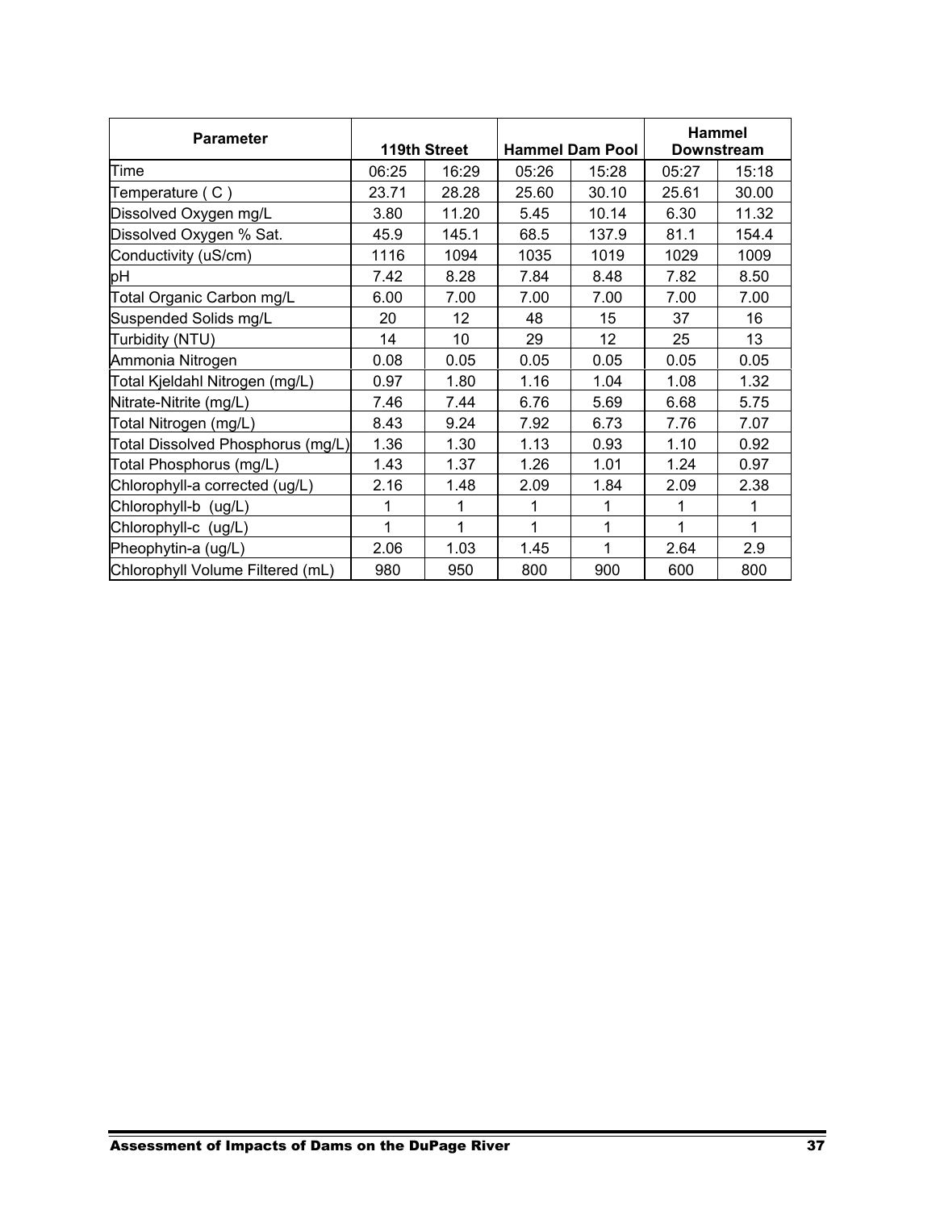| Parameter | 119th Street | | Hammel Dam Pool | | Hammel Downstream | |
|---|---|---|---|---|---|---|
| Time | 06:25 | 16:29 | 05:26 | 15:28 | 05:27 | 15:18 |
| Temperature ( C ) | 23.71 | 28.28 | 25.60 | 30.10 | 25.61 | 30.00 |
| Dissolved Oxygen mg/L | 3.80 | 11.20 | 5.45 | 10.14 | 6.30 | 11.32 |
| Dissolved Oxygen % Sat. | 45.9 | 145.1 | 68.5 | 137.9 | 81.1 | 154.4 |
| Conductivity (uS/cm) | 1116 | 1094 | 1035 | 1019 | 1029 | 1009 |
| pH | 7.42 | 8.28 | 7.84 | 8.48 | 7.82 | 8.50 |
| Total Organic Carbon mg/L | 6.00 | 7.00 | 7.00 | 7.00 | 7.00 | 7.00 |
| Suspended Solids mg/L | 20 | 12 | 48 | 15 | 37 | 16 |
| Turbidity (NTU) | 14 | 10 | 29 | 12 | 25 | 13 |
| Ammonia Nitrogen | 0.08 | 0.05 | 0.05 | 0.05 | 0.05 | 0.05 |
| Total Kjeldahl Nitrogen (mg/L) | 0.97 | 1.80 | 1.16 | 1.04 | 1.08 | 1.32 |
| Nitrate-Nitrite (mg/L) | 7.46 | 7.44 | 6.76 | 5.69 | 6.68 | 5.75 |
| Total Nitrogen (mg/L) | 8.43 | 9.24 | 7.92 | 6.73 | 7.76 | 7.07 |
| Total Dissolved Phosphorus (mg/L) | 1.36 | 1.30 | 1.13 | 0.93 | 1.10 | 0.92 |
| Total Phosphorus (mg/L) | 1.43 | 1.37 | 1.26 | 1.01 | 1.24 | 0.97 |
| Chlorophyll-a corrected (ug/L) | 2.16 | 1.48 | 2.09 | 1.84 | 2.09 | 2.38 |
| Chlorophyll-b (ug/L) | 1 | 1 | 1 | 1 | 1 | 1 |
| Chlorophyll-c (ug/L) | 1 | 1 | 1 | 1 | 1 | 1 |
| Pheophytin-a (ug/L) | 2.06 | 1.03 | 1.45 | 1 | 2.64 | 2.9 |
| Chlorophyll Volume Filtered (mL) | 980 | 950 | 800 | 900 | 600 | 800 |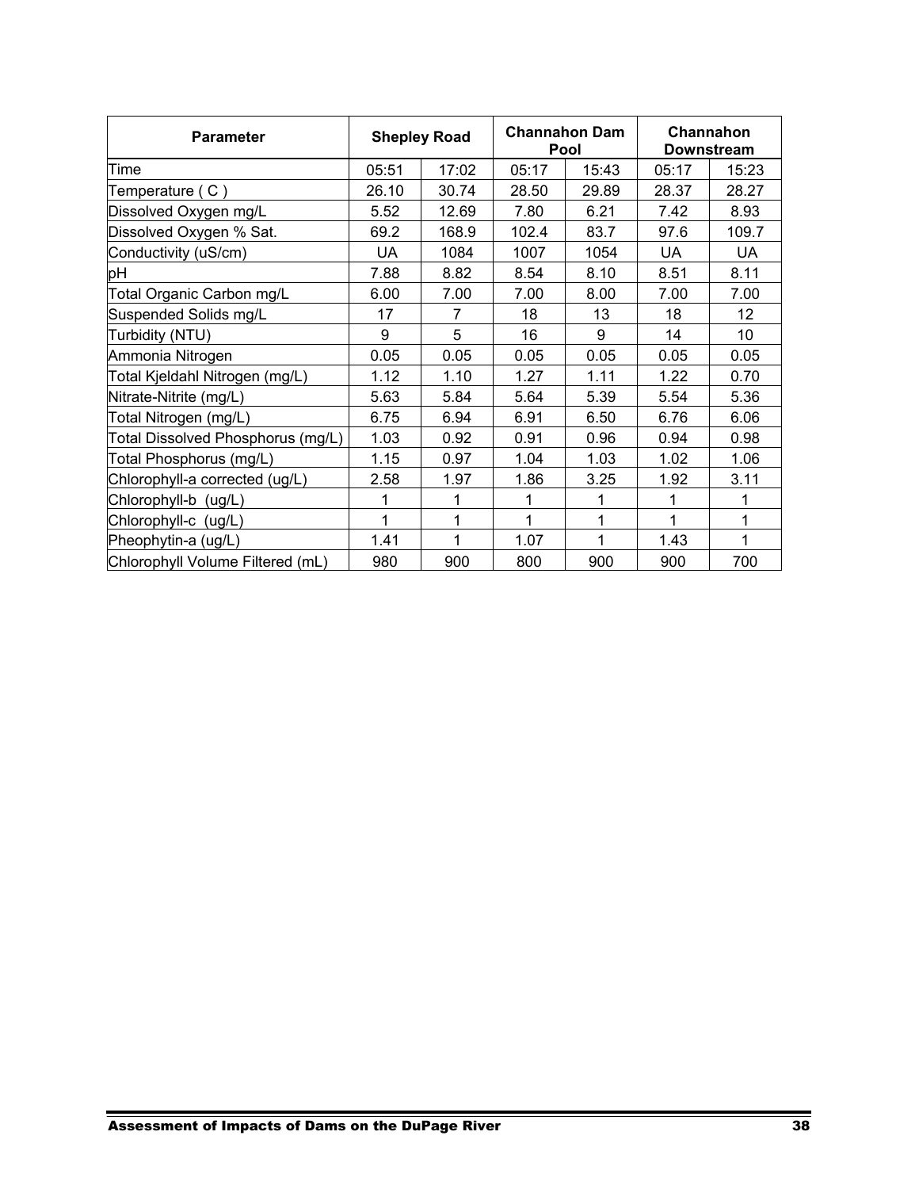| Parameter | Shepley Road | | Channahon Dam Pool | | Channahon Downstream | |
|---|---|---|---|---|---|---|
| Time | 05:51 | 17:02 | 05:17 | 15:43 | 05:17 | 15:23 |
| Temperature ( C ) | 26.10 | 30.74 | 28.50 | 29.89 | 28.37 | 28.27 |
| Dissolved Oxygen mg/L | 5.52 | 12.69 | 7.80 | 6.21 | 7.42 | 8.93 |
| Dissolved Oxygen % Sat. | 69.2 | 168.9 | 102.4 | 83.7 | 97.6 | 109.7 |
| Conductivity (uS/cm) | UA | 1084 | 1007 | 1054 | UA | UA |
| pH | 7.88 | 8.82 | 8.54 | 8.10 | 8.51 | 8.11 |
| Total Organic Carbon mg/L | 6.00 | 7.00 | 7.00 | 8.00 | 7.00 | 7.00 |
| Suspended Solids mg/L | 17 | 7 | 18 | 13 | 18 | 12 |
| Turbidity (NTU) | 9 | 5 | 16 | 9 | 14 | 10 |
| Ammonia Nitrogen | 0.05 | 0.05 | 0.05 | 0.05 | 0.05 | 0.05 |
| Total Kjeldahl Nitrogen (mg/L) | 1.12 | 1.10 | 1.27 | 1.11 | 1.22 | 0.70 |
| Nitrate-Nitrite (mg/L) | 5.63 | 5.84 | 5.64 | 5.39 | 5.54 | 5.36 |
| Total Nitrogen (mg/L) | 6.75 | 6.94 | 6.91 | 6.50 | 6.76 | 6.06 |
| Total Dissolved Phosphorus (mg/L) | 1.03 | 0.92 | 0.91 | 0.96 | 0.94 | 0.98 |
| Total Phosphorus (mg/L) | 1.15 | 0.97 | 1.04 | 1.03 | 1.02 | 1.06 |
| Chlorophyll-a corrected (ug/L) | 2.58 | 1.97 | 1.86 | 3.25 | 1.92 | 3.11 |
| Chlorophyll-b (ug/L) | 1 | 1 | 1 | 1 | 1 | 1 |
| Chlorophyll-c (ug/L) | 1 | 1 | 1 | 1 | 1 | 1 |
| Pheophytin-a (ug/L) | 1.41 | 1 | 1.07 | 1 | 1.43 | 1 |
| Chlorophyll Volume Filtered (mL) | 980 | 900 | 800 | 900 | 900 | 700 |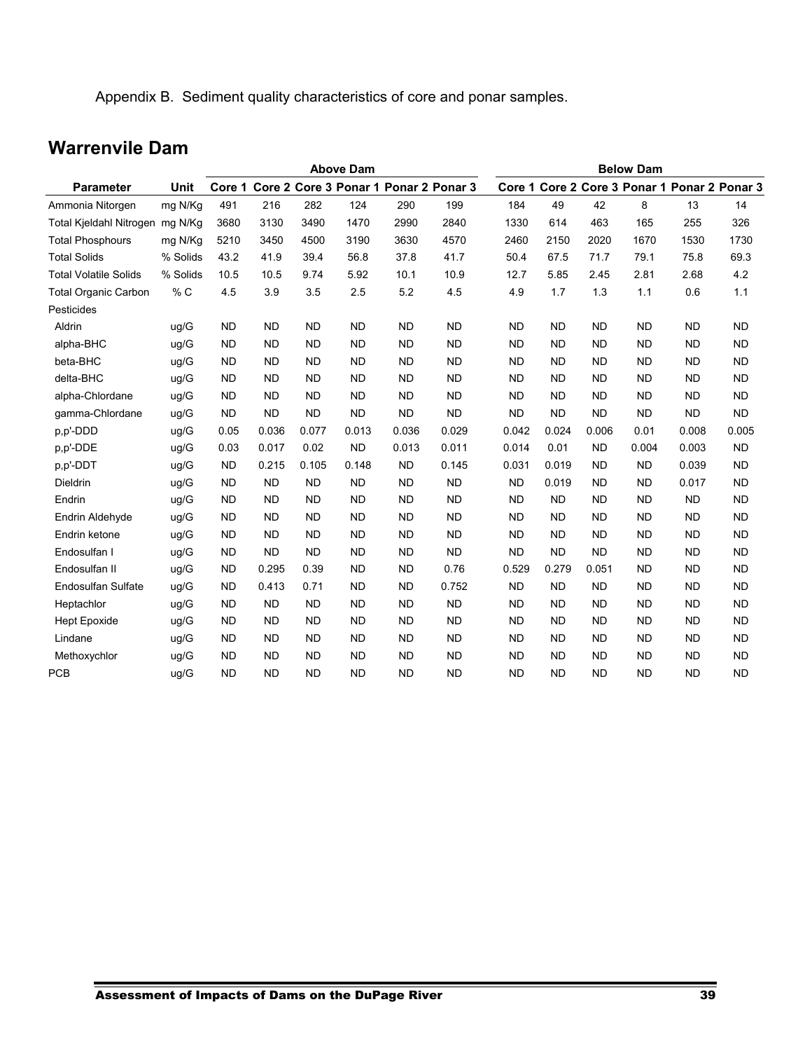Appendix B. Sediment quality characteristics of core and ponar samples.

## Warrenvile Dam

| | | Above Dam | | | | | | Below Dam | | | | | |
|---|---|---|---|---|---|---|---|---|---|---|---|---|---|
| Parameter | Unit | Core 1 | Core 2 | Core 3 | Ponar 1 | Ponar 2 | Ponar 3 | Core 1 | Core 2 | Core 3 | Ponar 1 | Ponar 2 | Ponar 3 |
| Ammonia Nitorgen | mg N/Kg | 491 | 216 | 282 | 124 | 290 | 199 | 184 | 49 | 42 | 8 | 13 | 14 |
| Total Kjeldahl Nitrogen | mg N/Kg | 3680 | 3130 | 3490 | 1470 | 2990 | 2840 | 1330 | 614 | 463 | 165 | 255 | 326 |
| Total Phosphours | mg N/Kg | 5210 | 3450 | 4500 | 3190 | 3630 | 4570 | 2460 | 2150 | 2020 | 1670 | 1530 | 1730 |
| Total Solids | % Solids | 43.2 | 41.9 | 39.4 | 56.8 | 37.8 | 41.7 | 50.4 | 67.5 | 71.7 | 79.1 | 75.8 | 69.3 |
| Total Volatile Solids | % Solids | 10.5 | 10.5 | 9.74 | 5.92 | 10.1 | 10.9 | 12.7 | 5.85 | 2.45 | 2.81 | 2.68 | 4.2 |
| Total Organic Carbon | % C | 4.5 | 3.9 | 3.5 | 2.5 | 5.2 | 4.5 | 4.9 | 1.7 | 1.3 | 1.1 | 0.6 | 1.1 |
| Pesticides | | | | | | | | | | | | | |
| Aldrin | ug/G | ND | ND | ND | ND | ND | ND | ND | ND | ND | ND | ND | ND |
| alpha-BHC | ug/G | ND | ND | ND | ND | ND | ND | ND | ND | ND | ND | ND | ND |
| beta-BHC | ug/G | ND | ND | ND | ND | ND | ND | ND | ND | ND | ND | ND | ND |
| delta-BHC | ug/G | ND | ND | ND | ND | ND | ND | ND | ND | ND | ND | ND | ND |
| alpha-Chlordane | ug/G | ND | ND | ND | ND | ND | ND | ND | ND | ND | ND | ND | ND |
| gamma-Chlordane | ug/G | ND | ND | ND | ND | ND | ND | ND | ND | ND | ND | ND | ND |
| p,p'-DDD | ug/G | 0.05 | 0.036 | 0.077 | 0.013 | 0.036 | 0.029 | 0.042 | 0.024 | 0.006 | 0.01 | 0.008 | 0.005 |
| p,p'-DDE | ug/G | 0.03 | 0.017 | 0.02 | ND | 0.013 | 0.011 | 0.014 | 0.01 | ND | 0.004 | 0.003 | ND |
| p,p'-DDT | ug/G | ND | 0.215 | 0.105 | 0.148 | ND | 0.145 | 0.031 | 0.019 | ND | ND | 0.039 | ND |
| Dieldrin | ug/G | ND | ND | ND | ND | ND | ND | ND | 0.019 | ND | ND | 0.017 | ND |
| Endrin | ug/G | ND | ND | ND | ND | ND | ND | ND | ND | ND | ND | ND | ND |
| Endrin Aldehyde | ug/G | ND | ND | ND | ND | ND | ND | ND | ND | ND | ND | ND | ND |
| Endrin ketone | ug/G | ND | ND | ND | ND | ND | ND | ND | ND | ND | ND | ND | ND |
| Endosulfan I | ug/G | ND | ND | ND | ND | ND | ND | ND | ND | ND | ND | ND | ND |
| Endosulfan II | ug/G | ND | 0.295 | 0.39 | ND | ND | 0.76 | 0.529 | 0.279 | 0.051 | ND | ND | ND |
| Endosulfan Sulfate | ug/G | ND | 0.413 | 0.71 | ND | ND | 0.752 | ND | ND | ND | ND | ND | ND |
| Heptachlor | ug/G | ND | ND | ND | ND | ND | ND | ND | ND | ND | ND | ND | ND |
| Hept Epoxide | ug/G | ND | ND | ND | ND | ND | ND | ND | ND | ND | ND | ND | ND |
| Lindane | ug/G | ND | ND | ND | ND | ND | ND | ND | ND | ND | ND | ND | ND |
| Methoxychlor | ug/G | ND | ND | ND | ND | ND | ND | ND | ND | ND | ND | ND | ND |
| PCB | ug/G | ND | ND | ND | ND | ND | ND | ND | ND | ND | ND | ND | ND |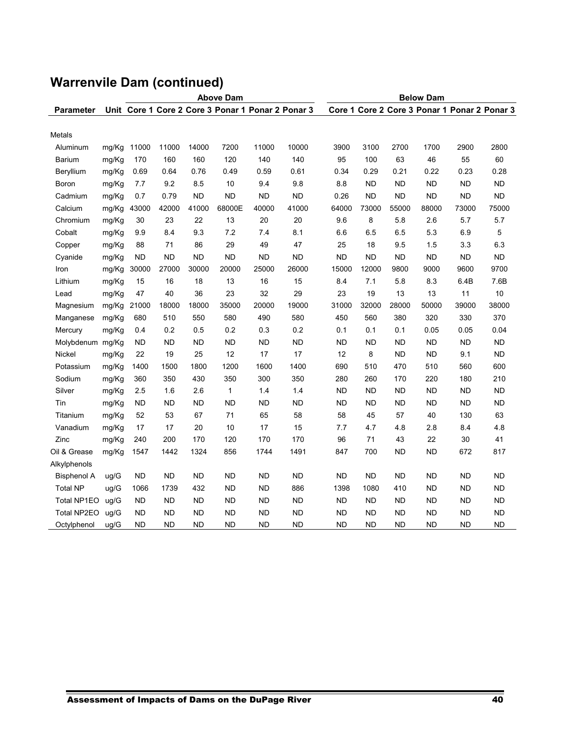## Warrenvile Dam (continued)

| | | Above Dam | | | | | | Below Dam | | | | | |
|---|---|---|---|---|---|---|---|---|---|---|---|---|---|
| **Parameter** | **Unit** | **Core 1** | **Core 2** | **Core 3** | **Ponar 1** | **Ponar 2** | **Ponar 3** | **Core 1** | **Core 2** | **Core 3** | **Ponar 1** | **Ponar 2** | **Ponar 3** |
| Metals | | | | | | | | | | | | | |
| Aluminum | mg/Kg | 11000 | 11000 | 14000 | 7200 | 11000 | 10000 | 3900 | 3100 | 2700 | 1700 | 2900 | 2800 |
| Barium | mg/Kg | 170 | 160 | 160 | 120 | 140 | 140 | 95 | 100 | 63 | 46 | 55 | 60 |
| Beryllium | mg/Kg | 0.69 | 0.64 | 0.76 | 0.49 | 0.59 | 0.61 | 0.34 | 0.29 | 0.21 | 0.22 | 0.23 | 0.28 |
| Boron | mg/Kg | 7.7 | 9.2 | 8.5 | 10 | 9.4 | 9.8 | 8.8 | ND | ND | ND | ND | ND |
| Cadmium | mg/Kg | 0.7 | 0.79 | ND | ND | ND | ND | 0.26 | ND | ND | ND | ND | ND |
| Calcium | mg/Kg | 43000 | 42000 | 41000 | 68000E | 40000 | 41000 | 64000 | 73000 | 55000 | 88000 | 73000 | 75000 |
| Chromium | mg/Kg | 30 | 23 | 22 | 13 | 20 | 20 | 9.6 | 8 | 5.8 | 2.6 | 5.7 | 5.7 |
| Cobalt | mg/Kg | 9.9 | 8.4 | 9.3 | 7.2 | 7.4 | 8.1 | 6.6 | 6.5 | 6.5 | 5.3 | 6.9 | 5 |
| Copper | mg/Kg | 88 | 71 | 86 | 29 | 49 | 47 | 25 | 18 | 9.5 | 1.5 | 3.3 | 6.3 |
| Cyanide | mg/Kg | ND | ND | ND | ND | ND | ND | ND | ND | ND | ND | ND | ND |
| Iron | mg/Kg | 30000 | 27000 | 30000 | 20000 | 25000 | 26000 | 15000 | 12000 | 9800 | 9000 | 9600 | 9700 |
| Lithium | mg/Kg | 15 | 16 | 18 | 13 | 16 | 15 | 8.4 | 7.1 | 5.8 | 8.3 | 6.4B | 7.6B |
| Lead | mg/Kg | 47 | 40 | 36 | 23 | 32 | 29 | 23 | 19 | 13 | 13 | 11 | 10 |
| Magnesium | mg/Kg | 21000 | 18000 | 18000 | 35000 | 20000 | 19000 | 31000 | 32000 | 28000 | 50000 | 39000 | 38000 |
| Manganese | mg/Kg | 680 | 510 | 550 | 580 | 490 | 580 | 450 | 560 | 380 | 320 | 330 | 370 |
| Mercury | mg/Kg | 0.4 | 0.2 | 0.5 | 0.2 | 0.3 | 0.2 | 0.1 | 0.1 | 0.1 | 0.05 | 0.05 | 0.04 |
| Molybdenum | mg/Kg | ND | ND | ND | ND | ND | ND | ND | ND | ND | ND | ND | ND |
| Nickel | mg/Kg | 22 | 19 | 25 | 12 | 17 | 17 | 12 | 8 | ND | ND | 9.1 | ND |
| Potassium | mg/Kg | 1400 | 1500 | 1800 | 1200 | 1600 | 1400 | 690 | 510 | 470 | 510 | 560 | 600 |
| Sodium | mg/Kg | 360 | 350 | 430 | 350 | 300 | 350 | 280 | 260 | 170 | 220 | 180 | 210 |
| Silver | mg/Kg | 2.5 | 1.6 | 2.6 | 1 | 1.4 | 1.4 | ND | ND | ND | ND | ND | ND |
| Tin | mg/Kg | ND | ND | ND | ND | ND | ND | ND | ND | ND | ND | ND | ND |
| Titanium | mg/Kg | 52 | 53 | 67 | 71 | 65 | 58 | 58 | 45 | 57 | 40 | 130 | 63 |
| Vanadium | mg/Kg | 17 | 17 | 20 | 10 | 17 | 15 | 7.7 | 4.7 | 4.8 | 2.8 | 8.4 | 4.8 |
| Zinc | mg/Kg | 240 | 200 | 170 | 120 | 170 | 170 | 96 | 71 | 43 | 22 | 30 | 41 |
| Oil & Grease | mg/Kg | 1547 | 1442 | 1324 | 856 | 1744 | 1491 | 847 | 700 | ND | ND | 672 | 817 |
| Alkylphenols | | | | | | | | | | | | | |
| Bisphenol A | ug/G | ND | ND | ND | ND | ND | ND | ND | ND | ND | ND | ND | ND |
| Total NP | ug/G | 1066 | 1739 | 432 | ND | ND | 886 | 1398 | 1080 | 410 | ND | ND | ND |
| Total NP1EO | ug/G | ND | ND | ND | ND | ND | ND | ND | ND | ND | ND | ND | ND |
| Total NP2EO | ug/G | ND | ND | ND | ND | ND | ND | ND | ND | ND | ND | ND | ND |
| Octylphenol | ug/G | ND | ND | ND | ND | ND | ND | ND | ND | ND | ND | ND | ND |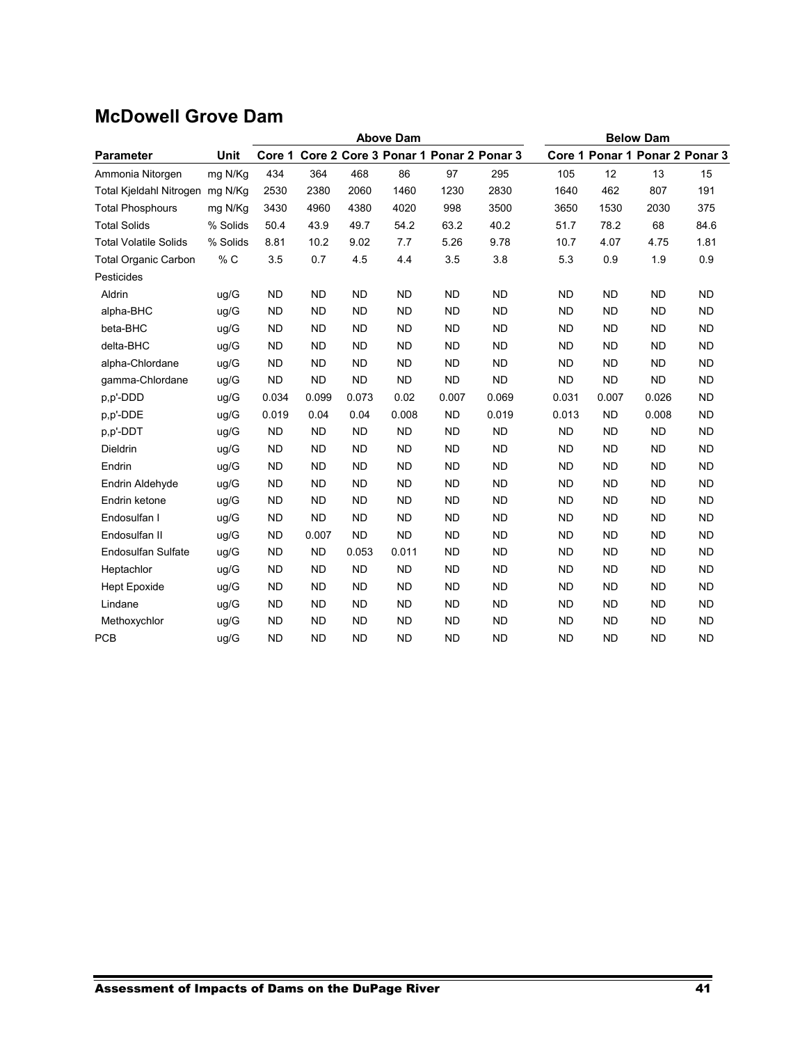## McDowell Grove Dam

| Parameter | Unit | Above Dam | | | | | | Below Dam | | | |
|---|---|---|---|---|---|---|---|---|---|---|---|
| | | Core 1 | Core 2 | Core 3 | Ponar 1 | Ponar 2 | Ponar 3 | Core 1 | Ponar 1 | Ponar 2 | Ponar 3 |
| Ammonia Nitorgen | mg N/Kg | 434 | 364 | 468 | 86 | 97 | 295 | 105 | 12 | 13 | 15 |
| Total Kjeldahl Nitrogen | mg N/Kg | 2530 | 2380 | 2060 | 1460 | 1230 | 2830 | 1640 | 462 | 807 | 191 |
| Total Phosphours | mg N/Kg | 3430 | 4960 | 4380 | 4020 | 998 | 3500 | 3650 | 1530 | 2030 | 375 |
| Total Solids | % Solids | 50.4 | 43.9 | 49.7 | 54.2 | 63.2 | 40.2 | 51.7 | 78.2 | 68 | 84.6 |
| Total Volatile Solids | % Solids | 8.81 | 10.2 | 9.02 | 7.7 | 5.26 | 9.78 | 10.7 | 4.07 | 4.75 | 1.81 |
| Total Organic Carbon | % C | 3.5 | 0.7 | 4.5 | 4.4 | 3.5 | 3.8 | 5.3 | 0.9 | 1.9 | 0.9 |
| Pesticides | | | | | | | | | | | |
| Aldrin | ug/G | ND | ND | ND | ND | ND | ND | ND | ND | ND | ND |
| alpha-BHC | ug/G | ND | ND | ND | ND | ND | ND | ND | ND | ND | ND |
| beta-BHC | ug/G | ND | ND | ND | ND | ND | ND | ND | ND | ND | ND |
| delta-BHC | ug/G | ND | ND | ND | ND | ND | ND | ND | ND | ND | ND |
| alpha-Chlordane | ug/G | ND | ND | ND | ND | ND | ND | ND | ND | ND | ND |
| gamma-Chlordane | ug/G | ND | ND | ND | ND | ND | ND | ND | ND | ND | ND |
| p,p'-DDD | ug/G | 0.034 | 0.099 | 0.073 | 0.02 | 0.007 | 0.069 | 0.031 | 0.007 | 0.026 | ND |
| p,p'-DDE | ug/G | 0.019 | 0.04 | 0.04 | 0.008 | ND | 0.019 | 0.013 | ND | 0.008 | ND |
| p,p'-DDT | ug/G | ND | ND | ND | ND | ND | ND | ND | ND | ND | ND |
| Dieldrin | ug/G | ND | ND | ND | ND | ND | ND | ND | ND | ND | ND |
| Endrin | ug/G | ND | ND | ND | ND | ND | ND | ND | ND | ND | ND |
| Endrin Aldehyde | ug/G | ND | ND | ND | ND | ND | ND | ND | ND | ND | ND |
| Endrin ketone | ug/G | ND | ND | ND | ND | ND | ND | ND | ND | ND | ND |
| Endosulfan I | ug/G | ND | ND | ND | ND | ND | ND | ND | ND | ND | ND |
| Endosulfan II | ug/G | ND | 0.007 | ND | ND | ND | ND | ND | ND | ND | ND |
| Endosulfan Sulfate | ug/G | ND | ND | 0.053 | 0.011 | ND | ND | ND | ND | ND | ND |
| Heptachlor | ug/G | ND | ND | ND | ND | ND | ND | ND | ND | ND | ND |
| Hept Epoxide | ug/G | ND | ND | ND | ND | ND | ND | ND | ND | ND | ND |
| Lindane | ug/G | ND | ND | ND | ND | ND | ND | ND | ND | ND | ND |
| Methoxychlor | ug/G | ND | ND | ND | ND | ND | ND | ND | ND | ND | ND |
| PCB | ug/G | ND | ND | ND | ND | ND | ND | ND | ND | ND | ND |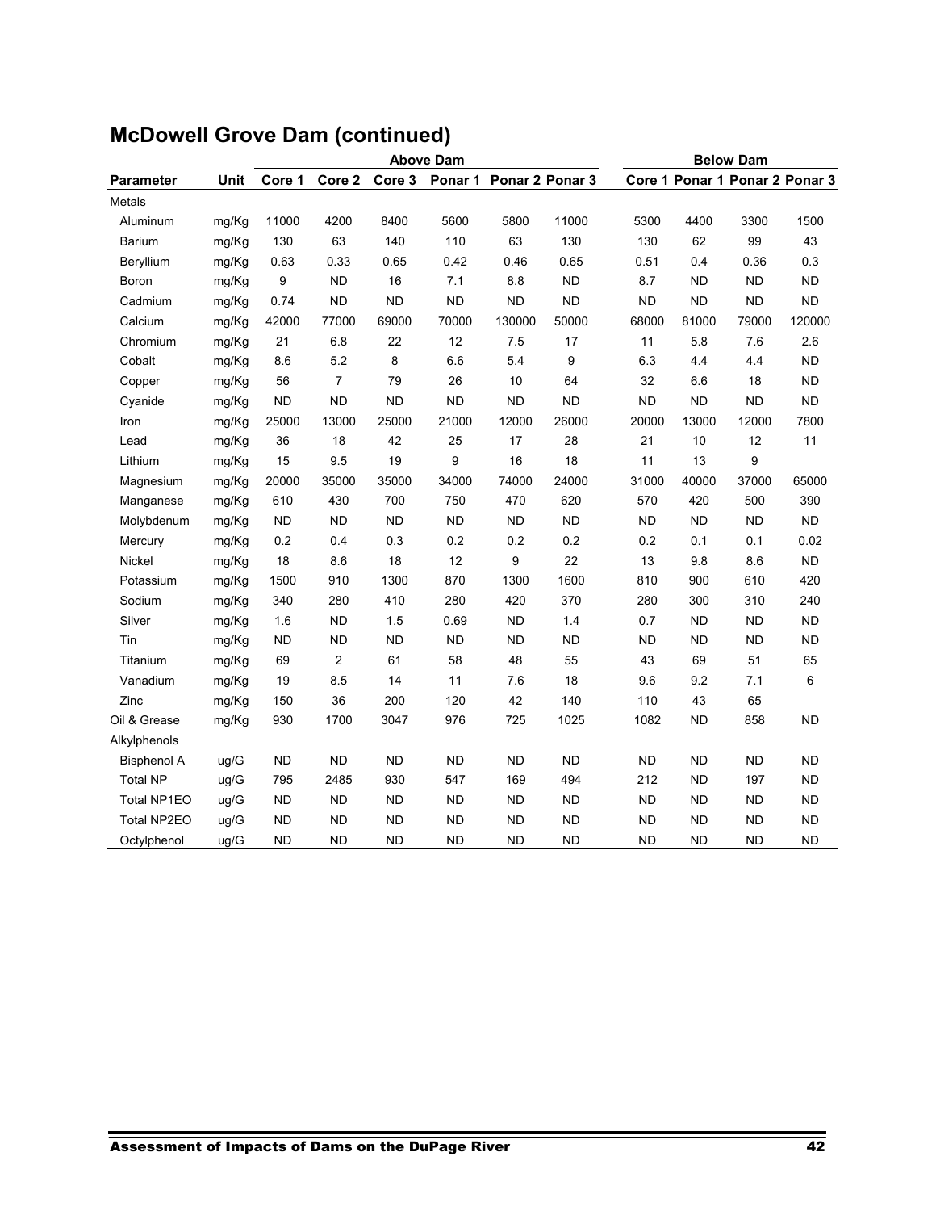## McDowell Grove Dam (continued)

| Parameter | Unit | Above Dam | | | | | | Below Dam | | | |
|---|---|---|---|---|---|---|---|---|---|---|---|
| | | Core 1 | Core 2 | Core 3 | Ponar 1 | Ponar 2 | Ponar 3 | Core 1 | Ponar 1 | Ponar 2 | Ponar 3 |
| Metals | | | | | | | | | | | |
| Aluminum | mg/Kg | 11000 | 4200 | 8400 | 5600 | 5800 | 11000 | 5300 | 4400 | 3300 | 1500 |
| Barium | mg/Kg | 130 | 63 | 140 | 110 | 63 | 130 | 130 | 62 | 99 | 43 |
| Beryllium | mg/Kg | 0.63 | 0.33 | 0.65 | 0.42 | 0.46 | 0.65 | 0.51 | 0.4 | 0.36 | 0.3 |
| Boron | mg/Kg | 9 | ND | 16 | 7.1 | 8.8 | ND | 8.7 | ND | ND | ND |
| Cadmium | mg/Kg | 0.74 | ND | ND | ND | ND | ND | ND | ND | ND | ND |
| Calcium | mg/Kg | 42000 | 77000 | 69000 | 70000 | 130000 | 50000 | 68000 | 81000 | 79000 | 120000 |
| Chromium | mg/Kg | 21 | 6.8 | 22 | 12 | 7.5 | 17 | 11 | 5.8 | 7.6 | 2.6 |
| Cobalt | mg/Kg | 8.6 | 5.2 | 8 | 6.6 | 5.4 | 9 | 6.3 | 4.4 | 4.4 | ND |
| Copper | mg/Kg | 56 | 7 | 79 | 26 | 10 | 64 | 32 | 6.6 | 18 | ND |
| Cyanide | mg/Kg | ND | ND | ND | ND | ND | ND | ND | ND | ND | ND |
| Iron | mg/Kg | 25000 | 13000 | 25000 | 21000 | 12000 | 26000 | 20000 | 13000 | 12000 | 7800 |
| Lead | mg/Kg | 36 | 18 | 42 | 25 | 17 | 28 | 21 | 10 | 12 | 11 |
| Lithium | mg/Kg | 15 | 9.5 | 19 | 9 | 16 | 18 | 11 | 13 | 9 | |
| Magnesium | mg/Kg | 20000 | 35000 | 35000 | 34000 | 74000 | 24000 | 31000 | 40000 | 37000 | 65000 |
| Manganese | mg/Kg | 610 | 430 | 700 | 750 | 470 | 620 | 570 | 420 | 500 | 390 |
| Molybdenum | mg/Kg | ND | ND | ND | ND | ND | ND | ND | ND | ND | ND |
| Mercury | mg/Kg | 0.2 | 0.4 | 0.3 | 0.2 | 0.2 | 0.2 | 0.2 | 0.1 | 0.1 | 0.02 |
| Nickel | mg/Kg | 18 | 8.6 | 18 | 12 | 9 | 22 | 13 | 9.8 | 8.6 | ND |
| Potassium | mg/Kg | 1500 | 910 | 1300 | 870 | 1300 | 1600 | 810 | 900 | 610 | 420 |
| Sodium | mg/Kg | 340 | 280 | 410 | 280 | 420 | 370 | 280 | 300 | 310 | 240 |
| Silver | mg/Kg | 1.6 | ND | 1.5 | 0.69 | ND | 1.4 | 0.7 | ND | ND | ND |
| Tin | mg/Kg | ND | ND | ND | ND | ND | ND | ND | ND | ND | ND |
| Titanium | mg/Kg | 69 | 2 | 61 | 58 | 48 | 55 | 43 | 69 | 51 | 65 |
| Vanadium | mg/Kg | 19 | 8.5 | 14 | 11 | 7.6 | 18 | 9.6 | 9.2 | 7.1 | 6 |
| Zinc | mg/Kg | 150 | 36 | 200 | 120 | 42 | 140 | 110 | 43 | 65 | |
| Oil & Grease | mg/Kg | 930 | 1700 | 3047 | 976 | 725 | 1025 | 1082 | ND | 858 | ND |
| Alkylphenols | | | | | | | | | | | |
| Bisphenol A | ug/G | ND | ND | ND | ND | ND | ND | ND | ND | ND | ND |
| Total NP | ug/G | 795 | 2485 | 930 | 547 | 169 | 494 | 212 | ND | 197 | ND |
| Total NP1EO | ug/G | ND | ND | ND | ND | ND | ND | ND | ND | ND | ND |
| Total NP2EO | ug/G | ND | ND | ND | ND | ND | ND | ND | ND | ND | ND |
| Octylphenol | ug/G | ND | ND | ND | ND | ND | ND | ND | ND | ND | ND |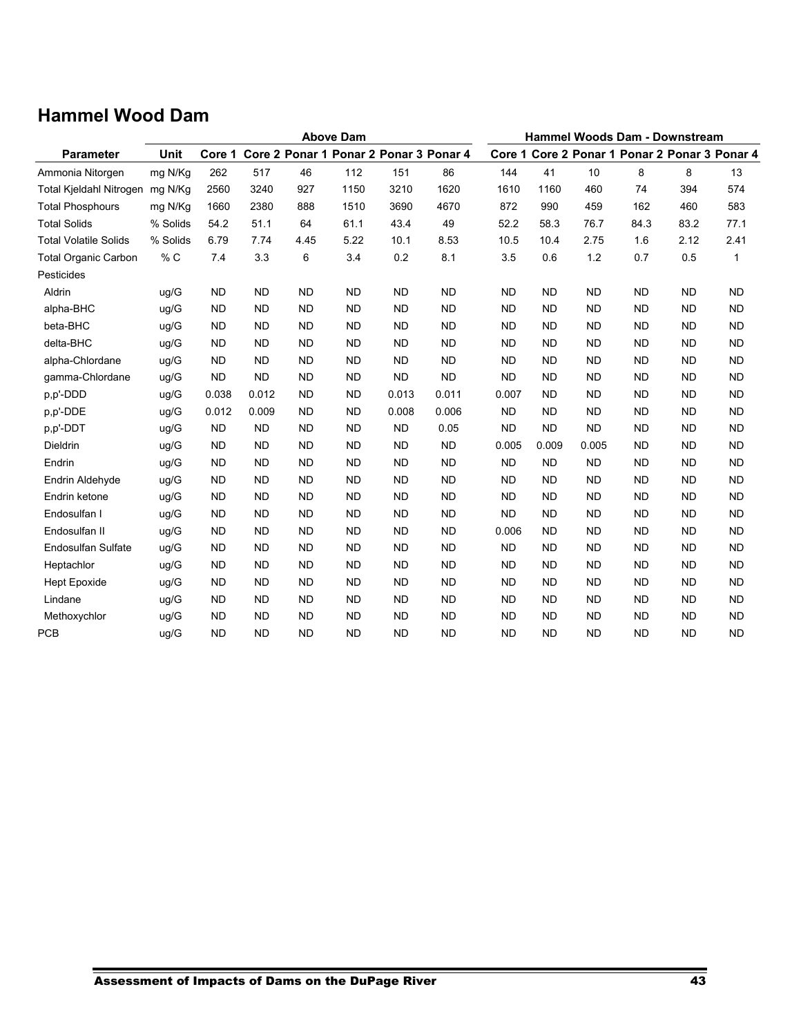## Hammel Wood Dam

| Parameter | Unit | Above Dam | | | | | | Hammel Woods Dam - Downstream | | | | | |
|---|---|---|---|---|---|---|---|---|---|---|---|---|---|
| | | Core 1 | Core 2 | Ponar 1 | Ponar 2 | Ponar 3 | Ponar 4 | Core 1 | Core 2 | Ponar 1 | Ponar 2 | Ponar 3 | Ponar 4 |
| Ammonia Nitorgen | mg N/Kg | 262 | 517 | 46 | 112 | 151 | 86 | 144 | 41 | 10 | 8 | 8 | 13 |
| Total Kjeldahl Nitrogen | mg N/Kg | 2560 | 3240 | 927 | 1150 | 3210 | 1620 | 1610 | 1160 | 460 | 74 | 394 | 574 |
| Total Phosphours | mg N/Kg | 1660 | 2380 | 888 | 1510 | 3690 | 4670 | 872 | 990 | 459 | 162 | 460 | 583 |
| Total Solids | % Solids | 54.2 | 51.1 | 64 | 61.1 | 43.4 | 49 | 52.2 | 58.3 | 76.7 | 84.3 | 83.2 | 77.1 |
| Total Volatile Solids | % Solids | 6.79 | 7.74 | 4.45 | 5.22 | 10.1 | 8.53 | 10.5 | 10.4 | 2.75 | 1.6 | 2.12 | 2.41 |
| Total Organic Carbon | % C | 7.4 | 3.3 | 6 | 3.4 | 0.2 | 8.1 | 3.5 | 0.6 | 1.2 | 0.7 | 0.5 | 1 |
| Pesticides | | | | | | | | | | | | | |
| Aldrin | ug/G | ND | ND | ND | ND | ND | ND | ND | ND | ND | ND | ND | ND |
| alpha-BHC | ug/G | ND | ND | ND | ND | ND | ND | ND | ND | ND | ND | ND | ND |
| beta-BHC | ug/G | ND | ND | ND | ND | ND | ND | ND | ND | ND | ND | ND | ND |
| delta-BHC | ug/G | ND | ND | ND | ND | ND | ND | ND | ND | ND | ND | ND | ND |
| alpha-Chlordane | ug/G | ND | ND | ND | ND | ND | ND | ND | ND | ND | ND | ND | ND |
| gamma-Chlordane | ug/G | ND | ND | ND | ND | ND | ND | ND | ND | ND | ND | ND | ND |
| p,p'-DDD | ug/G | 0.038 | 0.012 | ND | ND | 0.013 | 0.011 | 0.007 | ND | ND | ND | ND | ND |
| p,p'-DDE | ug/G | 0.012 | 0.009 | ND | ND | 0.008 | 0.006 | ND | ND | ND | ND | ND | ND |
| p,p'-DDT | ug/G | ND | ND | ND | ND | ND | 0.05 | ND | ND | ND | ND | ND | ND |
| Dieldrin | ug/G | ND | ND | ND | ND | ND | ND | 0.005 | 0.009 | 0.005 | ND | ND | ND |
| Endrin | ug/G | ND | ND | ND | ND | ND | ND | ND | ND | ND | ND | ND | ND |
| Endrin Aldehyde | ug/G | ND | ND | ND | ND | ND | ND | ND | ND | ND | ND | ND | ND |
| Endrin ketone | ug/G | ND | ND | ND | ND | ND | ND | ND | ND | ND | ND | ND | ND |
| Endosulfan I | ug/G | ND | ND | ND | ND | ND | ND | ND | ND | ND | ND | ND | ND |
| Endosulfan II | ug/G | ND | ND | ND | ND | ND | ND | 0.006 | ND | ND | ND | ND | ND |
| Endosulfan Sulfate | ug/G | ND | ND | ND | ND | ND | ND | ND | ND | ND | ND | ND | ND |
| Heptachlor | ug/G | ND | ND | ND | ND | ND | ND | ND | ND | ND | ND | ND | ND |
| Hept Epoxide | ug/G | ND | ND | ND | ND | ND | ND | ND | ND | ND | ND | ND | ND |
| Lindane | ug/G | ND | ND | ND | ND | ND | ND | ND | ND | ND | ND | ND | ND |
| Methoxychlor | ug/G | ND | ND | ND | ND | ND | ND | ND | ND | ND | ND | ND | ND |
| PCB | ug/G | ND | ND | ND | ND | ND | ND | ND | ND | ND | ND | ND | ND |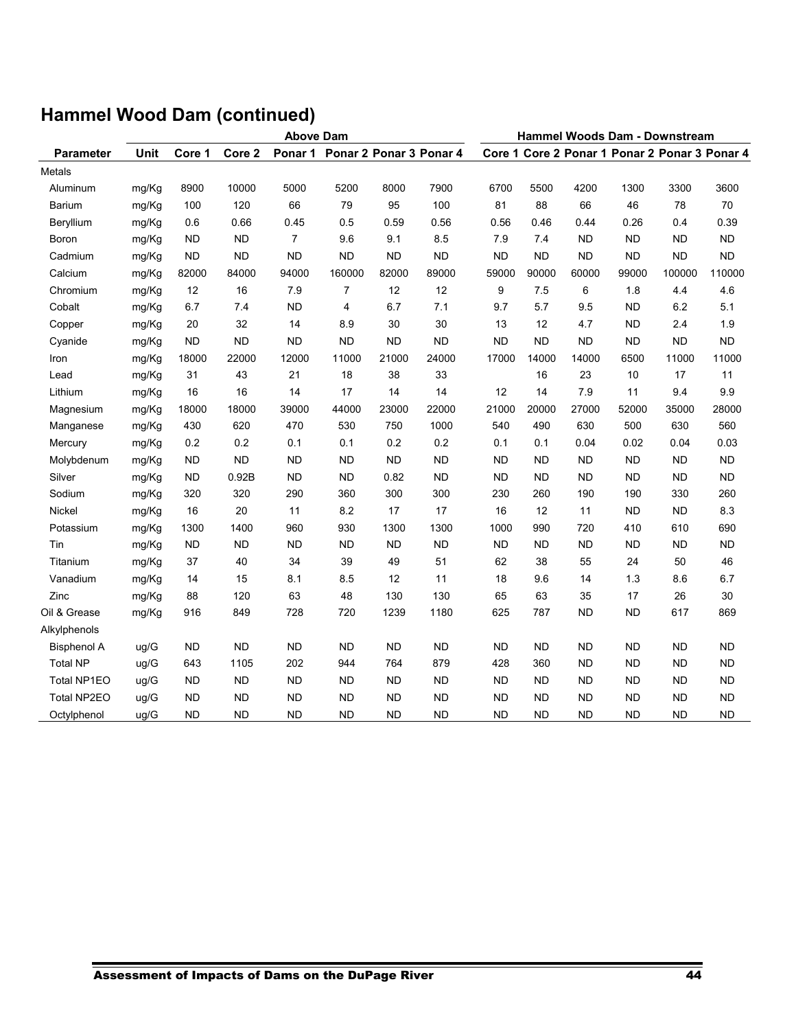## Hammel Wood Dam (continued)

| Parameter | Unit | Above Dam | | | | | | Hammel Woods Dam - Downstream | | | | | |
|---|---|---|---|---|---|---|---|---|---|---|---|---|---|
| | | Core 1 | Core 2 | Ponar 1 | Ponar 2 | Ponar 3 | Ponar 4 | Core 1 | Core 2 | Ponar 1 | Ponar 2 | Ponar 3 | Ponar 4 |
| Metals | | | | | | | | | | | | | |
| Aluminum | mg/Kg | 8900 | 10000 | 5000 | 5200 | 8000 | 7900 | 6700 | 5500 | 4200 | 1300 | 3300 | 3600 |
| Barium | mg/Kg | 100 | 120 | 66 | 79 | 95 | 100 | 81 | 88 | 66 | 46 | 78 | 70 |
| Beryllium | mg/Kg | 0.6 | 0.66 | 0.45 | 0.5 | 0.59 | 0.56 | 0.56 | 0.46 | 0.44 | 0.26 | 0.4 | 0.39 |
| Boron | mg/Kg | ND | ND | 7 | 9.6 | 9.1 | 8.5 | 7.9 | 7.4 | ND | ND | ND | ND |
| Cadmium | mg/Kg | ND | ND | ND | ND | ND | ND | ND | ND | ND | ND | ND | ND |
| Calcium | mg/Kg | 82000 | 84000 | 94000 | 160000 | 82000 | 89000 | 59000 | 90000 | 60000 | 99000 | 100000 | 110000 |
| Chromium | mg/Kg | 12 | 16 | 7.9 | 7 | 12 | 12 | 9 | 7.5 | 6 | 1.8 | 4.4 | 4.6 |
| Cobalt | mg/Kg | 6.7 | 7.4 | ND | 4 | 6.7 | 7.1 | 9.7 | 5.7 | 9.5 | ND | 6.2 | 5.1 |
| Copper | mg/Kg | 20 | 32 | 14 | 8.9 | 30 | 30 | 13 | 12 | 4.7 | ND | 2.4 | 1.9 |
| Cyanide | mg/Kg | ND | ND | ND | ND | ND | ND | ND | ND | ND | ND | ND | ND |
| Iron | mg/Kg | 18000 | 22000 | 12000 | 11000 | 21000 | 24000 | 17000 | 14000 | 14000 | 6500 | 11000 | 11000 |
| Lead | mg/Kg | 31 | 43 | 21 | 18 | 38 | 33 | | 16 | 23 | 10 | 17 | 11 |
| Lithium | mg/Kg | 16 | 16 | 14 | 17 | 14 | 14 | 12 | 14 | 7.9 | 11 | 9.4 | 9.9 |
| Magnesium | mg/Kg | 18000 | 18000 | 39000 | 44000 | 23000 | 22000 | 21000 | 20000 | 27000 | 52000 | 35000 | 28000 |
| Manganese | mg/Kg | 430 | 620 | 470 | 530 | 750 | 1000 | 540 | 490 | 630 | 500 | 630 | 560 |
| Mercury | mg/Kg | 0.2 | 0.2 | 0.1 | 0.1 | 0.2 | 0.2 | 0.1 | 0.1 | 0.04 | 0.02 | 0.04 | 0.03 |
| Molybdenum | mg/Kg | ND | ND | ND | ND | ND | ND | ND | ND | ND | ND | ND | ND |
| Silver | mg/Kg | ND | 0.92B | ND | ND | 0.82 | ND | ND | ND | ND | ND | ND | ND |
| Sodium | mg/Kg | 320 | 320 | 290 | 360 | 300 | 300 | 230 | 260 | 190 | 190 | 330 | 260 |
| Nickel | mg/Kg | 16 | 20 | 11 | 8.2 | 17 | 17 | 16 | 12 | 11 | ND | ND | 8.3 |
| Potassium | mg/Kg | 1300 | 1400 | 960 | 930 | 1300 | 1300 | 1000 | 990 | 720 | 410 | 610 | 690 |
| Tin | mg/Kg | ND | ND | ND | ND | ND | ND | ND | ND | ND | ND | ND | ND |
| Titanium | mg/Kg | 37 | 40 | 34 | 39 | 49 | 51 | 62 | 38 | 55 | 24 | 50 | 46 |
| Vanadium | mg/Kg | 14 | 15 | 8.1 | 8.5 | 12 | 11 | 18 | 9.6 | 14 | 1.3 | 8.6 | 6.7 |
| Zinc | mg/Kg | 88 | 120 | 63 | 48 | 130 | 130 | 65 | 63 | 35 | 17 | 26 | 30 |
| Oil & Grease | mg/Kg | 916 | 849 | 728 | 720 | 1239 | 1180 | 625 | 787 | ND | ND | 617 | 869 |
| Alkylphenols | | | | | | | | | | | | | |
| Bisphenol A | ug/G | ND | ND | ND | ND | ND | ND | ND | ND | ND | ND | ND | ND |
| Total NP | ug/G | 643 | 1105 | 202 | 944 | 764 | 879 | 428 | 360 | ND | ND | ND | ND |
| Total NP1EO | ug/G | ND | ND | ND | ND | ND | ND | ND | ND | ND | ND | ND | ND |
| Total NP2EO | ug/G | ND | ND | ND | ND | ND | ND | ND | ND | ND | ND | ND | ND |
| Octylphenol | ug/G | ND | ND | ND | ND | ND | ND | ND | ND | ND | ND | ND | ND |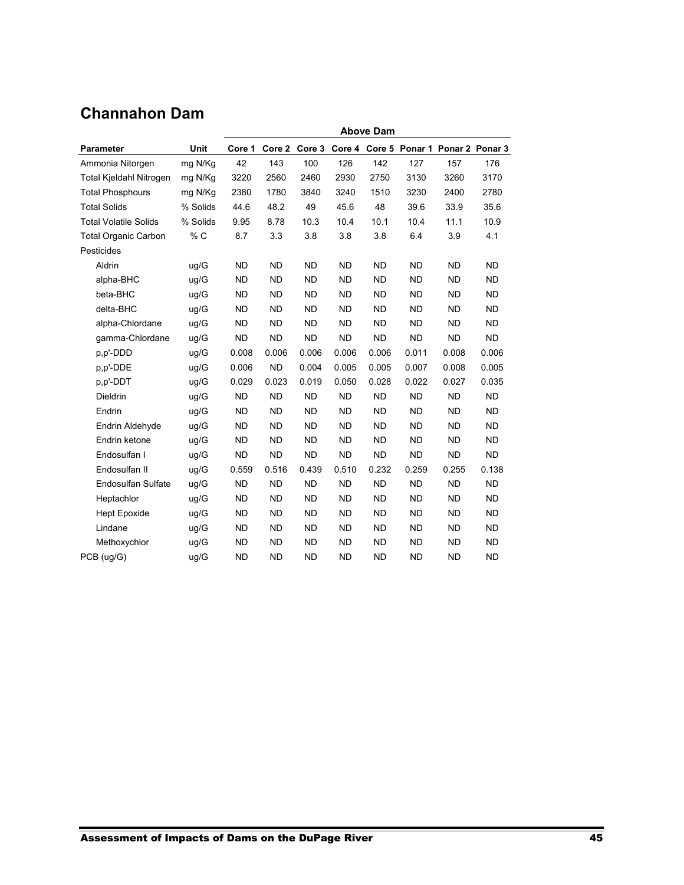## Channahon Dam

| Parameter | Unit | Above Dam | | | | | | | |
|---|---|---|---|---|---|---|---|---|---|
| | | Core 1 | Core 2 | Core 3 | Core 4 | Core 5 | Ponar 1 | Ponar 2 | Ponar 3 |
| Ammonia Nitorgen | mg N/Kg | 42 | 143 | 100 | 126 | 142 | 127 | 157 | 176 |
| Total Kjeldahl Nitrogen | mg N/Kg | 3220 | 2560 | 2460 | 2930 | 2750 | 3130 | 3260 | 3170 |
| Total Phosphours | mg N/Kg | 2380 | 1780 | 3840 | 3240 | 1510 | 3230 | 2400 | 2780 |
| Total Solids | % Solids | 44.6 | 48.2 | 49 | 45.6 | 48 | 39.6 | 33.9 | 35.6 |
| Total Volatile Solids | % Solids | 9.95 | 8.78 | 10.3 | 10.4 | 10.1 | 10.4 | 11.1 | 10.9 |
| Total Organic Carbon | % C | 8.7 | 3.3 | 3.8 | 3.8 | 3.8 | 6.4 | 3.9 | 4.1 |
| Pesticides | | | | | | | | | |
| Aldrin | ug/G | ND | ND | ND | ND | ND | ND | ND | ND |
| alpha-BHC | ug/G | ND | ND | ND | ND | ND | ND | ND | ND |
| beta-BHC | ug/G | ND | ND | ND | ND | ND | ND | ND | ND |
| delta-BHC | ug/G | ND | ND | ND | ND | ND | ND | ND | ND |
| alpha-Chlordane | ug/G | ND | ND | ND | ND | ND | ND | ND | ND |
| gamma-Chlordane | ug/G | ND | ND | ND | ND | ND | ND | ND | ND |
| p,p'-DDD | ug/G | 0.008 | 0.006 | 0.006 | 0.006 | 0.006 | 0.011 | 0.008 | 0.006 |
| p,p'-DDE | ug/G | 0.006 | ND | 0.004 | 0.005 | 0.005 | 0.007 | 0.008 | 0.005 |
| p,p'-DDT | ug/G | 0.029 | 0.023 | 0.019 | 0.050 | 0.028 | 0.022 | 0.027 | 0.035 |
| Dieldrin | ug/G | ND | ND | ND | ND | ND | ND | ND | ND |
| Endrin | ug/G | ND | ND | ND | ND | ND | ND | ND | ND |
| Endrin Aldehyde | ug/G | ND | ND | ND | ND | ND | ND | ND | ND |
| Endrin ketone | ug/G | ND | ND | ND | ND | ND | ND | ND | ND |
| Endosulfan I | ug/G | ND | ND | ND | ND | ND | ND | ND | ND |
| Endosulfan II | ug/G | 0.559 | 0.516 | 0.439 | 0.510 | 0.232 | 0.259 | 0.255 | 0.138 |
| Endosulfan Sulfate | ug/G | ND | ND | ND | ND | ND | ND | ND | ND |
| Heptachlor | ug/G | ND | ND | ND | ND | ND | ND | ND | ND |
| Hept Epoxide | ug/G | ND | ND | ND | ND | ND | ND | ND | ND |
| Lindane | ug/G | ND | ND | ND | ND | ND | ND | ND | ND |
| Methoxychlor | ug/G | ND | ND | ND | ND | ND | ND | ND | ND |
| PCB (ug/G) | ug/G | ND | ND | ND | ND | ND | ND | ND | ND |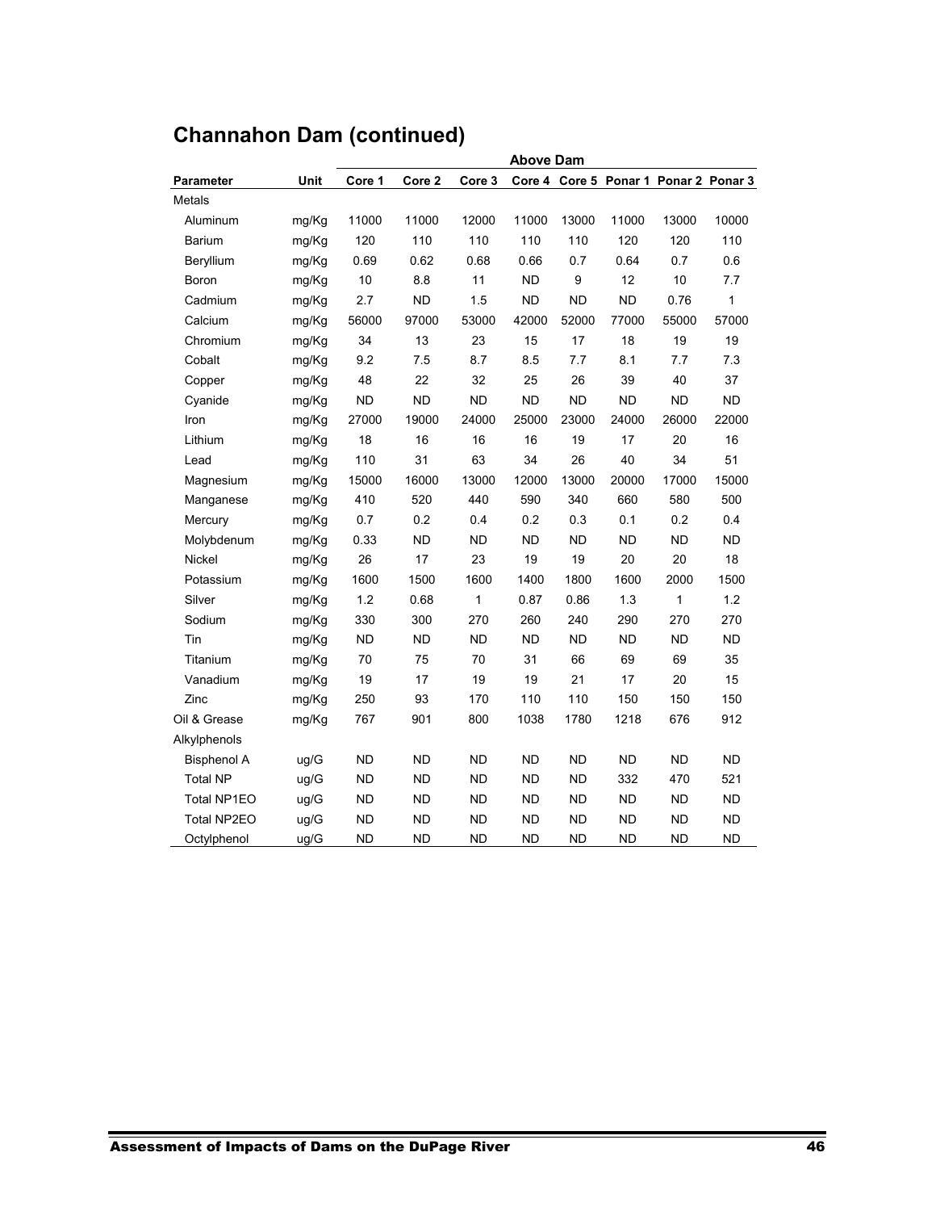## Channahon Dam (continued)

| | | Above Dam | | | | | | | |
|---|---|---|---|---|---|---|---|---|---|
| **Parameter** | **Unit** | **Core 1** | **Core 2** | **Core 3** | **Core 4** | **Core 5** | **Ponar 1** | **Ponar 2** | **Ponar 3** |
| Metals | | | | | | | | | |
| Aluminum | mg/Kg | 11000 | 11000 | 12000 | 11000 | 13000 | 11000 | 13000 | 10000 |
| Barium | mg/Kg | 120 | 110 | 110 | 110 | 110 | 120 | 120 | 110 |
| Beryllium | mg/Kg | 0.69 | 0.62 | 0.68 | 0.66 | 0.7 | 0.64 | 0.7 | 0.6 |
| Boron | mg/Kg | 10 | 8.8 | 11 | ND | 9 | 12 | 10 | 7.7 |
| Cadmium | mg/Kg | 2.7 | ND | 1.5 | ND | ND | ND | 0.76 | 1 |
| Calcium | mg/Kg | 56000 | 97000 | 53000 | 42000 | 52000 | 77000 | 55000 | 57000 |
| Chromium | mg/Kg | 34 | 13 | 23 | 15 | 17 | 18 | 19 | 19 |
| Cobalt | mg/Kg | 9.2 | 7.5 | 8.7 | 8.5 | 7.7 | 8.1 | 7.7 | 7.3 |
| Copper | mg/Kg | 48 | 22 | 32 | 25 | 26 | 39 | 40 | 37 |
| Cyanide | mg/Kg | ND | ND | ND | ND | ND | ND | ND | ND |
| Iron | mg/Kg | 27000 | 19000 | 24000 | 25000 | 23000 | 24000 | 26000 | 22000 |
| Lithium | mg/Kg | 18 | 16 | 16 | 16 | 19 | 17 | 20 | 16 |
| Lead | mg/Kg | 110 | 31 | 63 | 34 | 26 | 40 | 34 | 51 |
| Magnesium | mg/Kg | 15000 | 16000 | 13000 | 12000 | 13000 | 20000 | 17000 | 15000 |
| Manganese | mg/Kg | 410 | 520 | 440 | 590 | 340 | 660 | 580 | 500 |
| Mercury | mg/Kg | 0.7 | 0.2 | 0.4 | 0.2 | 0.3 | 0.1 | 0.2 | 0.4 |
| Molybdenum | mg/Kg | 0.33 | ND | ND | ND | ND | ND | ND | ND |
| Nickel | mg/Kg | 26 | 17 | 23 | 19 | 19 | 20 | 20 | 18 |
| Potassium | mg/Kg | 1600 | 1500 | 1600 | 1400 | 1800 | 1600 | 2000 | 1500 |
| Silver | mg/Kg | 1.2 | 0.68 | 1 | 0.87 | 0.86 | 1.3 | 1 | 1.2 |
| Sodium | mg/Kg | 330 | 300 | 270 | 260 | 240 | 290 | 270 | 270 |
| Tin | mg/Kg | ND | ND | ND | ND | ND | ND | ND | ND |
| Titanium | mg/Kg | 70 | 75 | 70 | 31 | 66 | 69 | 69 | 35 |
| Vanadium | mg/Kg | 19 | 17 | 19 | 19 | 21 | 17 | 20 | 15 |
| Zinc | mg/Kg | 250 | 93 | 170 | 110 | 110 | 150 | 150 | 150 |
| Oil & Grease | mg/Kg | 767 | 901 | 800 | 1038 | 1780 | 1218 | 676 | 912 |
| Alkylphenols | | | | | | | | | |
| Bisphenol A | ug/G | ND | ND | ND | ND | ND | ND | ND | ND |
| Total NP | ug/G | ND | ND | ND | ND | ND | 332 | 470 | 521 |
| Total NP1EO | ug/G | ND | ND | ND | ND | ND | ND | ND | ND |
| Total NP2EO | ug/G | ND | ND | ND | ND | ND | ND | ND | ND |
| Octylphenol | ug/G | ND | ND | ND | ND | ND | ND | ND | ND |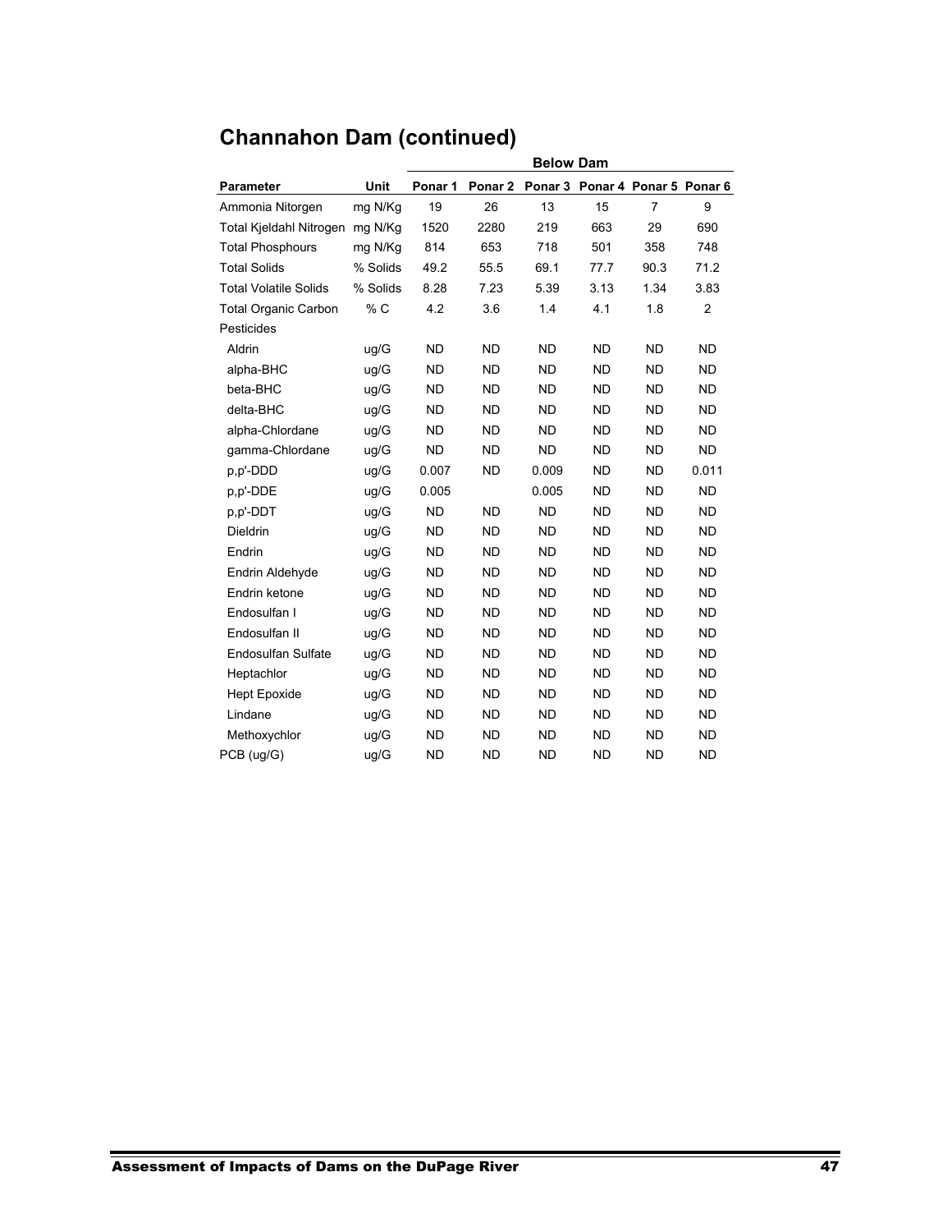## Channahon Dam (continued)

| Parameter | Unit | Below Dam | | | | | |
|---|---|---|---|---|---|---|---|
| | | Ponar 1 | Ponar 2 | Ponar 3 | Ponar 4 | Ponar 5 | Ponar 6 |
| Ammonia Nitorgen | mg N/Kg | 19 | 26 | 13 | 15 | 7 | 9 |
| Total Kjeldahl Nitrogen | mg N/Kg | 1520 | 2280 | 219 | 663 | 29 | 690 |
| Total Phosphours | mg N/Kg | 814 | 653 | 718 | 501 | 358 | 748 |
| Total Solids | % Solids | 49.2 | 55.5 | 69.1 | 77.7 | 90.3 | 71.2 |
| Total Volatile Solids | % Solids | 8.28 | 7.23 | 5.39 | 3.13 | 1.34 | 3.83 |
| Total Organic Carbon | % C | 4.2 | 3.6 | 1.4 | 4.1 | 1.8 | 2 |
| Pesticides | | | | | | | |
| Aldrin | ug/G | ND | ND | ND | ND | ND | ND |
| alpha-BHC | ug/G | ND | ND | ND | ND | ND | ND |
| beta-BHC | ug/G | ND | ND | ND | ND | ND | ND |
| delta-BHC | ug/G | ND | ND | ND | ND | ND | ND |
| alpha-Chlordane | ug/G | ND | ND | ND | ND | ND | ND |
| gamma-Chlordane | ug/G | ND | ND | ND | ND | ND | ND |
| p,p'-DDD | ug/G | 0.007 | ND | 0.009 | ND | ND | 0.011 |
| p,p'-DDE | ug/G | 0.005 | | 0.005 | ND | ND | ND |
| p,p'-DDT | ug/G | ND | ND | ND | ND | ND | ND |
| Dieldrin | ug/G | ND | ND | ND | ND | ND | ND |
| Endrin | ug/G | ND | ND | ND | ND | ND | ND |
| Endrin Aldehyde | ug/G | ND | ND | ND | ND | ND | ND |
| Endrin ketone | ug/G | ND | ND | ND | ND | ND | ND |
| Endosulfan I | ug/G | ND | ND | ND | ND | ND | ND |
| Endosulfan II | ug/G | ND | ND | ND | ND | ND | ND |
| Endosulfan Sulfate | ug/G | ND | ND | ND | ND | ND | ND |
| Heptachlor | ug/G | ND | ND | ND | ND | ND | ND |
| Hept Epoxide | ug/G | ND | ND | ND | ND | ND | ND |
| Lindane | ug/G | ND | ND | ND | ND | ND | ND |
| Methoxychlor | ug/G | ND | ND | ND | ND | ND | ND |
| PCB (ug/G) | ug/G | ND | ND | ND | ND | ND | ND |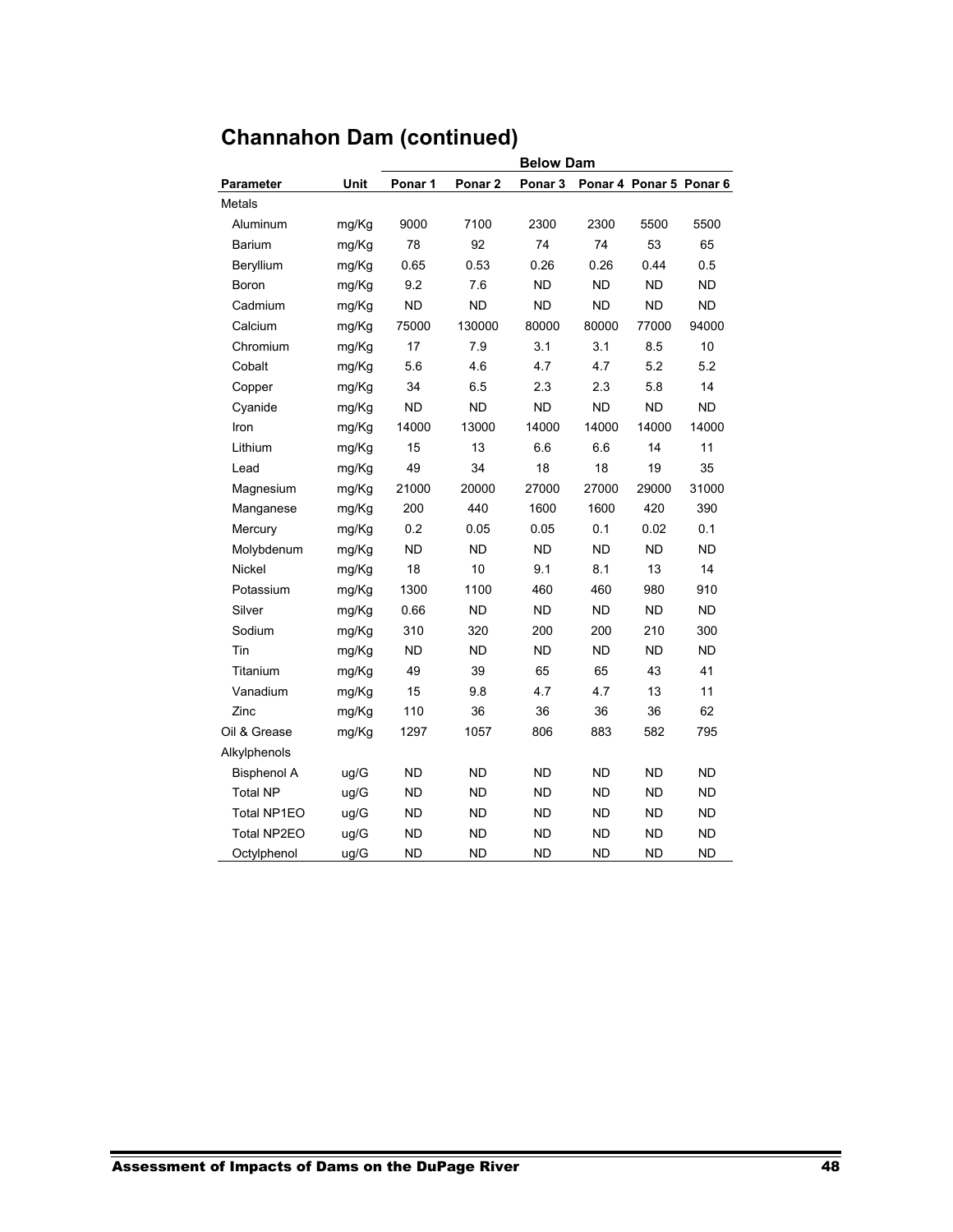## Channahon Dam (continued)

| | | Below Dam | | | | | |
|---|---|---|---|---|---|---|---|
| **Parameter** | **Unit** | **Ponar 1** | **Ponar 2** | **Ponar 3** | **Ponar 4** | **Ponar 5** | **Ponar 6** |
| Metals | | | | | | | |
| Aluminum | mg/Kg | 9000 | 7100 | 2300 | 2300 | 5500 | 5500 |
| Barium | mg/Kg | 78 | 92 | 74 | 74 | 53 | 65 |
| Beryllium | mg/Kg | 0.65 | 0.53 | 0.26 | 0.26 | 0.44 | 0.5 |
| Boron | mg/Kg | 9.2 | 7.6 | ND | ND | ND | ND |
| Cadmium | mg/Kg | ND | ND | ND | ND | ND | ND |
| Calcium | mg/Kg | 75000 | 130000 | 80000 | 80000 | 77000 | 94000 |
| Chromium | mg/Kg | 17 | 7.9 | 3.1 | 3.1 | 8.5 | 10 |
| Cobalt | mg/Kg | 5.6 | 4.6 | 4.7 | 4.7 | 5.2 | 5.2 |
| Copper | mg/Kg | 34 | 6.5 | 2.3 | 2.3 | 5.8 | 14 |
| Cyanide | mg/Kg | ND | ND | ND | ND | ND | ND |
| Iron | mg/Kg | 14000 | 13000 | 14000 | 14000 | 14000 | 14000 |
| Lithium | mg/Kg | 15 | 13 | 6.6 | 6.6 | 14 | 11 |
| Lead | mg/Kg | 49 | 34 | 18 | 18 | 19 | 35 |
| Magnesium | mg/Kg | 21000 | 20000 | 27000 | 27000 | 29000 | 31000 |
| Manganese | mg/Kg | 200 | 440 | 1600 | 1600 | 420 | 390 |
| Mercury | mg/Kg | 0.2 | 0.05 | 0.05 | 0.1 | 0.02 | 0.1 |
| Molybdenum | mg/Kg | ND | ND | ND | ND | ND | ND |
| Nickel | mg/Kg | 18 | 10 | 9.1 | 8.1 | 13 | 14 |
| Potassium | mg/Kg | 1300 | 1100 | 460 | 460 | 980 | 910 |
| Silver | mg/Kg | 0.66 | ND | ND | ND | ND | ND |
| Sodium | mg/Kg | 310 | 320 | 200 | 200 | 210 | 300 |
| Tin | mg/Kg | ND | ND | ND | ND | ND | ND |
| Titanium | mg/Kg | 49 | 39 | 65 | 65 | 43 | 41 |
| Vanadium | mg/Kg | 15 | 9.8 | 4.7 | 4.7 | 13 | 11 |
| Zinc | mg/Kg | 110 | 36 | 36 | 36 | 36 | 62 |
| Oil & Grease | mg/Kg | 1297 | 1057 | 806 | 883 | 582 | 795 |
| Alkylphenols | | | | | | | |
| Bisphenol A | ug/G | ND | ND | ND | ND | ND | ND |
| Total NP | ug/G | ND | ND | ND | ND | ND | ND |
| Total NP1EO | ug/G | ND | ND | ND | ND | ND | ND |
| Total NP2EO | ug/G | ND | ND | ND | ND | ND | ND |
| Octylphenol | ug/G | ND | ND | ND | ND | ND | ND |